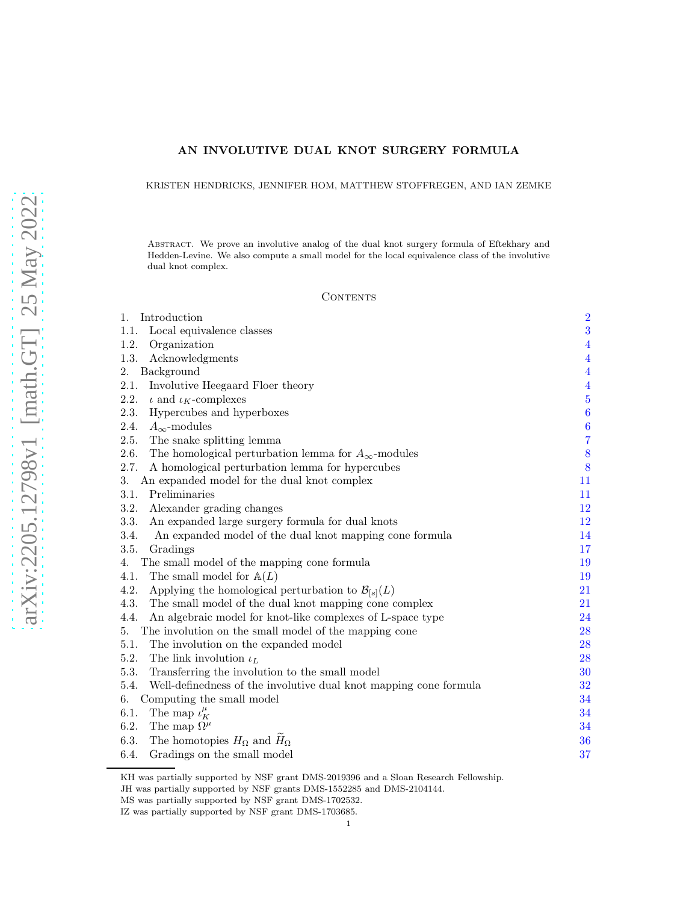# AN INVOLUTIVE DUAL KNOT SURGERY FORMULA

KRISTEN HENDRICKS, JENNIFER HOM, MATTHEW STOFFREGEN, AND IAN ZEMKE

Abstract. We prove an involutive analog of the dual knot surgery formula of Eftekhary and Hedden-Levine. We also compute a small model for the local equivalence class of the involutive dual knot complex.

## Contents

| | |
|---|---|
| 1. Introduction | 2 |
| 1.1. Local equivalence classes | 3 |
| 1.2. Organization | 4 |
| 1.3. Acknowledgments | 4 |
| 2. Background | 4 |
| 2.1. Involutive Heegaard Floer theory | 4 |
| 2.2. $\iota$ and $\iota_K$-complexes | 5 |
| 2.3. Hypercubes and hyperboxes | 6 |
| 2.4. $A_\infty$-modules | 6 |
| 2.5. The snake splitting lemma | 7 |
| 2.6. The homological perturbation lemma for $A_\infty$-modules | 8 |
| 2.7. A homological perturbation lemma for hypercubes | 8 |
| 3. An expanded model for the dual knot complex | 11 |
| 3.1. Preliminaries | 11 |
| 3.2. Alexander grading changes | 12 |
| 3.3. An expanded large surgery formula for dual knots | 12 |
| 3.4. An expanded model of the dual knot mapping cone formula | 14 |
| 3.5. Gradings | 17 |
| 4. The small model of the mapping cone formula | 19 |
| 4.1. The small model for $\mathbb{A}(L)$ | 19 |
| 4.2. Applying the homological perturbation to $\mathcal{B}_{[s]}(L)$ | 21 |
| 4.3. The small model of the dual knot mapping cone complex | 21 |
| 4.4. An algebraic model for knot-like complexes of L-space type | 24 |
| 5. The involution on the small model of the mapping cone | 28 |
| 5.1. The involution on the expanded model | 28 |
| 5.2. The link involution $\iota_L$ | 28 |
| 5.3. Transferring the involution to the small model | 30 |
| 5.4. Well-definedness of the involutive dual knot mapping cone formula | 32 |
| 6. Computing the small model | 34 |
| 6.1. The map $\iota_K^\mu$ | 34 |
| 6.2. The map $\Omega^\mu$ | 34 |
| 6.3. The homotopies $H_\Omega$ and $\widetilde{H}_\Omega$ | 36 |
| 6.4. Gradings on the small model | 37 |

KH was partially supported by NSF grant DMS-2019396 and a Sloan Research Fellowship.

JH was partially supported by NSF grants DMS-1552285 and DMS-2104144.

MS was partially supported by NSF grant DMS-1702532.

IZ was partially supported by NSF grant DMS-1703685.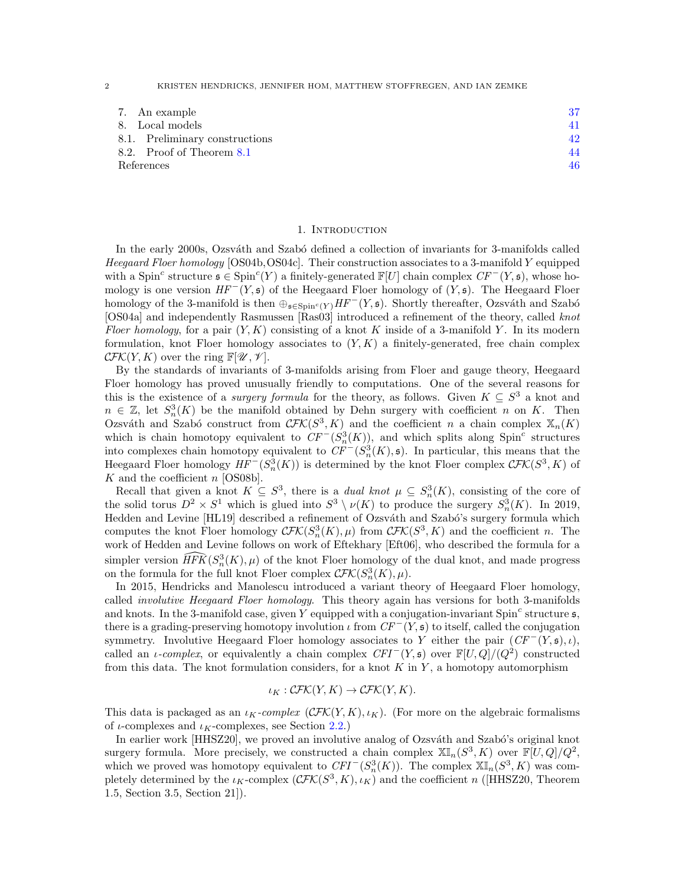7. An example 37
8. Local models 41
8.1. Preliminary constructions 42
8.2. Proof of Theorem 8.1 44
References 46

# 1. Introduction

In the early 2000s, Ozsváth and Szabó defined a collection of invariants for 3-manifolds called *Heegaard Floer homology* [OS04b, OS04c]. Their construction associates to a 3-manifold $Y$ equipped with a $\mathrm{Spin}^c$ structure $\mathfrak{s} \in \mathrm{Spin}^c(Y)$ a finitely-generated $\mathbb{F}[U]$ chain complex $CF^-(Y, \mathfrak{s})$, whose homology is one version $HF^-(Y, \mathfrak{s})$ of the Heegaard Floer homology of $(Y, \mathfrak{s})$. The Heegaard Floer homology of the 3-manifold is then $\oplus_{\mathfrak{s} \in \mathrm{Spin}^c(Y)} HF^-(Y, \mathfrak{s})$. Shortly thereafter, Ozsváth and Szabó [OS04a] and independently Rasmussen [Ras03] introduced a refinement of the theory, called *knot Floer homology*, for a pair $(Y, K)$ consisting of a knot $K$ inside of a 3-manifold $Y$. In its modern formulation, knot Floer homology associates to $(Y, K)$ a finitely-generated, free chain complex $\mathcal{CFK}(Y, K)$ over the ring $\mathbb{F}[\mathscr{U}, \mathscr{V}]$.

By the standards of invariants of 3-manifolds arising from Floer and gauge theory, Heegaard Floer homology has proved unusually friendly to computations. One of the several reasons for this is the existence of a *surgery formula* for the theory, as follows. Given $K \subseteq S^3$ a knot and $n \in \mathbb{Z}$, let $S^3_n(K)$ be the manifold obtained by Dehn surgery with coefficient $n$ on $K$. Then Ozsváth and Szabó construct from $\mathcal{CFK}(S^3, K)$ and the coefficient $n$ a chain complex $\mathbb{X}_n(K)$ which is chain homotopy equivalent to $CF^-(S^3_n(K))$, and which splits along $\mathrm{Spin}^c$ structures into complexes chain homotopy equivalent to $CF^-(S^3_n(K), \mathfrak{s})$. In particular, this means that the Heegaard Floer homology $HF^-(S^3_n(K))$ is determined by the knot Floer complex $\mathcal{CFK}(S^3, K)$ of $K$ and the coefficient $n$ [OS08b].

Recall that given a knot $K \subseteq S^3$, there is a *dual knot* $\mu \subseteq S^3_n(K)$, consisting of the core of the solid torus $D^2 \times S^1$ which is glued into $S^3 \setminus \nu(K)$ to produce the surgery $S^3_n(K)$. In 2019, Hedden and Levine [HL19] described a refinement of Ozsváth and Szabó's surgery formula which computes the knot Floer homology $\mathcal{CFK}(S^3_n(K), \mu)$ from $\mathcal{CFK}(S^3, K)$ and the coefficient $n$. The work of Hedden and Levine follows on work of Eftekhary [Eft06], who described the formula for a simpler version $\widehat{HFK}(S^3_n(K), \mu)$ of the knot Floer homology of the dual knot, and made progress on the formula for the full knot Floer complex $\mathcal{CFK}(S^3_n(K), \mu)$.

In 2015, Hendricks and Manolescu introduced a variant theory of Heegaard Floer homology, called *involutive Heegaard Floer homology*. This theory again has versions for both 3-manifolds and knots. In the 3-manifold case, given $Y$ equipped with a conjugation-invariant $\mathrm{Spin}^c$ structure $\mathfrak{s}$, there is a grading-preserving homotopy involution $\iota$ from $CF^-(Y, \mathfrak{s})$ to itself, called the conjugation symmetry. Involutive Heegaard Floer homology associates to $Y$ either the pair $(CF^-(Y, \mathfrak{s}), \iota)$, called an $\iota$*-complex*, or equivalently a chain complex $CFI^-(Y, \mathfrak{s})$ over $\mathbb{F}[U, Q]/(Q^2)$ constructed from this data. The knot formulation considers, for a knot $K$ in $Y$, a homotopy automorphism

$$\iota_K : \mathcal{CFK}(Y, K) \to \mathcal{CFK}(Y, K).$$

This data is packaged as an $\iota_K$*-complex* $(\mathcal{CFK}(Y, K), \iota_K)$. (For more on the algebraic formalisms of $\iota$-complexes and $\iota_K$-complexes, see Section 2.2.)

In earlier work [HHSZ20], we proved an involutive analog of Ozsváth and Szabó's original knot surgery formula. More precisely, we constructed a chain complex $\mathbb{XI}_n(S^3, K)$ over $\mathbb{F}[U, Q]/Q^2$, which we proved was homotopy equivalent to $CFI^-(S^3_n(K))$. The complex $\mathbb{XI}_n(S^3, K)$ was completely determined by the $\iota_K$-complex $(\mathcal{CFK}(S^3, K), \iota_K)$ and the coefficient $n$ ([HHSZ20, Theorem 1.5, Section 3.5, Section 21]).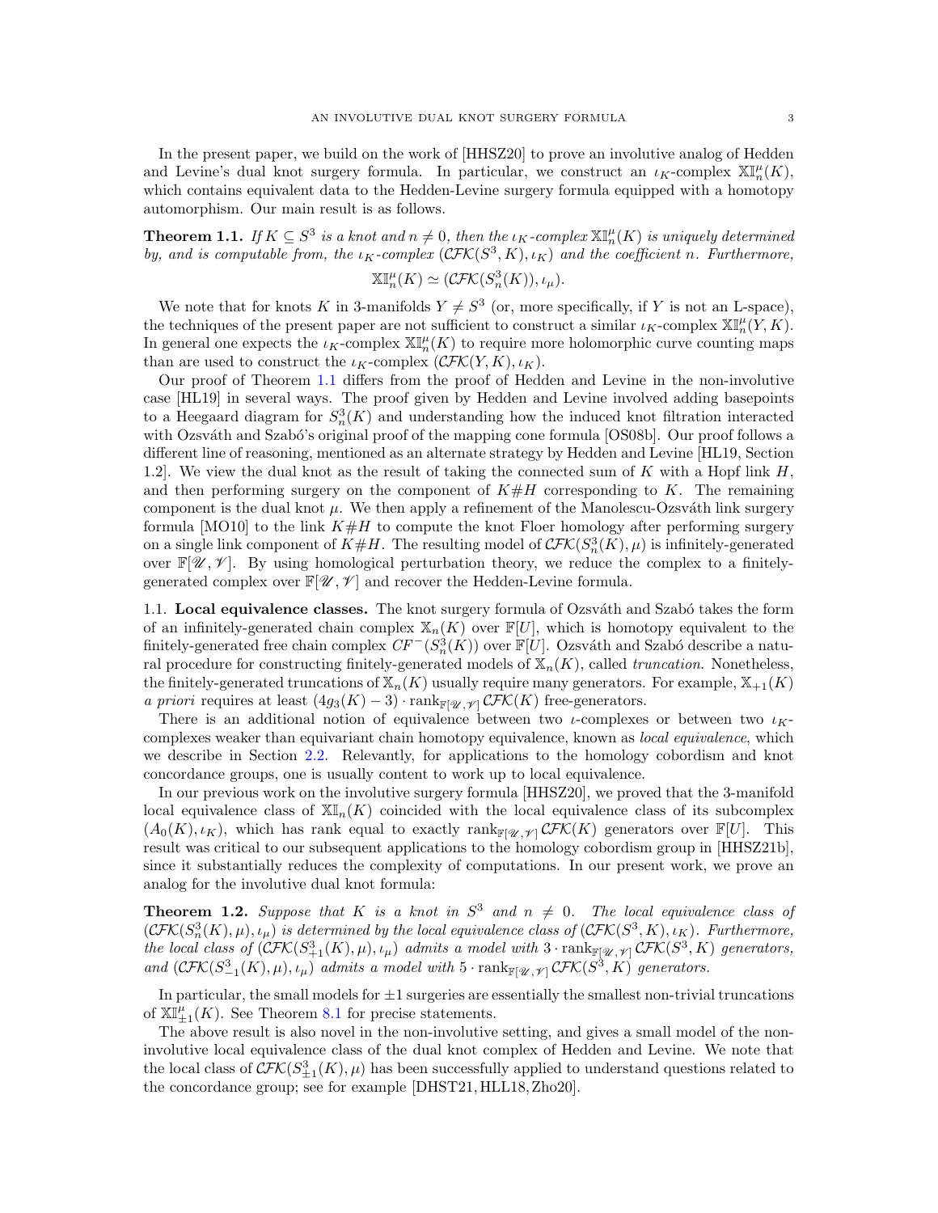In the present paper, we build on the work of [HHSZ20] to prove an involutive analog of Hedden and Levine's dual knot surgery formula. In particular, we construct an $\iota_K$-complex $\mathbb{XI}^\mu_n(K)$, which contains equivalent data to the Hedden-Levine surgery formula equipped with a homotopy automorphism. Our main result is as follows.

**Theorem 1.1.** *If $K \subseteq S^3$ is a knot and $n \neq 0$, then the $\iota_K$-complex $\mathbb{XI}^\mu_n(K)$ is uniquely determined by, and is computable from, the $\iota_K$-complex $(\mathcal{CFK}(S^3, K), \iota_K)$ and the coefficient $n$. Furthermore,*

$$\mathbb{XI}^\mu_n(K) \simeq (\mathcal{CFK}(S^3_n(K)), \iota_\mu).$$

We note that for knots $K$ in 3-manifolds $Y \neq S^3$ (or, more specifically, if $Y$ is not an L-space), the techniques of the present paper are not sufficient to construct a similar $\iota_K$-complex $\mathbb{XI}^\mu_n(Y, K)$. In general one expects the $\iota_K$-complex $\mathbb{XI}^\mu_n(K)$ to require more holomorphic curve counting maps than are used to construct the $\iota_K$-complex $(\mathcal{CFK}(Y, K), \iota_K)$.

Our proof of Theorem 1.1 differs from the proof of Hedden and Levine in the non-involutive case [HL19] in several ways. The proof given by Hedden and Levine involved adding basepoints to a Heegaard diagram for $S^3_n(K)$ and understanding how the induced knot filtration interacted with Ozsváth and Szabó's original proof of the mapping cone formula [OS08b]. Our proof follows a different line of reasoning, mentioned as an alternate strategy by Hedden and Levine [HL19, Section 1.2]. We view the dual knot as the result of taking the connected sum of $K$ with a Hopf link $H$, and then performing surgery on the component of $K\#H$ corresponding to $K$. The remaining component is the dual knot $\mu$. We then apply a refinement of the Manolescu-Ozsváth link surgery formula [MO10] to the link $K\#H$ to compute the knot Floer homology after performing surgery on a single link component of $K\#H$. The resulting model of $\mathcal{CFK}(S^3_n(K), \mu)$ is infinitely-generated over $\mathbb{F}[\mathscr{U}, \mathscr{V}]$. By using homological perturbation theory, we reduce the complex to a finitely-generated complex over $\mathbb{F}[\mathscr{U}, \mathscr{V}]$ and recover the Hedden-Levine formula.

## 1.1. Local equivalence classes.

The knot surgery formula of Ozsváth and Szabó takes the form of an infinitely-generated chain complex $\mathbb{X}_n(K)$ over $\mathbb{F}[U]$, which is homotopy equivalent to the finitely-generated free chain complex $CF^-(S^3_n(K))$ over $\mathbb{F}[U]$. Ozsváth and Szabó describe a natural procedure for constructing finitely-generated models of $\mathbb{X}_n(K)$, called *truncation*. Nonetheless, the finitely-generated truncations of $\mathbb{X}_n(K)$ usually require many generators. For example, $\mathbb{X}_{+1}(K)$ *a priori* requires at least $(4g_3(K) - 3) \cdot \operatorname{rank}_{\mathbb{F}[\mathscr{U},\mathscr{V}]} \mathcal{CFK}(K)$ free-generators.

There is an additional notion of equivalence between two $\iota$-complexes or between two $\iota_K$-complexes weaker than equivariant chain homotopy equivalence, known as *local equivalence*, which we describe in Section 2.2. Relevantly, for applications to the homology cobordism and knot concordance groups, one is usually content to work up to local equivalence.

In our previous work on the involutive surgery formula [HHSZ20], we proved that the 3-manifold local equivalence class of $\mathbb{XI}_n(K)$ coincided with the local equivalence class of its subcomplex $(A_0(K), \iota_K)$, which has rank equal to exactly $\operatorname{rank}_{\mathbb{F}[\mathscr{U},\mathscr{V}]} \mathcal{CFK}(K)$ generators over $\mathbb{F}[U]$. This result was critical to our subsequent applications to the homology cobordism group in [HHSZ21b], since it substantially reduces the complexity of computations. In our present work, we prove an analog for the involutive dual knot formula:

**Theorem 1.2.** *Suppose that $K$ is a knot in $S^3$ and $n \neq 0$. The local equivalence class of $(\mathcal{CFK}(S^3_n(K), \mu), \iota_\mu)$ is determined by the local equivalence class of $(\mathcal{CFK}(S^3, K), \iota_K)$. Furthermore, the local class of $(\mathcal{CFK}(S^3_{+1}(K), \mu), \iota_\mu)$ admits a model with $3 \cdot \operatorname{rank}_{\mathbb{F}[\mathscr{U},\mathscr{V}]} \mathcal{CFK}(S^3, K)$ generators, and $(\mathcal{CFK}(S^3_{-1}(K), \mu), \iota_\mu)$ admits a model with $5 \cdot \operatorname{rank}_{\mathbb{F}[\mathscr{U},\mathscr{V}]} \mathcal{CFK}(S^3, K)$ generators.*

In particular, the small models for $\pm 1$ surgeries are essentially the smallest non-trivial truncations of $\mathbb{XI}^\mu_{\pm 1}(K)$. See Theorem 8.1 for precise statements.

The above result is also novel in the non-involutive setting, and gives a small model of the non-involutive local equivalence class of the dual knot complex of Hedden and Levine. We note that the local class of $\mathcal{CFK}(S^3_{\pm 1}(K), \mu)$ has been successfully applied to understand questions related to the concordance group; see for example [DHST21, HLL18, Zho20].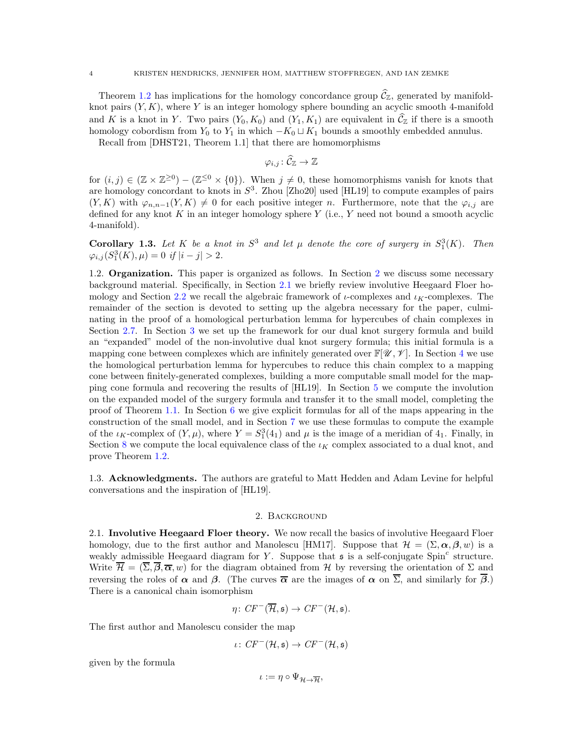Theorem 1.2 has implications for the homology concordance group $\widehat{\mathcal{C}}_{\mathbb{Z}}$, generated by manifold-knot pairs $(Y, K)$, where $Y$ is an integer homology sphere bounding an acyclic smooth 4-manifold and $K$ is a knot in $Y$. Two pairs $(Y_0, K_0)$ and $(Y_1, K_1)$ are equivalent in $\widehat{\mathcal{C}}_{\mathbb{Z}}$ if there is a smooth homology cobordism from $Y_0$ to $Y_1$ in which $-K_0 \sqcup K_1$ bounds a smoothly embedded annulus.

Recall from [DHST21, Theorem 1.1] that there are homomorphisms

$$\varphi_{i,j} \colon \widehat{\mathcal{C}}_{\mathbb{Z}} \to \mathbb{Z}$$

for $(i, j) \in (\mathbb{Z} \times \mathbb{Z}^{\geq 0}) - (\mathbb{Z}^{\leq 0} \times \{0\})$. When $j \neq 0$, these homomorphisms vanish for knots that are homology concordant to knots in $S^3$. Zhou [Zho20] used [HL19] to compute examples of pairs $(Y, K)$ with $\varphi_{n,n-1}(Y, K) \neq 0$ for each positive integer $n$. Furthermore, note that the $\varphi_{i,j}$ are defined for any knot $K$ in an integer homology sphere $Y$ (i.e., $Y$ need not bound a smooth acyclic 4-manifold).

**Corollary 1.3.** *Let $K$ be a knot in $S^3$ and let $\mu$ denote the core of surgery in $S^3_1(K)$. Then $\varphi_{i,j}(S^3_1(K), \mu) = 0$ if $|i - j| > 2$.*

### 1.2. Organization.

This paper is organized as follows. In Section 2 we discuss some necessary background material. Specifically, in Section 2.1 we briefly review involutive Heegaard Floer homology and Section 2.2 we recall the algebraic framework of $\iota$-complexes and $\iota_K$-complexes. The remainder of the section is devoted to setting up the algebra necessary for the paper, culminating in the proof of a homological perturbation lemma for hypercubes of chain complexes in Section 2.7. In Section 3 we set up the framework for our dual knot surgery formula and build an "expanded" model of the non-involutive dual knot surgery formula; this initial formula is a mapping cone between complexes which are infinitely generated over $\mathbb{F}[\mathscr{U}, \mathscr{V}]$. In Section 4 we use the homological perturbation lemma for hypercubes to reduce this chain complex to a mapping cone between finitely-generated complexes, building a more computable small model for the mapping cone formula and recovering the results of [HL19]. In Section 5 we compute the involution on the expanded model of the surgery formula and transfer it to the small model, completing the proof of Theorem 1.1. In Section 6 we give explicit formulas for all of the maps appearing in the construction of the small model, and in Section 7 we use these formulas to compute the example of the $\iota_K$-complex of $(Y, \mu)$, where $Y = S^3_1(4_1)$ and $\mu$ is the image of a meridian of $4_1$. Finally, in Section 8 we compute the local equivalence class of the $\iota_K$ complex associated to a dual knot, and prove Theorem 1.2.

### 1.3. Acknowledgments.

The authors are grateful to Matt Hedden and Adam Levine for helpful conversations and the inspiration of [HL19].

## 2. Background

### 2.1. Involutive Heegaard Floer theory.

We now recall the basics of involutive Heegaard Floer homology, due to the first author and Manolescu [HM17]. Suppose that $\mathcal{H} = (\Sigma, \boldsymbol{\alpha}, \boldsymbol{\beta}, w)$ is a weakly admissible Heegaard diagram for $Y$. Suppose that $\mathfrak{s}$ is a self-conjugate Spin$^c$ structure. Write $\overline{\mathcal{H}} = (\overline{\Sigma}, \overline{\boldsymbol{\beta}}, \overline{\boldsymbol{\alpha}}, w)$ for the diagram obtained from $\mathcal{H}$ by reversing the orientation of $\Sigma$ and reversing the roles of $\boldsymbol{\alpha}$ and $\boldsymbol{\beta}$. (The curves $\overline{\boldsymbol{\alpha}}$ are the images of $\boldsymbol{\alpha}$ on $\overline{\Sigma}$, and similarly for $\overline{\boldsymbol{\beta}}$.) There is a canonical chain isomorphism

$$\eta \colon CF^-(\overline{\mathcal{H}}, \mathfrak{s}) \to CF^-(\mathcal{H}, \mathfrak{s}).$$

The first author and Manolescu consider the map

$$\iota \colon CF^-(\mathcal{H}, \mathfrak{s}) \to CF^-(\mathcal{H}, \mathfrak{s})$$

given by the formula

$$\iota := \eta \circ \Psi_{\mathcal{H} \to \overline{\mathcal{H}}},$$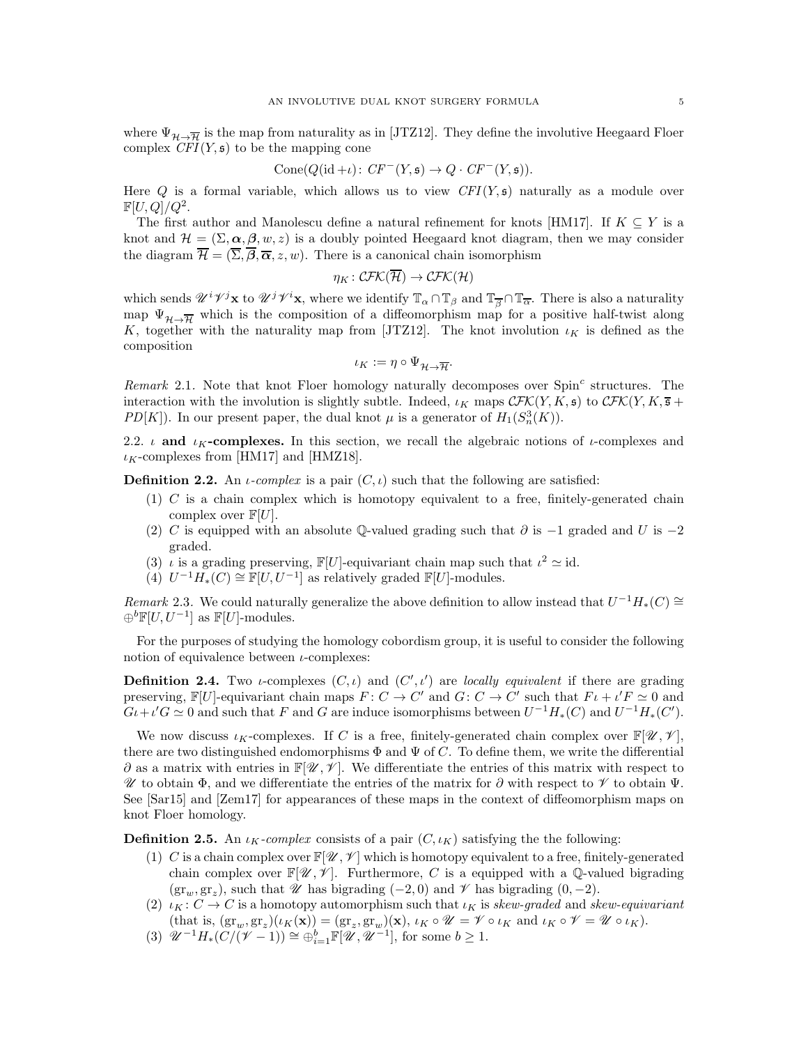where $\Psi_{\mathcal{H}\to\overline{\mathcal{H}}}$ is the map from naturality as in [JTZ12]. They define the involutive Heegaard Floer complex $\mathit{CFI}(Y,\mathfrak{s})$ to be the mapping cone

$$\operatorname{Cone}(Q(\operatorname{id}+\iota)\colon CF^-(Y,\mathfrak{s}) \to Q\cdot CF^-(Y,\mathfrak{s})).$$

Here $Q$ is a formal variable, which allows us to view $\mathit{CFI}(Y,\mathfrak{s})$ naturally as a module over $\mathbb{F}[U,Q]/Q^2$.

The first author and Manolescu define a natural refinement for knots [HM17]. If $K\subseteq Y$ is a knot and $\mathcal{H}=(\Sigma,\boldsymbol{\alpha},\boldsymbol{\beta},w,z)$ is a doubly pointed Heegaard knot diagram, then we may consider the diagram $\overline{\mathcal{H}}=(\overline{\Sigma},\overline{\boldsymbol{\beta}},\overline{\boldsymbol{\alpha}},z,w)$. There is a canonical chain isomorphism

$$\eta_K\colon \mathcal{CFK}(\overline{\mathcal{H}})\to \mathcal{CFK}(\mathcal{H})$$

which sends $\mathscr{U}^i\mathscr{V}^j\mathbf{x}$ to $\mathscr{U}^j\mathscr{V}^i\mathbf{x}$, where we identify $\mathbb{T}_\alpha\cap\mathbb{T}_\beta$ and $\mathbb{T}_{\overline{\beta}}\cap\mathbb{T}_{\overline{\alpha}}$. There is also a naturality map $\Psi_{\mathcal{H}\to\overline{\mathcal{H}}}$ which is the composition of a diffeomorphism map for a positive half-twist along $K$, together with the naturality map from [JTZ12]. The knot involution $\iota_K$ is defined as the composition

$$\iota_K := \eta\circ\Psi_{\mathcal{H}\to\overline{\mathcal{H}}}.$$

*Remark* 2.1. Note that knot Floer homology naturally decomposes over $\mathrm{Spin}^c$ structures. The interaction with the involution is slightly subtle. Indeed, $\iota_K$ maps $\mathcal{CFK}(Y,K,\mathfrak{s})$ to $\mathcal{CFK}(Y,K,\overline{\mathfrak{s}}+PD[K])$. In our present paper, the dual knot $\mu$ is a generator of $H_1(S^3_n(K))$.

2.2. **$\iota$ and $\iota_K$-complexes.** In this section, we recall the algebraic notions of $\iota$-complexes and $\iota_K$-complexes from [HM17] and [HMZ18].

**Definition 2.2.** An *$\iota$-complex* is a pair $(C,\iota)$ such that the following are satisfied:

1. $C$ is a chain complex which is homotopy equivalent to a free, finitely-generated chain complex over $\mathbb{F}[U]$.
2. $C$ is equipped with an absolute $\mathbb{Q}$-valued grading such that $\partial$ is $-1$ graded and $U$ is $-2$ graded.
3. $\iota$ is a grading preserving, $\mathbb{F}[U]$-equivariant chain map such that $\iota^2\simeq \mathrm{id}$.
4. $U^{-1}H_*(C)\cong \mathbb{F}[U,U^{-1}]$ as relatively graded $\mathbb{F}[U]$-modules.

*Remark* 2.3. We could naturally generalize the above definition to allow instead that $U^{-1}H_*(C)\cong \oplus^b\mathbb{F}[U,U^{-1}]$ as $\mathbb{F}[U]$-modules.

For the purposes of studying the homology cobordism group, it is useful to consider the following notion of equivalence between $\iota$-complexes:

**Definition 2.4.** Two $\iota$-complexes $(C,\iota)$ and $(C',\iota')$ are *locally equivalent* if there are grading preserving, $\mathbb{F}[U]$-equivariant chain maps $F\colon C\to C'$ and $G\colon C\to C'$ such that $F\iota+\iota'F\simeq 0$ and $G\iota+\iota' G\simeq 0$ and such that $F$ and $G$ are induce isomorphisms between $U^{-1}H_*(C)$ and $U^{-1}H_*(C')$.

We now discuss $\iota_K$-complexes. If $C$ is a free, finitely-generated chain complex over $\mathbb{F}[\mathscr{U},\mathscr{V}]$, there are two distinguished endomorphisms $\Phi$ and $\Psi$ of $C$. To define them, we write the differential $\partial$ as a matrix with entries in $\mathbb{F}[\mathscr{U},\mathscr{V}]$. We differentiate the entries of this matrix with respect to $\mathscr{U}$ to obtain $\Phi$, and we differentiate the entries of the matrix for $\partial$ with respect to $\mathscr{V}$ to obtain $\Psi$. See [Sar15] and [Zem17] for appearances of these maps in the context of diffeomorphism maps on knot Floer homology.

**Definition 2.5.** An *$\iota_K$-complex* consists of a pair $(C,\iota_K)$ satisfying the the following:

1. $C$ is a chain complex over $\mathbb{F}[\mathscr{U},\mathscr{V}]$ which is homotopy equivalent to a free, finitely-generated chain complex over $\mathbb{F}[\mathscr{U},\mathscr{V}]$. Furthermore, $C$ is a equipped with a $\mathbb{Q}$-valued bigrading $(\mathrm{gr}_w,\mathrm{gr}_z)$, such that $\mathscr{U}$ has bigrading $(-2,0)$ and $\mathscr{V}$ has bigrading $(0,-2)$.
2. $\iota_K\colon C\to C$ is a homotopy automorphism such that $\iota_K$ is *skew-graded* and *skew-equivariant* (that is, $(\mathrm{gr}_w,\mathrm{gr}_z)(\iota_K(\mathbf{x}))=(\mathrm{gr}_z,\mathrm{gr}_w)(\mathbf{x})$, $\iota_K\circ\mathscr{U}=\mathscr{V}\circ\iota_K$ and $\iota_K\circ\mathscr{V}=\mathscr{U}\circ\iota_K$).
3. $\mathscr{U}^{-1}H_*(C/(\mathscr{V}-1))\cong\oplus_{i=1}^b\mathbb{F}[\mathscr{U},\mathscr{U}^{-1}]$, for some $b\geq 1$.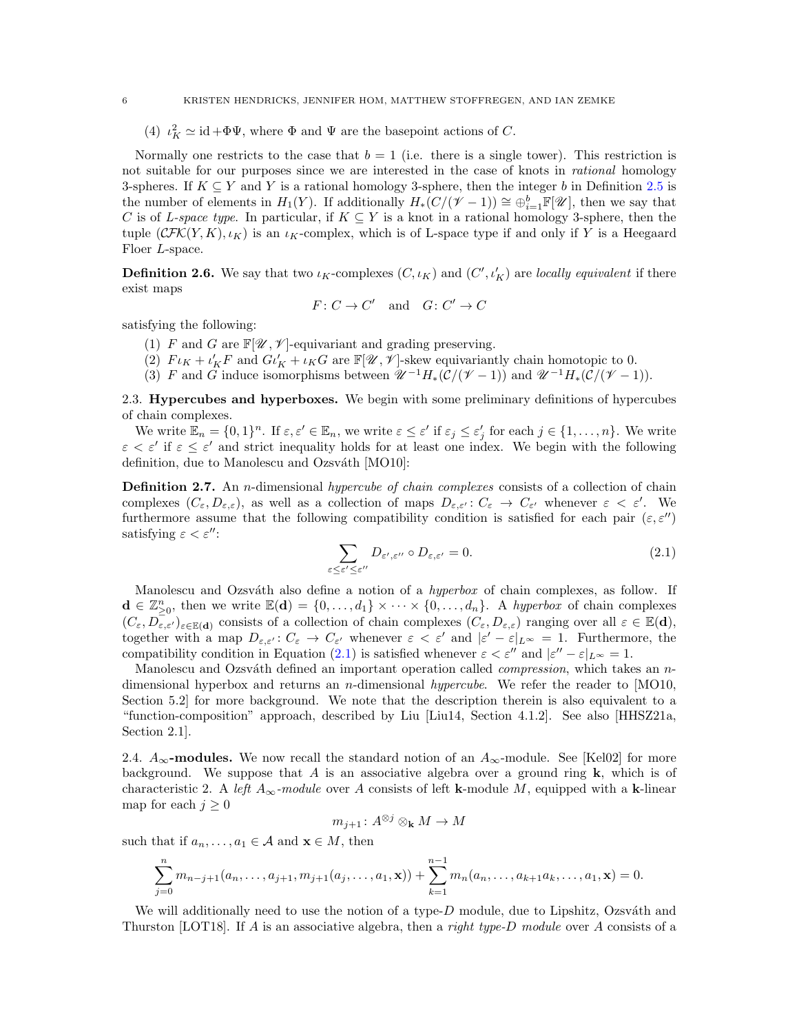(4) $\iota_K^2 \simeq \mathrm{id} + \Phi\Psi$, where $\Phi$ and $\Psi$ are the basepoint actions of $C$.

Normally one restricts to the case that $b = 1$ (i.e. there is a single tower). This restriction is not suitable for our purposes since we are interested in the case of knots in *rational* homology 3-spheres. If $K \subseteq Y$ and $Y$ is a rational homology 3-sphere, then the integer $b$ in Definition 2.5 is the number of elements in $H_1(Y)$. If additionally $H_*(C/(\mathscr{V}-1)) \cong \oplus_{i=1}^b \mathbb{F}[\mathscr{U}]$, then we say that $C$ is of *L-space type*. In particular, if $K \subseteq Y$ is a knot in a rational homology 3-sphere, then the tuple $(\mathcal{CFK}(Y,K), \iota_K)$ is an $\iota_K$-complex, which is of L-space type if and only if $Y$ is a Heegaard Floer *L*-space.

**Definition 2.6.** We say that two $\iota_K$-complexes $(C, \iota_K)$ and $(C', \iota'_K)$ are *locally equivalent* if there exist maps

$$F \colon C \to C' \quad \text{and} \quad G \colon C' \to C$$

satisfying the following:

1. $F$ and $G$ are $\mathbb{F}[\mathscr{U},\mathscr{V}]$-equivariant and grading preserving.
2. $F\iota_K + \iota'_K F$ and $G\iota'_K + \iota_K G$ are $\mathbb{F}[\mathscr{U},\mathscr{V}]$-skew equivariantly chain homotopic to 0.
3. $F$ and $G$ induce isomorphisms between $\mathscr{U}^{-1}H_*(\mathcal{C}/(\mathscr{V}-1))$ and $\mathscr{U}^{-1}H_*(\mathcal{C}/(\mathscr{V}-1))$.

### 2.3. Hypercubes and hyperboxes.

We begin with some preliminary definitions of hypercubes of chain complexes.

We write $\mathbb{E}_n = \{0,1\}^n$. If $\varepsilon, \varepsilon' \in \mathbb{E}_n$, we write $\varepsilon \le \varepsilon'$ if $\varepsilon_j \le \varepsilon'_j$ for each $j \in \{1, \dots, n\}$. We write $\varepsilon < \varepsilon'$ if $\varepsilon \le \varepsilon'$ and strict inequality holds for at least one index. We begin with the following definition, due to Manolescu and Ozsváth [MO10]:

**Definition 2.7.** An $n$-dimensional *hypercube of chain complexes* consists of a collection of chain complexes $(C_\varepsilon, D_{\varepsilon,\varepsilon})$, as well as a collection of maps $D_{\varepsilon,\varepsilon'} \colon C_\varepsilon \to C_{\varepsilon'}$ whenever $\varepsilon < \varepsilon'$. We furthermore assume that the following compatibility condition is satisfied for each pair $(\varepsilon, \varepsilon'')$ satisfying $\varepsilon < \varepsilon''$:

$$\sum_{\varepsilon \le \varepsilon' \le \varepsilon''} D_{\varepsilon',\varepsilon''} \circ D_{\varepsilon,\varepsilon'} = 0. \tag{2.1}$$

Manolescu and Ozsváth also define a notion of a *hyperbox* of chain complexes, as follow. If $\mathbf{d} \in \mathbb{Z}_{\ge 0}^n$, then we write $\mathbb{E}(\mathbf{d}) = \{0, \dots, d_1\} \times \cdots \times \{0, \dots, d_n\}$. A *hyperbox* of chain complexes $(C_\varepsilon, D_{\varepsilon,\varepsilon'})_{\varepsilon \in \mathbb{E}(\mathbf{d})}$ consists of a collection of chain complexes $(C_\varepsilon, D_{\varepsilon,\varepsilon})$ ranging over all $\varepsilon \in \mathbb{E}(\mathbf{d})$, together with a map $D_{\varepsilon,\varepsilon'} \colon C_\varepsilon \to C_{\varepsilon'}$ whenever $\varepsilon < \varepsilon'$ and $|\varepsilon' - \varepsilon|_{L^\infty} = 1$. Furthermore, the compatibility condition in Equation (2.1) is satisfied whenever $\varepsilon < \varepsilon''$ and $|\varepsilon'' - \varepsilon|_{L^\infty} = 1$.

Manolescu and Ozsváth defined an important operation called *compression*, which takes an $n$-dimensional hyperbox and returns an $n$-dimensional *hypercube*. We refer the reader to [MO10, Section 5.2] for more background. We note that the description therein is also equivalent to a "function-composition" approach, described by Liu [Liu14, Section 4.1.2]. See also [HHSZ21a, Section 2.1].

### 2.4. $A_\infty$-modules.

We now recall the standard notion of an $A_\infty$-module. See [Kel02] for more background. We suppose that $A$ is an associative algebra over a ground ring $\mathbf{k}$, which is of characteristic 2. A *left $A_\infty$-module* over $A$ consists of left $\mathbf{k}$-module $M$, equipped with a $\mathbf{k}$-linear map for each $j \ge 0$

$$m_{j+1} \colon A^{\otimes j} \otimes_{\mathbf{k}} M \to M$$

such that if $a_n, \dots, a_1 \in \mathcal{A}$ and $\mathbf{x} \in M$, then

$$\sum_{j=0}^{n} m_{n-j+1}(a_n, \dots, a_{j+1}, m_{j+1}(a_j, \dots, a_1, \mathbf{x})) + \sum_{k=1}^{n-1} m_n(a_n, \dots, a_{k+1}a_k, \dots, a_1, \mathbf{x}) = 0.$$

We will additionally need to use the notion of a type-$D$ module, due to Lipshitz, Ozsváth and Thurston [LOT18]. If $A$ is an associative algebra, then a *right type-D module* over $A$ consists of a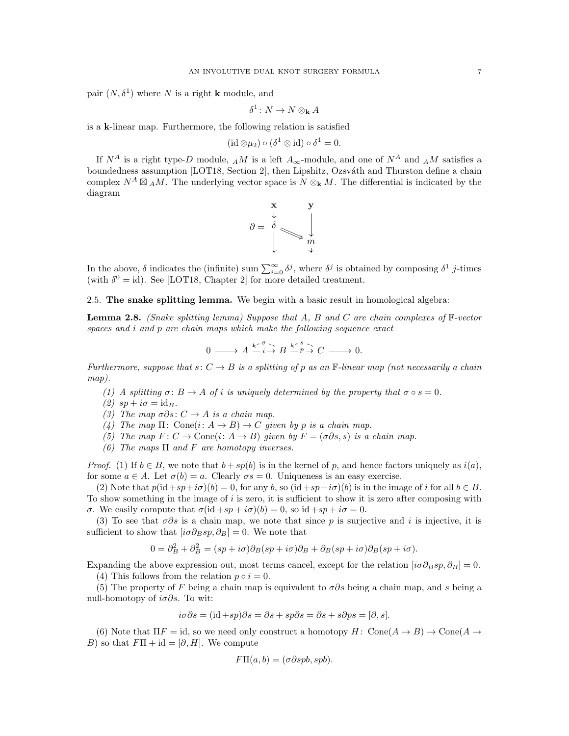pair $(N, \delta^1)$ where $N$ is a right $\mathbf{k}$ module, and

$$\delta^1 \colon N \to N \otimes_{\mathbf{k}} A$$

is a $\mathbf{k}$-linear map. Furthermore, the following relation is satisfied

$$(\mathrm{id} \otimes \mu_2) \circ (\delta^1 \otimes \mathrm{id}) \circ \delta^1 = 0.$$

If $N^A$ is a right type-$D$ module, ${}_AM$ is a left $A_\infty$-module, and one of $N^A$ and ${}_AM$ satisfies a boundedness assumption [LOT18, Section 2], then Lipshitz, Ozsváth and Thurston define a chain complex $N^A \boxtimes {}_AM$. The underlying vector space is $N \otimes_{\mathbf{k}} M$. The differential is indicated by the diagram

$$\partial = \begin{array}{ccc} \mathbf{x} & & \mathbf{y} \\ \downarrow & & \Big| \\ \delta & \Longrightarrow & \downarrow \\ \Big\downarrow & & m \\ & & \downarrow \end{array}$$

In the above, $\delta$ indicates the (infinite) sum $\sum_{i=0}^\infty \delta^i$, where $\delta^j$ is obtained by composing $\delta^1$ $j$-times (with $\delta^0 = \mathrm{id}$). See [LOT18, Chapter 2] for more detailed treatment.

## 2.5. The snake splitting lemma.

We begin with a basic result in homological algebra:

**Lemma 2.8.** *(Snake splitting lemma) Suppose that $A$, $B$ and $C$ are chain complexes of $\mathbb{F}$-vector spaces and $i$ and $p$ are chain maps which make the following sequence exact*

$$0 \longrightarrow A \underset{i}{\overset{\sigma}{\rightleftarrows}} B \underset{p}{\overset{s}{\rightleftarrows}} C \longrightarrow 0.$$

*Furthermore, suppose that $s \colon C \to B$ is a splitting of $p$ as an $\mathbb{F}$-linear map (not necessarily a chain map).*

1. *A splitting $\sigma \colon B \to A$ of $i$ is uniquely determined by the property that $\sigma \circ s = 0$.*
2. *$sp + i\sigma = \mathrm{id}_B$.*
3. *The map $\sigma \partial s \colon C \to A$ is a chain map.*
4. *The map $\Pi \colon \mathrm{Cone}(i \colon A \to B) \to C$ given by $p$ is a chain map.*
5. *The map $F \colon C \to \mathrm{Cone}(i \colon A \to B)$ given by $F = (\sigma \partial s, s)$ is a chain map.*
6. *The maps $\Pi$ and $F$ are homotopy inverses.*

*Proof.* (1) If $b \in B$, we note that $b + sp(b)$ is in the kernel of $p$, and hence factors uniquely as $i(a)$, for some $a \in A$. Let $\sigma(b) = a$. Clearly $\sigma s = 0$. Uniqueness is an easy exercise.

(2) Note that $p(\mathrm{id} + sp + i\sigma)(b) = 0$, for any $b$, so $(\mathrm{id} + sp + i\sigma)(b)$ is in the image of $i$ for all $b \in B$. To show something in the image of $i$ is zero, it is sufficient to show it is zero after composing with $\sigma$. We easily compute that $\sigma(\mathrm{id} + sp + i\sigma)(b) = 0$, so $\mathrm{id} + sp + i\sigma = 0$.

(3) To see that $\sigma \partial s$ is a chain map, we note that since $p$ is surjective and $i$ is injective, it is sufficient to show that $[i\sigma \partial_B sp, \partial_B] = 0$. We note that

$$0 = \partial_B^2 + \partial_B^2 = (sp + i\sigma)\partial_B(sp + i\sigma)\partial_B + \partial_B(sp + i\sigma)\partial_B(sp + i\sigma).$$

Expanding the above expression out, most terms cancel, except for the relation $[i\sigma\partial_B sp, \partial_B] = 0$.

(4) This follows from the relation $p \circ i = 0$.

(5) The property of $F$ being a chain map is equivalent to $\sigma \partial s$ being a chain map, and $s$ being a null-homotopy of $i\sigma \partial s$. To wit:

$$i\sigma \partial s = (\mathrm{id} + sp)\partial s = \partial s + sp\partial s = \partial s + s\partial ps = [\partial, s].$$

(6) Note that $\Pi F = \mathrm{id}$, so we need only construct a homotopy $H \colon \mathrm{Cone}(A \to B) \to \mathrm{Cone}(A \to B)$ so that $F\Pi + \mathrm{id} = [\partial, H]$. We compute

$$F\Pi(a, b) = (\sigma \partial spb, spb).$$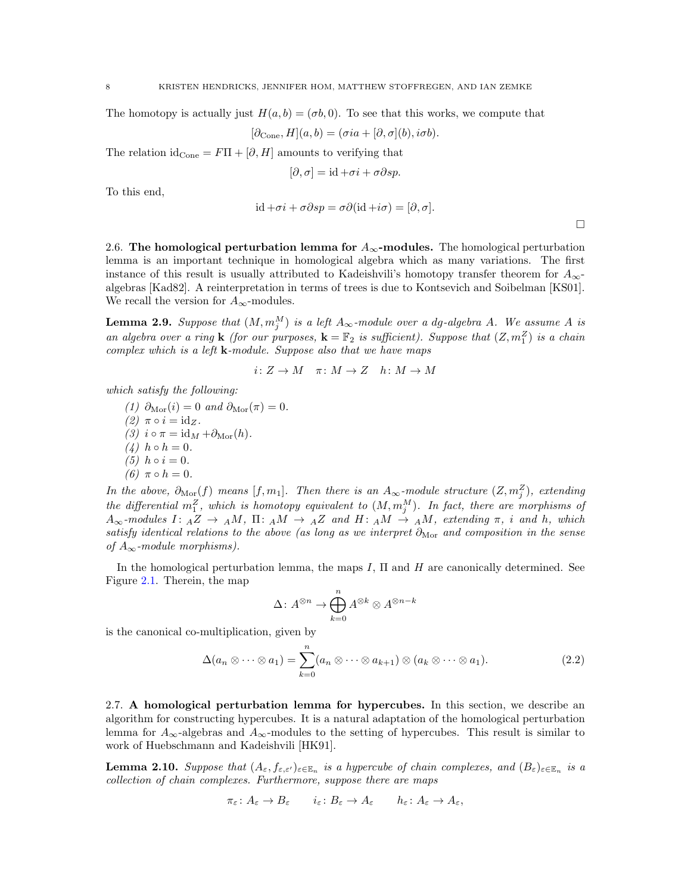The homotopy is actually just $H(a,b) = (\sigma b, 0)$. To see that this works, we compute that

$$[\partial_{\text{Cone}}, H](a,b) = (\sigma i a + [\partial, \sigma](b), i\sigma b).$$

The relation $\text{id}_{\text{Cone}} = F\Pi + [\partial, H]$ amounts to verifying that

$$[\partial, \sigma] = \text{id} + \sigma i + \sigma \partial s p.$$

To this end,

$$\text{id} + \sigma i + \sigma \partial s p = \sigma \partial (\text{id} + i\sigma) = [\partial, \sigma].$$

□

## 2.6. The homological perturbation lemma for $A_\infty$-modules.

The homological perturbation lemma is an important technique in homological algebra which as many variations. The first instance of this result is usually attributed to Kadeishvili's homotopy transfer theorem for $A_\infty$-algebras [Kad82]. A reinterpretation in terms of trees is due to Kontsevich and Soibelman [KS01]. We recall the version for $A_\infty$-modules.

**Lemma 2.9.** *Suppose that $(M, m_j^M)$ is a left $A_\infty$-module over a dg-algebra $A$. We assume $A$ is an algebra over a ring $\mathbf{k}$ (for our purposes, $\mathbf{k} = \mathbb{F}_2$ is sufficient). Suppose that $(Z, m_1^Z)$ is a chain complex which is a left $\mathbf{k}$-module. Suppose also that we have maps*

$$i\colon Z \to M \quad \pi\colon M \to Z \quad h\colon M \to M$$

*which satisfy the following:*

1. *$\partial_{\text{Mor}}(i) = 0$ and $\partial_{\text{Mor}}(\pi) = 0$.*
2. *$\pi \circ i = \text{id}_Z$.*
3. *$i \circ \pi = \text{id}_M + \partial_{\text{Mor}}(h)$.*
4. *$h \circ h = 0$.*
5. *$h \circ i = 0$.*
6. *$\pi \circ h = 0$.*

*In the above, $\partial_{\text{Mor}}(f)$ means $[f, m_1]$. Then there is an $A_\infty$-module structure $(Z, m_j^Z)$, extending the differential $m_1^Z$, which is homotopy equivalent to $(M, m_j^M)$. In fact, there are morphisms of $A_\infty$-modules $I\colon {}_AZ \to {}_AM$, $\Pi\colon {}_AM \to {}_AZ$ and $H\colon {}_AM \to {}_AM$, extending $\pi$, $i$ and $h$, which satisfy identical relations to the above (as long as we interpret $\partial_{\text{Mor}}$ and composition in the sense of $A_\infty$-module morphisms).*

In the homological perturbation lemma, the maps $I$, $\Pi$ and $H$ are canonically determined. See Figure 2.1. Therein, the map

$$\Delta\colon A^{\otimes n} \to \bigoplus_{k=0}^{n} A^{\otimes k} \otimes A^{\otimes n-k}$$

is the canonical co-multiplication, given by

$$\Delta(a_n \otimes \cdots \otimes a_1) = \sum_{k=0}^{n} (a_n \otimes \cdots \otimes a_{k+1}) \otimes (a_k \otimes \cdots \otimes a_1). \tag{2.2}$$

## 2.7. A homological perturbation lemma for hypercubes.

In this section, we describe an algorithm for constructing hypercubes. It is a natural adaptation of the homological perturbation lemma for $A_\infty$-algebras and $A_\infty$-modules to the setting of hypercubes. This result is similar to work of Huebschmann and Kadeishvili [HK91].

**Lemma 2.10.** *Suppose that $(A_\varepsilon, f_{\varepsilon,\varepsilon'})_{\varepsilon \in \mathbb{E}_n}$ is a hypercube of chain complexes, and $(B_\varepsilon)_{\varepsilon \in \mathbb{E}_n}$ is a collection of chain complexes. Furthermore, suppose there are maps*

$$\pi_\varepsilon\colon A_\varepsilon \to B_\varepsilon \qquad i_\varepsilon\colon B_\varepsilon \to A_\varepsilon \qquad h_\varepsilon\colon A_\varepsilon \to A_\varepsilon,$$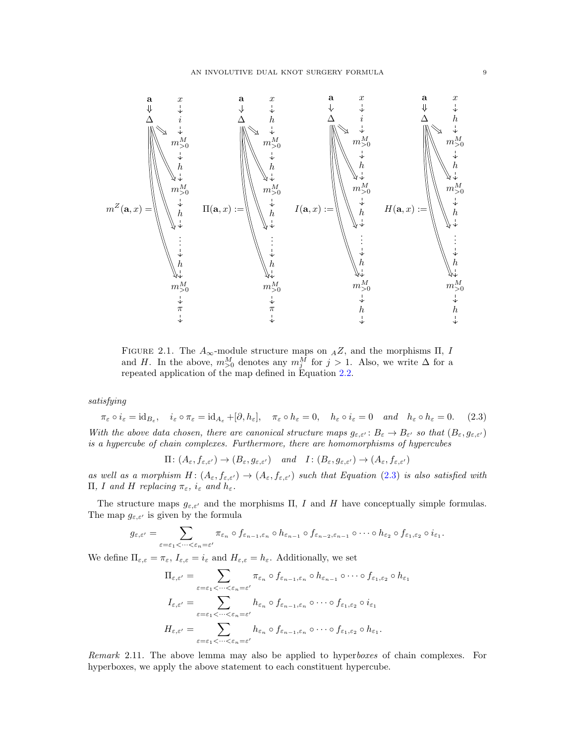FIGURE 2.1. The $A_\infty$-module structure maps on ${}_AZ$, and the morphisms $\Pi$, $I$ and $H$. In the above, $m^M_{>0}$ denotes any $m^M_j$ for $j > 1$. Also, we write $\Delta$ for a repeated application of the map defined in Equation 2.2.

*satisfying*

$$\pi_\varepsilon \circ i_\varepsilon = \mathrm{id}_{B_\varepsilon}, \quad i_\varepsilon \circ \pi_\varepsilon = \mathrm{id}_{A_\varepsilon} + [\partial, h_\varepsilon], \quad \pi_\varepsilon \circ h_\varepsilon = 0, \quad h_\varepsilon \circ i_\varepsilon = 0 \quad \text{and} \quad h_\varepsilon \circ h_\varepsilon = 0. \tag{2.3}$$

*With the above data chosen, there are canonical structure maps $g_{\varepsilon,\varepsilon'}\colon B_\varepsilon \to B_{\varepsilon'}$ so that $(B_\varepsilon, g_{\varepsilon,\varepsilon'})$ is a hypercube of chain complexes. Furthermore, there are homomorphisms of hypercubes*

$$\Pi\colon (A_\varepsilon, f_{\varepsilon,\varepsilon'}) \to (B_\varepsilon, g_{\varepsilon,\varepsilon'}) \quad \text{and} \quad I\colon (B_\varepsilon, g_{\varepsilon,\varepsilon'}) \to (A_\varepsilon, f_{\varepsilon,\varepsilon'})$$

*as well as a morphism $H\colon (A_\varepsilon, f_{\varepsilon,\varepsilon'}) \to (A_\varepsilon, f_{\varepsilon,\varepsilon'})$ such that Equation (2.3) is also satisfied with $\Pi$, $I$ and $H$ replacing $\pi_\varepsilon$, $i_\varepsilon$ and $h_\varepsilon$.*

The structure maps $g_{\varepsilon,\varepsilon'}$ and the morphisms $\Pi$, $I$ and $H$ have conceptually simple formulas. The map $g_{\varepsilon,\varepsilon'}$ is given by the formula

$$g_{\varepsilon,\varepsilon'} = \sum_{\varepsilon=\varepsilon_1<\cdots<\varepsilon_n=\varepsilon'} \pi_{\varepsilon_n} \circ f_{\varepsilon_{n-1},\varepsilon_n} \circ h_{\varepsilon_{n-1}} \circ f_{\varepsilon_{n-2},\varepsilon_{n-1}} \circ \cdots \circ h_{\varepsilon_2} \circ f_{\varepsilon_1,\varepsilon_2} \circ i_{\varepsilon_1}.$$

We define $\Pi_{\varepsilon,\varepsilon} = \pi_\varepsilon$, $I_{\varepsilon,\varepsilon} = i_\varepsilon$ and $H_{\varepsilon,\varepsilon} = h_\varepsilon$. Additionally, we set

$$\Pi_{\varepsilon,\varepsilon'} = \sum_{\varepsilon=\varepsilon_1<\cdots<\varepsilon_n=\varepsilon'} \pi_{\varepsilon_n} \circ f_{\varepsilon_{n-1},\varepsilon_n} \circ h_{\varepsilon_{n-1}} \circ \cdots \circ f_{\varepsilon_1,\varepsilon_2} \circ h_{\varepsilon_1}$$

$$I_{\varepsilon,\varepsilon'} = \sum_{\varepsilon=\varepsilon_1<\cdots<\varepsilon_n=\varepsilon'} h_{\varepsilon_n} \circ f_{\varepsilon_{n-1},\varepsilon_n} \circ \cdots \circ f_{\varepsilon_1,\varepsilon_2} \circ i_{\varepsilon_1}$$

$$H_{\varepsilon,\varepsilon'} = \sum_{\varepsilon=\varepsilon_1<\cdots<\varepsilon_n=\varepsilon'} h_{\varepsilon_n} \circ f_{\varepsilon_{n-1},\varepsilon_n} \circ \cdots \circ f_{\varepsilon_1,\varepsilon_2} \circ h_{\varepsilon_1}.$$

*Remark* 2.11. The above lemma may also be applied to hyper*boxes* of chain complexes. For hyperboxes, we apply the above statement to each constituent hypercube.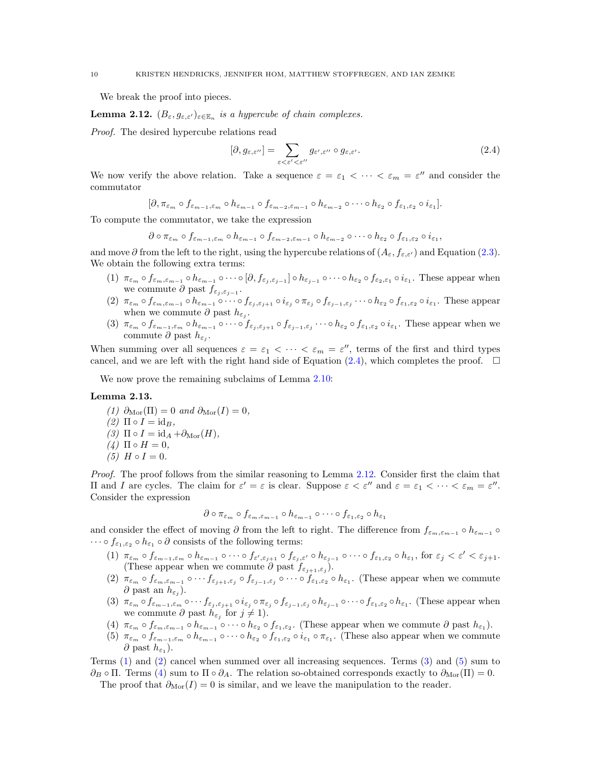We break the proof into pieces.

**Lemma 2.12.** *$(B_\varepsilon, g_{\varepsilon,\varepsilon'})_{\varepsilon\in\mathbb{E}_n}$ is a hypercube of chain complexes.*

*Proof.* The desired hypercube relations read

$$[\partial, g_{\varepsilon,\varepsilon''}] = \sum_{\varepsilon<\varepsilon'<\varepsilon''} g_{\varepsilon',\varepsilon''} \circ g_{\varepsilon,\varepsilon'}. \tag{2.4}$$

We now verify the above relation. Take a sequence $\varepsilon = \varepsilon_1 < \cdots < \varepsilon_m = \varepsilon''$ and consider the commutator

$$[\partial, \pi_{\varepsilon_m} \circ f_{\varepsilon_{m-1},\varepsilon_m} \circ h_{\varepsilon_{m-1}} \circ f_{\varepsilon_{m-2},\varepsilon_{m-1}} \circ h_{\varepsilon_{m-2}} \circ \cdots \circ h_{\varepsilon_2} \circ f_{\varepsilon_1,\varepsilon_2} \circ i_{\varepsilon_1}].$$

To compute the commutator, we take the expression

$$\partial \circ \pi_{\varepsilon_m} \circ f_{\varepsilon_{m-1},\varepsilon_m} \circ h_{\varepsilon_{m-1}} \circ f_{\varepsilon_{m-2},\varepsilon_{m-1}} \circ h_{\varepsilon_{m-2}} \circ \cdots \circ h_{\varepsilon_2} \circ f_{\varepsilon_1,\varepsilon_2} \circ i_{\varepsilon_1},$$

and move $\partial$ from the left to the right, using the hypercube relations of $(A_\varepsilon, f_{\varepsilon,\varepsilon'})$ and Equation (2.3). We obtain the following extra terms:

(1) $\pi_{\varepsilon_m} \circ f_{\varepsilon_m,\varepsilon_{m-1}} \circ h_{\varepsilon_{m-1}} \circ \cdots \circ [\partial, f_{\varepsilon_j,\varepsilon_{j-1}}] \circ h_{\varepsilon_{j-1}} \circ \cdots \circ h_{\varepsilon_2} \circ f_{\varepsilon_2,\varepsilon_1} \circ i_{\varepsilon_1}$. These appear when we commute $\partial$ past $f_{\varepsilon_j,\varepsilon_{j-1}}$.

(2) $\pi_{\varepsilon_m} \circ f_{\varepsilon_m,\varepsilon_{m-1}} \circ h_{\varepsilon_{m-1}} \circ \cdots \circ f_{\varepsilon_j,\varepsilon_{j+1}} \circ i_{\varepsilon_j} \circ \pi_{\varepsilon_j} \circ f_{\varepsilon_{j-1},\varepsilon_j} \cdots \circ h_{\varepsilon_2} \circ f_{\varepsilon_1,\varepsilon_2} \circ i_{\varepsilon_1}$. These appear when we commute $\partial$ past $h_{\varepsilon_j}$.

(3) $\pi_{\varepsilon_m} \circ f_{\varepsilon_{m-1},\varepsilon_m} \circ h_{\varepsilon_{m-1}} \circ \cdots \circ f_{\varepsilon_j,\varepsilon_{j+1}} \circ f_{\varepsilon_{j-1},\varepsilon_j} \cdots \circ h_{\varepsilon_2} \circ f_{\varepsilon_1,\varepsilon_2} \circ i_{\varepsilon_1}$. These appear when we commute $\partial$ past $h_{\varepsilon_j}$.

When summing over all sequences $\varepsilon = \varepsilon_1 < \cdots < \varepsilon_m = \varepsilon''$, terms of the first and third types cancel, and we are left with the right hand side of Equation (2.4), which completes the proof. $\square$

We now prove the remaining subclaims of Lemma 2.10:

**Lemma 2.13.**

*(1) $\partial_{\mathrm{Mor}}(\Pi) = 0$ and $\partial_{\mathrm{Mor}}(I) = 0$,*
*(2) $\Pi \circ I = \mathrm{id}_B$,*
*(3) $\Pi \circ I = \mathrm{id}_A + \partial_{\mathrm{Mor}}(H)$,*
*(4) $\Pi \circ H = 0$,*
*(5) $H \circ I = 0$.*

*Proof.* The proof follows from the similar reasoning to Lemma 2.12. Consider first the claim that $\Pi$ and $I$ are cycles. The claim for $\varepsilon' = \varepsilon$ is clear. Suppose $\varepsilon < \varepsilon''$ and $\varepsilon = \varepsilon_1 < \cdots < \varepsilon_m = \varepsilon''$. Consider the expression

$$\partial \circ \pi_{\varepsilon_m} \circ f_{\varepsilon_m,\varepsilon_{m-1}} \circ h_{\varepsilon_{m-1}} \circ \cdots \circ f_{\varepsilon_1,\varepsilon_2} \circ h_{\varepsilon_1}$$

and consider the effect of moving $\partial$ from the left to right. The difference from $f_{\varepsilon_m,\varepsilon_{m-1}} \circ h_{\varepsilon_{m-1}} \circ \cdots \circ f_{\varepsilon_1,\varepsilon_2} \circ h_{\varepsilon_1} \circ \partial$ consists of the following terms:

(1) $\pi_{\varepsilon_m} \circ f_{\varepsilon_{m-1},\varepsilon_m} \circ h_{\varepsilon_{m-1}} \circ \cdots \circ f_{\varepsilon',\varepsilon_{j+1}} \circ f_{\varepsilon_j,\varepsilon'} \circ h_{\varepsilon_{j-1}} \circ \cdots \circ f_{\varepsilon_1,\varepsilon_2} \circ h_{\varepsilon_1}$, for $\varepsilon_j < \varepsilon' < \varepsilon_{j+1}$. (These appear when we commute $\partial$ past $f_{\varepsilon_{j+1},\varepsilon_j}$).

(2) $\pi_{\varepsilon_m} \circ f_{\varepsilon_m,\varepsilon_{m-1}} \circ \cdots f_{\varepsilon_{j+1},\varepsilon_j} \circ f_{\varepsilon_{j-1},\varepsilon_j} \circ \cdots \circ f_{\varepsilon_1,\varepsilon_2} \circ h_{\varepsilon_1}$. (These appear when we commute $\partial$ past an $h_{\varepsilon_j}$).

(3) $\pi_{\varepsilon_m} \circ f_{\varepsilon_{m-1},\varepsilon_m} \circ \cdots f_{\varepsilon_j,\varepsilon_{j+1}} \circ i_{\varepsilon_j} \circ \pi_{\varepsilon_j} \circ f_{\varepsilon_{j-1},\varepsilon_j} \circ h_{\varepsilon_{j-1}} \circ \cdots \circ f_{\varepsilon_1,\varepsilon_2} \circ h_{\varepsilon_1}$. (These appear when we commute $\partial$ past $h_{\varepsilon_j}$ for $j \neq 1$).

(4) $\pi_{\varepsilon_m} \circ f_{\varepsilon_m,\varepsilon_{m-1}} \circ h_{\varepsilon_{m-1}} \circ \cdots \circ h_{\varepsilon_2} \circ f_{\varepsilon_1,\varepsilon_2}$. (These appear when we commute $\partial$ past $h_{\varepsilon_1}$).

(5) $\pi_{\varepsilon_m} \circ f_{\varepsilon_{m-1},\varepsilon_m} \circ h_{\varepsilon_{m-1}} \circ \cdots \circ h_{\varepsilon_2} \circ f_{\varepsilon_1,\varepsilon_2} \circ i_{\varepsilon_1} \circ \pi_{\varepsilon_1}$. (These also appear when we commute $\partial$ past $h_{\varepsilon_1}$).

Terms (1) and (2) cancel when summed over all increasing sequences. Terms (3) and (5) sum to $\partial_B \circ \Pi$. Terms (4) sum to $\Pi \circ \partial_A$. The relation so-obtained corresponds exactly to $\partial_{\mathrm{Mor}}(\Pi) = 0$.

The proof that $\partial_{\mathrm{Mor}}(I) = 0$ is similar, and we leave the manipulation to the reader.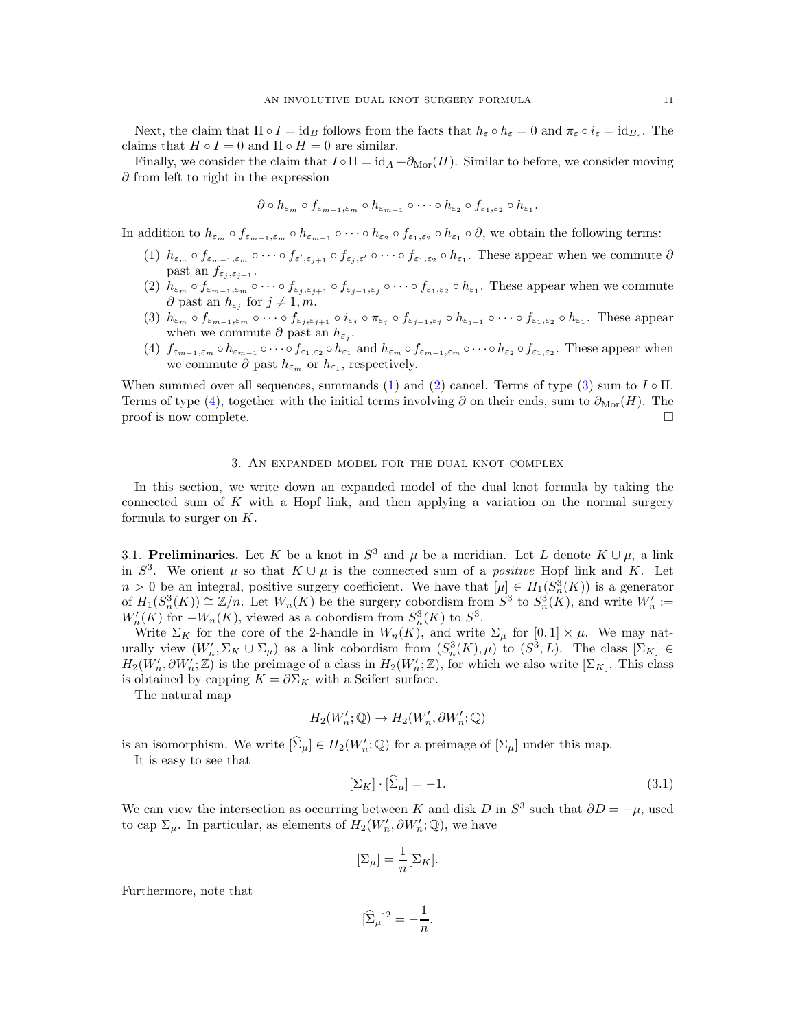Next, the claim that $\Pi \circ I = \mathrm{id}_B$ follows from the facts that $h_\varepsilon \circ h_\varepsilon = 0$ and $\pi_\varepsilon \circ i_\varepsilon = \mathrm{id}_{B_\varepsilon}$. The claims that $H \circ I = 0$ and $\Pi \circ H = 0$ are similar.

Finally, we consider the claim that $I \circ \Pi = \mathrm{id}_A + \partial_{\mathrm{Mor}}(H)$. Similar to before, we consider moving $\partial$ from left to right in the expression

$$\partial \circ h_{\varepsilon_m} \circ f_{\varepsilon_{m-1},\varepsilon_m} \circ h_{\varepsilon_{m-1}} \circ \cdots \circ h_{\varepsilon_2} \circ f_{\varepsilon_1,\varepsilon_2} \circ h_{\varepsilon_1}.$$

In addition to $h_{\varepsilon_m} \circ f_{\varepsilon_{m-1},\varepsilon_m} \circ h_{\varepsilon_{m-1}} \circ \cdots \circ h_{\varepsilon_2} \circ f_{\varepsilon_1,\varepsilon_2} \circ h_{\varepsilon_1} \circ \partial$, we obtain the following terms:

1. $h_{\varepsilon_m} \circ f_{\varepsilon_{m-1},\varepsilon_m} \circ \cdots \circ f_{\varepsilon',\varepsilon_{j+1}} \circ f_{\varepsilon_j,\varepsilon'} \circ \cdots \circ f_{\varepsilon_1,\varepsilon_2} \circ h_{\varepsilon_1}$. These appear when we commute $\partial$ past an $f_{\varepsilon_j,\varepsilon_{j+1}}$.
2. $h_{\varepsilon_m} \circ f_{\varepsilon_{m-1},\varepsilon_m} \circ \cdots \circ f_{\varepsilon_j,\varepsilon_{j+1}} \circ f_{\varepsilon_{j-1},\varepsilon_j} \circ \cdots \circ f_{\varepsilon_1,\varepsilon_2} \circ h_{\varepsilon_1}$. These appear when we commute $\partial$ past an $h_{\varepsilon_j}$ for $j \neq 1, m$.
3. $h_{\varepsilon_m} \circ f_{\varepsilon_{m-1},\varepsilon_m} \circ \cdots \circ f_{\varepsilon_j,\varepsilon_{j+1}} \circ i_{\varepsilon_j} \circ \pi_{\varepsilon_j} \circ f_{\varepsilon_{j-1},\varepsilon_j} \circ h_{\varepsilon_{j-1}} \circ \cdots \circ f_{\varepsilon_1,\varepsilon_2} \circ h_{\varepsilon_1}$. These appear when we commute $\partial$ past an $h_{\varepsilon_j}$.
4. $f_{\varepsilon_{m-1},\varepsilon_m} \circ h_{\varepsilon_{m-1}} \circ \cdots \circ f_{\varepsilon_1,\varepsilon_2} \circ h_{\varepsilon_1}$ and $h_{\varepsilon_m} \circ f_{\varepsilon_{m-1},\varepsilon_m} \circ \cdots \circ h_{\varepsilon_2} \circ f_{\varepsilon_1,\varepsilon_2}$. These appear when we commute $\partial$ past $h_{\varepsilon_m}$ or $h_{\varepsilon_1}$, respectively.

When summed over all sequences, summands (1) and (2) cancel. Terms of type (3) sum to $I \circ \Pi$. Terms of type (4), together with the initial terms involving $\partial$ on their ends, sum to $\partial_{\mathrm{Mor}}(H)$. The proof is now complete. $\square$

## 3. An expanded model for the dual knot complex

In this section, we write down an expanded model of the dual knot formula by taking the connected sum of $K$ with a Hopf link, and then applying a variation on the normal surgery formula to surger on $K$.

**3.1. Preliminaries.** Let $K$ be a knot in $S^3$ and $\mu$ be a meridian. Let $L$ denote $K \cup \mu$, a link in $S^3$. We orient $\mu$ so that $K \cup \mu$ is the connected sum of a *positive* Hopf link and $K$. Let $n > 0$ be an integral, positive surgery coefficient. We have that $[\mu] \in H_1(S^3_n(K))$ is a generator of $H_1(S^3_n(K)) \cong \mathbb{Z}/n$. Let $W_n(K)$ be the surgery cobordism from $S^3$ to $S^3_n(K)$, and write $W'_n := W'_n(K)$ for $-W_n(K)$, viewed as a cobordism from $S^3_n(K)$ to $S^3$.

Write $\Sigma_K$ for the core of the 2-handle in $W_n(K)$, and write $\Sigma_\mu$ for $[0,1] \times \mu$. We may naturally view $(W'_n, \Sigma_K \cup \Sigma_\mu)$ as a link cobordism from $(S^3_n(K), \mu)$ to $(S^3, L)$. The class $[\Sigma_K] \in H_2(W'_n, \partial W'_n; \mathbb{Z})$ is the preimage of a class in $H_2(W'_n; \mathbb{Z})$, for which we also write $[\Sigma_K]$. This class is obtained by capping $K = \partial \Sigma_K$ with a Seifert surface.

The natural map

$$H_2(W'_n; \mathbb{Q}) \to H_2(W'_n, \partial W'_n; \mathbb{Q})$$

is an isomorphism. We write $[\widehat{\Sigma}_\mu] \in H_2(W'_n; \mathbb{Q})$ for a preimage of $[\Sigma_\mu]$ under this map.

It is easy to see that

$$[\Sigma_K] \cdot [\widehat{\Sigma}_\mu] = -1. \tag{3.1}$$

We can view the intersection as occurring between $K$ and disk $D$ in $S^3$ such that $\partial D = -\mu$, used to cap $\Sigma_\mu$. In particular, as elements of $H_2(W'_n, \partial W'_n; \mathbb{Q})$, we have

$$[\Sigma_\mu] = \frac{1}{n}[\Sigma_K].$$

Furthermore, note that

$$[\widehat{\Sigma}_\mu]^2 = -\frac{1}{n}.$$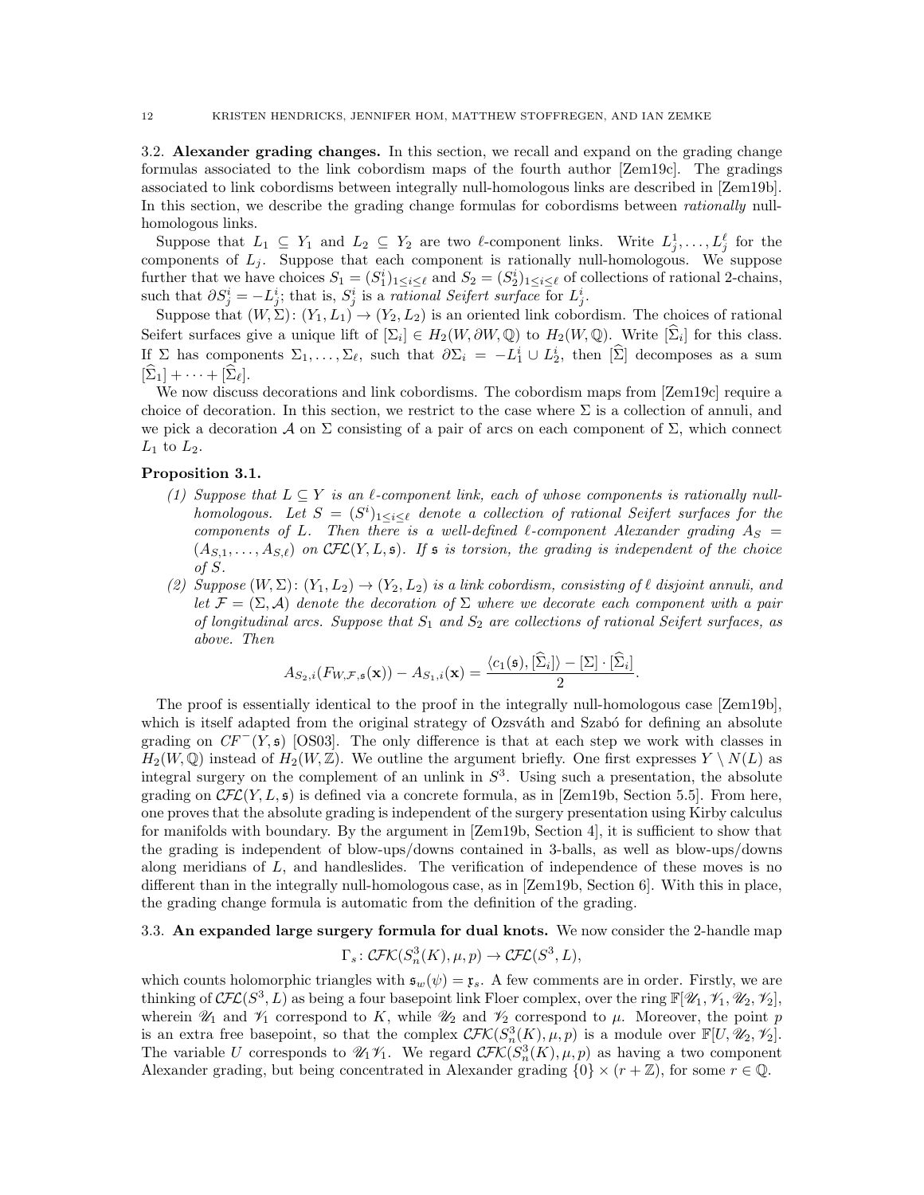## 3.2. Alexander grading changes.

In this section, we recall and expand on the grading change formulas associated to the link cobordism maps of the fourth author [Zem19c]. The gradings associated to link cobordisms between integrally null-homologous links are described in [Zem19b]. In this section, we describe the grading change formulas for cobordisms between *rationally* null-homologous links.

Suppose that $L_1 \subseteq Y_1$ and $L_2 \subseteq Y_2$ are two $\ell$-component links. Write $L_j^1, \dots, L_j^\ell$ for the components of $L_j$. Suppose that each component is rationally null-homologous. We suppose further that we have choices $S_1 = (S_1^i)_{1 \le i \le \ell}$ and $S_2 = (S_2^i)_{1 \le i \le \ell}$ of collections of rational 2-chains, such that $\partial S_j^i = -L_j^i$; that is, $S_j^i$ is a *rational Seifert surface* for $L_j^i$.

Suppose that $(W, \Sigma) \colon (Y_1, L_1) \to (Y_2, L_2)$ is an oriented link cobordism. The choices of rational Seifert surfaces give a unique lift of $[\Sigma_i] \in H_2(W, \partial W, \mathbb{Q})$ to $H_2(W, \mathbb{Q})$. Write $[\widehat{\Sigma}_i]$ for this class. If $\Sigma$ has components $\Sigma_1, \dots, \Sigma_\ell$, such that $\partial \Sigma_i = -L_1^i \cup L_2^i$, then $[\widehat{\Sigma}]$ decomposes as a sum $[\widehat{\Sigma}_1] + \cdots + [\widehat{\Sigma}_\ell]$.

We now discuss decorations and link cobordisms. The cobordism maps from [Zem19c] require a choice of decoration. In this section, we restrict to the case where $\Sigma$ is a collection of annuli, and we pick a decoration $\mathcal{A}$ on $\Sigma$ consisting of a pair of arcs on each component of $\Sigma$, which connect $L_1$ to $L_2$.

**Proposition 3.1.**

1. *Suppose that $L \subseteq Y$ is an $\ell$-component link, each of whose components is rationally null-homologous. Let $S = (S^i)_{1 \le i \le \ell}$ denote a collection of rational Seifert surfaces for the components of $L$. Then there is a well-defined $\ell$-component Alexander grading $A_S = (A_{S,1}, \dots, A_{S,\ell})$ on $\mathcal{CFL}(Y, L, \mathfrak{s})$. If $\mathfrak{s}$ is torsion, the grading is independent of the choice of $S$.*
2. *Suppose $(W, \Sigma) \colon (Y_1, L_2) \to (Y_2, L_2)$ is a link cobordism, consisting of $\ell$ disjoint annuli, and let $\mathcal{F} = (\Sigma, \mathcal{A})$ denote the decoration of $\Sigma$ where we decorate each component with a pair of longitudinal arcs. Suppose that $S_1$ and $S_2$ are collections of rational Seifert surfaces, as above. Then*

$$A_{S_2,i}(F_{W,\mathcal{F},\mathfrak{s}}(\mathbf{x})) - A_{S_1,i}(\mathbf{x}) = \frac{\langle c_1(\mathfrak{s}), [\widehat{\Sigma}_i] \rangle - [\Sigma] \cdot [\widehat{\Sigma}_i]}{2}.$$

The proof is essentially identical to the proof in the integrally null-homologous case [Zem19b], which is itself adapted from the original strategy of Ozsváth and Szabó for defining an absolute grading on $CF^-(Y, \mathfrak{s})$ [OS03]. The only difference is that at each step we work with classes in $H_2(W, \mathbb{Q})$ instead of $H_2(W, \mathbb{Z})$. We outline the argument briefly. One first expresses $Y \setminus N(L)$ as integral surgery on the complement of an unlink in $S^3$. Using such a presentation, the absolute grading on $\mathcal{CFL}(Y, L, \mathfrak{s})$ is defined via a concrete formula, as in [Zem19b, Section 5.5]. From here, one proves that the absolute grading is independent of the surgery presentation using Kirby calculus for manifolds with boundary. By the argument in [Zem19b, Section 4], it is sufficient to show that the grading is independent of blow-ups/downs contained in 3-balls, as well as blow-ups/downs along meridians of $L$, and handleslides. The verification of independence of these moves is no different than in the integrally null-homologous case, as in [Zem19b, Section 6]. With this in place, the grading change formula is automatic from the definition of the grading.

## 3.3. An expanded large surgery formula for dual knots.

We now consider the 2-handle map

$$\Gamma_s \colon \mathcal{CFK}(S^3_n(K), \mu, p) \to \mathcal{CFL}(S^3, L),$$

which counts holomorphic triangles with $\mathfrak{s}_w(\psi) = \mathfrak{x}_s$. A few comments are in order. Firstly, we are thinking of $\mathcal{CFL}(S^3, L)$ as being a four basepoint link Floer complex, over the ring $\mathbb{F}[\mathscr{U}_1, \mathscr{V}_1, \mathscr{U}_2, \mathscr{V}_2]$, wherein $\mathscr{U}_1$ and $\mathscr{V}_1$ correspond to $K$, while $\mathscr{U}_2$ and $\mathscr{V}_2$ correspond to $\mu$. Moreover, the point $p$ is an extra free basepoint, so that the complex $\mathcal{CFK}(S^3_n(K), \mu, p)$ is a module over $\mathbb{F}[U, \mathscr{U}_2, \mathscr{V}_2]$. The variable $U$ corresponds to $\mathscr{U}_1 \mathscr{V}_1$. We regard $\mathcal{CFK}(S^3_n(K), \mu, p)$ as having a two component Alexander grading, but being concentrated in Alexander grading $\{0\} \times (r + \mathbb{Z})$, for some $r \in \mathbb{Q}$.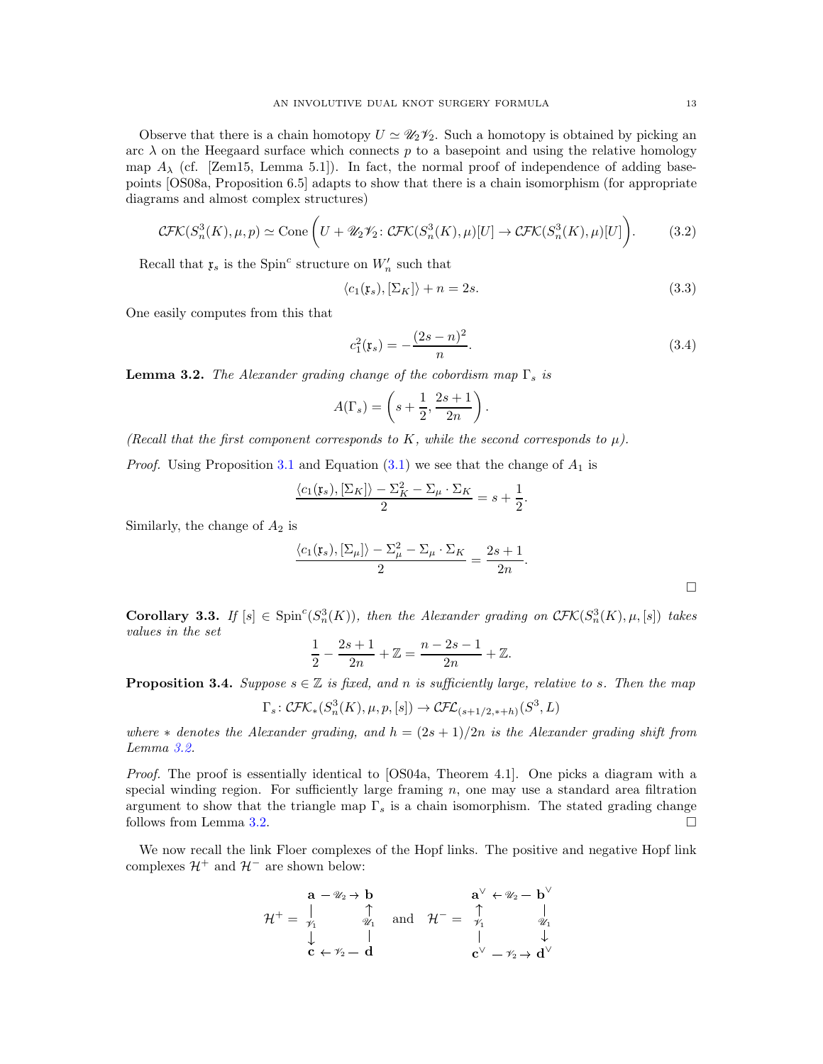Observe that there is a chain homotopy $U \simeq \mathscr{U}_2\mathscr{V}_2$. Such a homotopy is obtained by picking an arc $\lambda$ on the Heegaard surface which connects $p$ to a basepoint and using the relative homology map $A_\lambda$ (cf. [Zem15, Lemma 5.1]). In fact, the normal proof of independence of adding basepoints [OS08a, Proposition 6.5] adapts to show that there is a chain isomorphism (for appropriate diagrams and almost complex structures)

$$\mathcal{CFK}(S^3_n(K), \mu, p) \simeq \operatorname{Cone}\left(U + \mathscr{U}_2\mathscr{V}_2 \colon \mathcal{CFK}(S^3_n(K), \mu)[U] \to \mathcal{CFK}(S^3_n(K), \mu)[U]\right). \tag{3.2}$$

Recall that $\mathfrak{x}_s$ is the Spin$^c$ structure on $W_n'$ such that

$$\langle c_1(\mathfrak{x}_s), [\Sigma_K]\rangle + n = 2s. \tag{3.3}$$

One easily computes from this that

$$c_1^2(\mathfrak{x}_s) = -\frac{(2s-n)^2}{n}. \tag{3.4}$$

**Lemma 3.2.** *The Alexander grading change of the cobordism map $\Gamma_s$ is*

$$A(\Gamma_s) = \left(s + \frac{1}{2}, \frac{2s+1}{2n}\right).$$

*(Recall that the first component corresponds to $K$, while the second corresponds to $\mu$).*

*Proof.* Using Proposition 3.1 and Equation (3.1) we see that the change of $A_1$ is

$$\frac{\langle c_1(\mathfrak{x}_s), [\Sigma_K]\rangle - \Sigma_K^2 - \Sigma_\mu \cdot \Sigma_K}{2} = s + \frac{1}{2}.$$

Similarly, the change of $A_2$ is

$$\frac{\langle c_1(\mathfrak{x}_s), [\Sigma_\mu]\rangle - \Sigma_\mu^2 - \Sigma_\mu \cdot \Sigma_K}{2} = \frac{2s+1}{2n}.$$

$\square$

**Corollary 3.3.** *If $[s] \in \operatorname{Spin}^c(S^3_n(K))$, then the Alexander grading on $\mathcal{CFK}(S^3_n(K), \mu, [s])$ takes values in the set*

$$\frac{1}{2} - \frac{2s+1}{2n} + \mathbb{Z} = \frac{n-2s-1}{2n} + \mathbb{Z}.$$

**Proposition 3.4.** *Suppose $s \in \mathbb{Z}$ is fixed, and $n$ is sufficiently large, relative to $s$. Then the map*

$$\Gamma_s \colon \mathcal{CFK}_*(S^3_n(K), \mu, p, [s]) \to \mathcal{CFL}_{(s+1/2, *+h)}(S^3, L)$$

*where $*$ denotes the Alexander grading, and $h = (2s+1)/2n$ is the Alexander grading shift from Lemma 3.2.*

*Proof.* The proof is essentially identical to [OS04a, Theorem 4.1]. One picks a diagram with a special winding region. For sufficiently large framing $n$, one may use a standard area filtration argument to show that the triangle map $\Gamma_s$ is a chain isomorphism. The stated grading change follows from Lemma 3.2. $\square$

We now recall the link Floer complexes of the Hopf links. The positive and negative Hopf link complexes $\mathcal{H}^+$ and $\mathcal{H}^-$ are shown below:

$$\mathcal{H}^+ = \begin{array}{ccc} \mathbf{a} & \xrightarrow{\mathscr{U}_2} & \mathbf{b} \\ {\scriptstyle \mathscr{V}_1}\downarrow & & \uparrow{\scriptstyle \mathscr{U}_1} \\ \mathbf{c} & \xleftarrow{\mathscr{V}_2} & \mathbf{d} \end{array} \quad \text{and} \quad \mathcal{H}^- = \begin{array}{ccc} \mathbf{a}^\vee & \xleftarrow{\mathscr{U}_2} & \mathbf{b}^\vee \\ {\scriptstyle \mathscr{V}_1}\uparrow & & \downarrow{\scriptstyle \mathscr{U}_1} \\ \mathbf{c}^\vee & \xrightarrow{\mathscr{V}_2} & \mathbf{d}^\vee \end{array}$$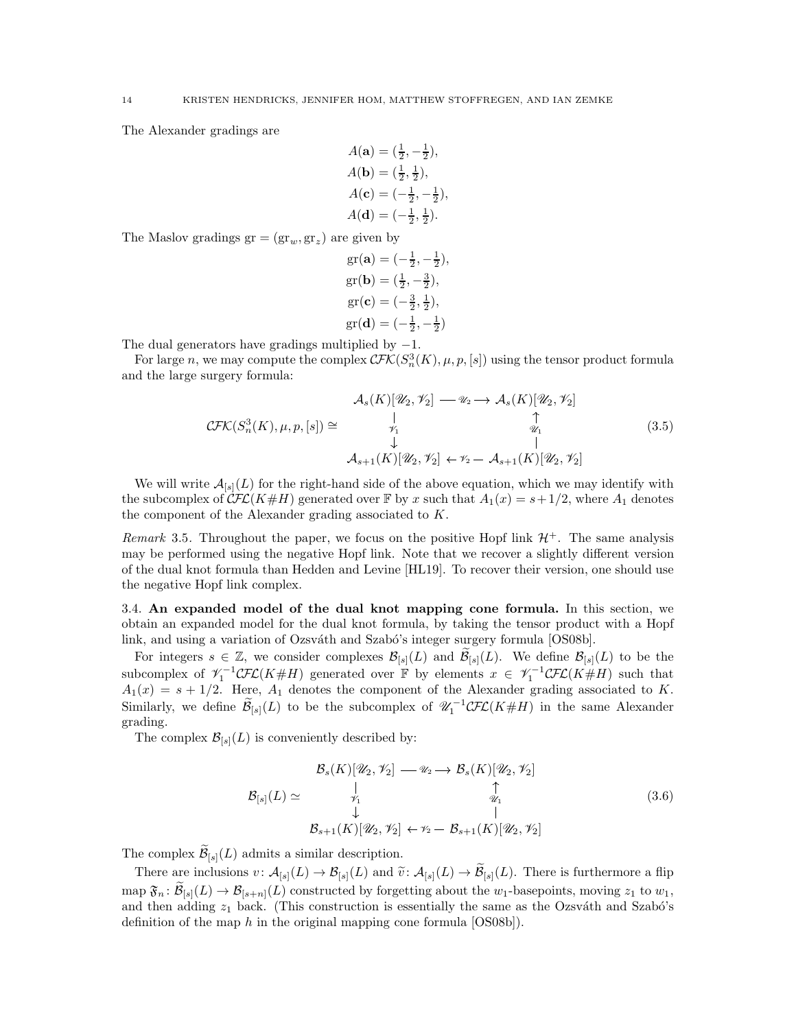The Alexander gradings are

$$
\begin{aligned}
A(\mathbf{a}) &= (\tfrac{1}{2}, -\tfrac{1}{2}),\\
A(\mathbf{b}) &= (\tfrac{1}{2}, \tfrac{1}{2}),\\
A(\mathbf{c}) &= (-\tfrac{1}{2}, -\tfrac{1}{2}),\\
A(\mathbf{d}) &= (-\tfrac{1}{2}, \tfrac{1}{2}).
\end{aligned}
$$

The Maslov gradings $\mathrm{gr} = (\mathrm{gr}_w, \mathrm{gr}_z)$ are given by

$$
\begin{aligned}
\mathrm{gr}(\mathbf{a}) &= (-\tfrac{1}{2}, -\tfrac{1}{2}),\\
\mathrm{gr}(\mathbf{b}) &= (\tfrac{1}{2}, -\tfrac{3}{2}),\\
\mathrm{gr}(\mathbf{c}) &= (-\tfrac{3}{2}, \tfrac{1}{2}),\\
\mathrm{gr}(\mathbf{d}) &= (-\tfrac{1}{2}, -\tfrac{1}{2})
\end{aligned}
$$

The dual generators have gradings multiplied by $-1$.

For large $n$, we may compute the complex $\mathcal{CFK}(S^3_n(K), \mu, p, [s])$ using the tensor product formula and the large surgery formula:

$$
\mathcal{CFK}(S^3_n(K),\mu,p,[s]) \cong \begin{array}{ccc}
\mathcal{A}_s(K)[\mathscr{U}_2,\mathscr{V}_2] & \xrightarrow{\mathscr{U}_2} & \mathcal{A}_s(K)[\mathscr{U}_2,\mathscr{V}_2] \\
\Big\downarrow{\scriptstyle \mathscr{V}_1} & & \Big\uparrow{\scriptstyle \mathscr{U}_1} \\
\mathcal{A}_{s+1}(K)[\mathscr{U}_2,\mathscr{V}_2] & \xleftarrow{\mathscr{V}_2} & \mathcal{A}_{s+1}(K)[\mathscr{U}_2,\mathscr{V}_2]
\end{array} \tag{3.5}
$$

We will write $\mathcal{A}_{[s]}(L)$ for the right-hand side of the above equation, which we may identify with the subcomplex of $\mathcal{CFL}(K\#H)$ generated over $\mathbb{F}$ by $x$ such that $A_1(x) = s+1/2$, where $A_1$ denotes the component of the Alexander grading associated to $K$.

*Remark* 3.5. Throughout the paper, we focus on the positive Hopf link $\mathcal{H}^+$. The same analysis may be performed using the negative Hopf link. Note that we recover a slightly different version of the dual knot formula than Hedden and Levine [HL19]. To recover their version, one should use the negative Hopf link complex.

### 3.4. An expanded model of the dual knot mapping cone formula.

In this section, we obtain an expanded model for the dual knot formula, by taking the tensor product with a Hopf link, and using a variation of Ozsváth and Szabó's integer surgery formula [OS08b].

For integers $s \in \mathbb{Z}$, we consider complexes $\mathcal{B}_{[s]}(L)$ and $\widetilde{\mathcal{B}}_{[s]}(L)$. We define $\mathcal{B}_{[s]}(L)$ to be the subcomplex of $\mathscr{V}_1^{-1}\mathcal{CFL}(K\#H)$ generated over $\mathbb{F}$ by elements $x \in \mathscr{V}_1^{-1}\mathcal{CFL}(K\#H)$ such that $A_1(x) = s+1/2$. Here, $A_1$ denotes the component of the Alexander grading associated to $K$. Similarly, we define $\widetilde{\mathcal{B}}_{[s]}(L)$ to be the subcomplex of $\mathscr{U}_1^{-1}\mathcal{CFL}(K\#H)$ in the same Alexander grading.

The complex $\mathcal{B}_{[s]}(L)$ is conveniently described by:

$$
\mathcal{B}_{[s]}(L) \simeq \begin{array}{ccc}
\mathcal{B}_s(K)[\mathscr{U}_2,\mathscr{V}_2] & \xrightarrow{\mathscr{U}_2} & \mathcal{B}_s(K)[\mathscr{U}_2,\mathscr{V}_2] \\
\Big\downarrow{\scriptstyle \mathscr{V}_1} & & \Big\uparrow{\scriptstyle \mathscr{U}_1} \\
\mathcal{B}_{s+1}(K)[\mathscr{U}_2,\mathscr{V}_2] & \xleftarrow{\mathscr{V}_2} & \mathcal{B}_{s+1}(K)[\mathscr{U}_2,\mathscr{V}_2]
\end{array} \tag{3.6}
$$

The complex $\widetilde{\mathcal{B}}_{[s]}(L)$ admits a similar description.

There are inclusions $v\colon \mathcal{A}_{[s]}(L) \to \mathcal{B}_{[s]}(L)$ and $\widetilde{v}\colon \mathcal{A}_{[s]}(L) \to \widetilde{\mathcal{B}}_{[s]}(L)$. There is furthermore a flip map $\mathfrak{F}_n\colon \widetilde{\mathcal{B}}_{[s]}(L) \to \mathcal{B}_{[s+n]}(L)$ constructed by forgetting about the $w_1$-basepoints, moving $z_1$ to $w_1$, and then adding $z_1$ back. (This construction is essentially the same as the Ozsváth and Szabó's definition of the map $h$ in the original mapping cone formula [OS08b]).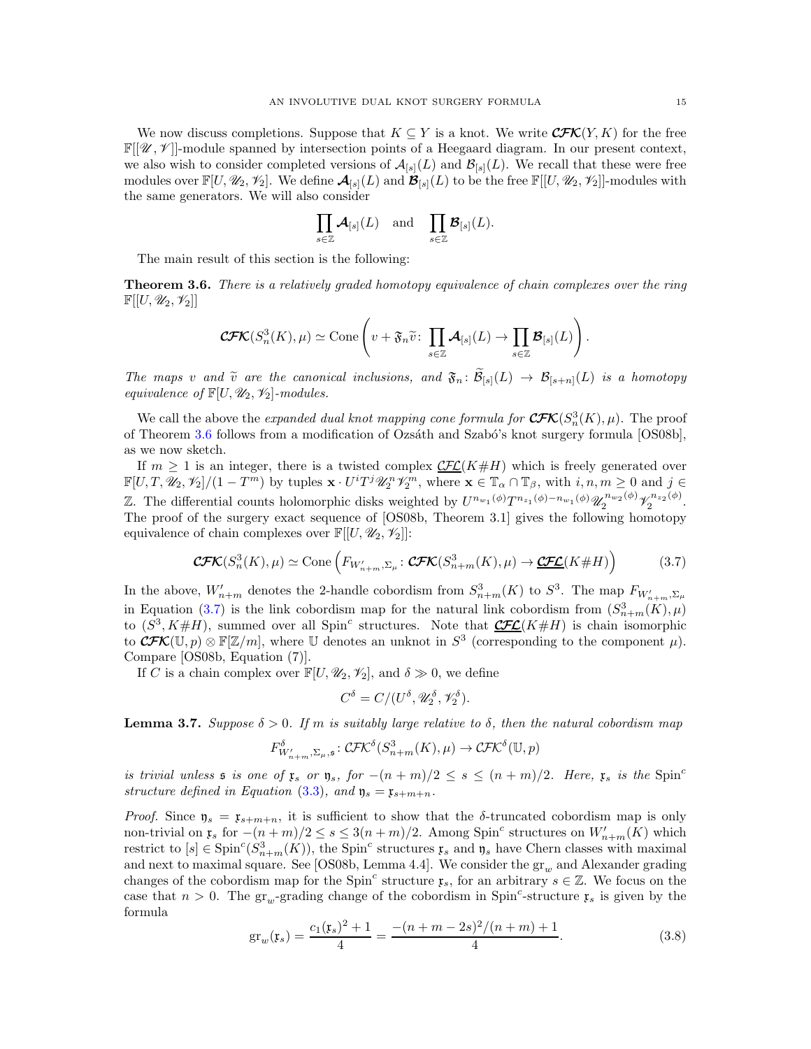We now discuss completions. Suppose that $K \subseteq Y$ is a knot. We write $\boldsymbol{\mathcal{CFK}}(Y,K)$ for the free $\mathbb{F}[[\mathscr{U},\mathscr{V}]]$-module spanned by intersection points of a Heegaard diagram. In our present context, we also wish to consider completed versions of $\mathcal{A}_{[s]}(L)$ and $\mathcal{B}_{[s]}(L)$. We recall that these were free modules over $\mathbb{F}[U,\mathscr{U}_2,\mathscr{V}_2]$. We define $\boldsymbol{\mathcal{A}}_{[s]}(L)$ and $\boldsymbol{\mathcal{B}}_{[s]}(L)$ to be the free $\mathbb{F}[[U,\mathscr{U}_2,\mathscr{V}_2]]$-modules with the same generators. We will also consider

$$\prod_{s\in\mathbb{Z}} \boldsymbol{\mathcal{A}}_{[s]}(L) \quad \text{and} \quad \prod_{s\in \mathbb{Z}} \boldsymbol{\mathcal{B}}_{[s]}(L).$$

The main result of this section is the following:

**Theorem 3.6.** *There is a relatively graded homotopy equivalence of chain complexes over the ring $\mathbb{F}[[U,\mathscr{U}_2,\mathscr{V}_2]]$*

$$\boldsymbol{\mathcal{CFK}}(S^3_n(K),\mu)\simeq \mathrm{Cone}\left(v+\mathfrak{F}_n\widetilde{v}\colon \prod_{s\in\mathbb{Z}}\boldsymbol{\mathcal{A}}_{[s]}(L)\to \prod_{s\in\mathbb{Z}}\boldsymbol{\mathcal{B}}_{[s]}(L)\right).$$

*The maps $v$ and $\widetilde{v}$ are the canonical inclusions, and $\mathfrak{F}_n\colon \widetilde{\mathcal{B}}_{[s]}(L)\to \mathcal{B}_{[s+n]}(L)$ is a homotopy equivalence of $\mathbb{F}[U,\mathscr{U}_2,\mathscr{V}_2]$-modules.*

We call the above the *expanded dual knot mapping cone formula for $\boldsymbol{\mathcal{CFK}}(S^3_n(K),\mu)$*. The proof of Theorem 3.6 follows from a modification of Ozsáth and Szabó's knot surgery formula [OS08b], as we now sketch.

If $m\geq 1$ is an integer, there is a twisted complex $\underline{\mathcal{CFL}}(K\#H)$ which is freely generated over $\mathbb{F}[U,T,\mathscr{U}_2,\mathscr{V}_2]/(1-T^m)$ by tuples $\mathbf{x}\cdot U^iT^j\mathscr{U}_2^n\mathscr{V}_2^m$, where $\mathbf{x}\in\mathbb{T}_\alpha\cap\mathbb{T}_\beta$, with $i,n,m\geq 0$ and $j\in\mathbb{Z}$. The differential counts holomorphic disks weighted by $U^{n_{w_1}(\phi)}T^{n_{z_1}(\phi)-n_{w_1}(\phi)}\mathscr{U}_2^{n_{w_2}(\phi)}\mathscr{V}_2^{n_{z_2}(\phi)}$. The proof of the surgery exact sequence of [OS08b, Theorem 3.1] gives the following homotopy equivalence of chain complexes over $\mathbb{F}[[U,\mathscr{U}_2,\mathscr{V}_2]]$:

$$\boldsymbol{\mathcal{CFK}}(S^3_n(K),\mu)\simeq \mathrm{Cone}\left(F_{W'_{n+m},\Sigma_\mu}\colon \boldsymbol{\mathcal{CFK}}(S^3_{n+m}(K),\mu)\to \underline{\boldsymbol{\mathcal{CFL}}}(K\#H)\right) \tag{3.7}$$

In the above, $W'_{n+m}$ denotes the 2-handle cobordism from $S^3_{n+m}(K)$ to $S^3$. The map $F_{W'_{n+m},\Sigma_\mu}$ in Equation (3.7) is the link cobordism map for the natural link cobordism from $(S^3_{n+m}(K),\mu)$ to $(S^3,K\#H)$, summed over all Spin$^c$ structures. Note that $\underline{\boldsymbol{\mathcal{CFL}}}(K\#H)$ is chain isomorphic to $\boldsymbol{\mathcal{CFK}}(\mathbb{U},p)\otimes\mathbb{F}[\mathbb{Z}/m]$, where $\mathbb{U}$ denotes an unknot in $S^3$ (corresponding to the component $\mu$). Compare [OS08b, Equation (7)].

If $C$ is a chain complex over $\mathbb{F}[U,\mathscr{U}_2,\mathscr{V}_2]$, and $\delta\gg 0$, we define

$$C^\delta = C/(U^\delta,\mathscr{U}_2^\delta,\mathscr{V}_2^\delta).$$

**Lemma 3.7.** *Suppose $\delta>0$. If $m$ is suitably large relative to $\delta$, then the natural cobordism map*

$$F^\delta_{W'_{n+m},\Sigma_\mu,\mathfrak{s}}\colon \mathcal{CFK}^\delta(S^3_{n+m}(K),\mu)\to\mathcal{CFK}^\delta(\mathbb{U},p)$$

*is trivial unless $\mathfrak{s}$ is one of $\mathfrak{x}_s$ or $\mathfrak{y}_s$, for $-(n+m)/2\leq s\leq (n+m)/2$. Here, $\mathfrak{x}_s$ is the Spin$^c$ structure defined in Equation (3.3), and $\mathfrak{y}_s=\mathfrak{x}_{s+m+n}$.*

*Proof.* Since $\mathfrak{y}_s=\mathfrak{x}_{s+m+n}$, it is sufficient to show that the $\delta$-truncated cobordism map is only non-trivial on $\mathfrak{x}_s$ for $-(n+m)/2\leq s\leq 3(n+m)/2$. Among Spin$^c$ structures on $W'_{n+m}(K)$ which restrict to $[s]\in\mathrm{Spin}^c(S^3_{n+m}(K))$, the Spin$^c$ structures $\mathfrak{x}_s$ and $\mathfrak{y}_s$ have Chern classes with maximal and next to maximal square. See [OS08b, Lemma 4.4]. We consider the $\mathrm{gr}_w$ and Alexander grading changes of the cobordism map for the Spin$^c$ structure $\mathfrak{x}_s$, for an arbitrary $s\in\mathbb{Z}$. We focus on the case that $n>0$. The $\mathrm{gr}_w$-grading change of the cobordism in Spin$^c$-structure $\mathfrak{x}_s$ is given by the formula

$$\mathrm{gr}_w(\mathfrak{x}_s)=\frac{c_1(\mathfrak{x}_s)^2+1}{4}=\frac{-(n+m-2s)^2/(n+m)+1}{4}. \tag{3.8}$$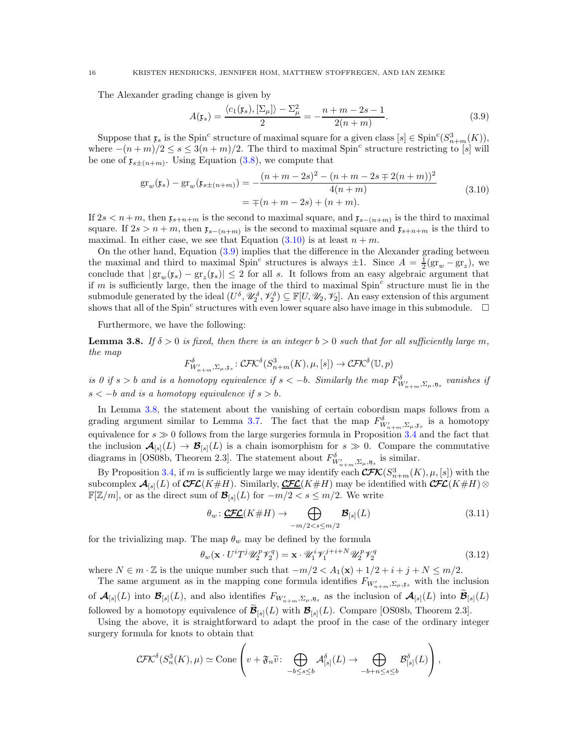The Alexander grading change is given by

$$A(\mathfrak{x}_s) = \frac{\langle c_1(\mathfrak{x}_s), [\Sigma_\mu]\rangle - \Sigma_\mu^2}{2} = -\frac{n+m-2s-1}{2(n+m)}. \tag{3.9}$$

Suppose that $\mathfrak{x}_s$ is the $\mathrm{Spin}^c$ structure of maximal square for a given class $[s] \in \mathrm{Spin}^c(S^3_{n+m}(K))$, where $-(n+m)/2 \le s \le 3(n+m)/2$. The third to maximal $\mathrm{Spin}^c$ structure restricting to $[s]$ will be one of $\mathfrak{x}_{s\pm(n+m)}$. Using Equation (3.8), we compute that

$$\begin{aligned}\mathrm{gr}_w(\mathfrak{x}_s) - \mathrm{gr}_w(\mathfrak{x}_{s\pm(n+m)}) &= -\frac{(n+m-2s)^2 - (n+m-2s \mp 2(n+m))^2}{4(n+m)} \\ &= \mp(n+m-2s) + (n+m).\end{aligned} \tag{3.10}$$

If $2s < n+m$, then $\mathfrak{x}_{s+n+m}$ is the second to maximal square, and $\mathfrak{x}_{s-(n+m)}$ is the third to maximal square. If $2s > n+m$, then $\mathfrak{x}_{s-(n+m)}$ is the second to maximal square and $\mathfrak{x}_{s+n+m}$ is the third to maximal. In either case, we see that Equation (3.10) is at least $n+m$.

On the other hand, Equation (3.9) implies that the difference in the Alexander grading between the maximal and third to maximal $\mathrm{Spin}^c$ structures is always $\pm 1$. Since $A = \frac{1}{2}(\mathrm{gr}_w - \mathrm{gr}_z)$, we conclude that $|\mathrm{gr}_w(\mathfrak{x}_s) - \mathrm{gr}_z(\mathfrak{x}_s)| \le 2$ for all $s$. It follows from an easy algebraic argument that if $m$ is sufficiently large, then the image of the third to maximal $\mathrm{Spin}^c$ structure must lie in the submodule generated by the ideal $(U^\delta, \mathscr{U}_2^\delta, \mathscr{V}_2^\delta) \subseteq \mathbb{F}[U, \mathscr{U}_2, \mathscr{V}_2]$. An easy extension of this argument shows that all of the $\mathrm{Spin}^c$ structures with even lower square also have image in this submodule. $\square$

Furthermore, we have the following:

**Lemma 3.8.** *If $\delta > 0$ is fixed, then there is an integer $b > 0$ such that for all sufficiently large $m$, the map*

$$F^\delta_{W'_{n+m},\Sigma_\mu,\mathfrak{x}_s} \colon \mathcal{CFK}^\delta(S^3_{n+m}(K), \mu, [s]) \to \mathcal{CFK}^\delta(\mathbb{U}, p)$$

*is 0 if $s > b$ and is a homotopy equivalence if $s < -b$. Similarly the map $F^\delta_{W'_{n+m},\Sigma_\mu,\mathfrak{y}_s}$ vanishes if $s < -b$ and is a homotopy equivalence if $s > b$.*

In Lemma 3.8, the statement about the vanishing of certain cobordism maps follows from a grading argument similar to Lemma 3.7. The fact that the map $F^\delta_{W'_{n+m},\Sigma_\mu,\mathfrak{x}_s}$ is a homotopy equivalence for $s \gg 0$ follows from the large surgeries formula in Proposition 3.4 and the fact that the inclusion $\mathcal{A}_{[s]}(L) \to \mathcal{B}_{[s]}(L)$ is a chain isomorphism for $s \gg 0$. Compare the commutative diagrams in [OS08b, Theorem 2.3]. The statement about $F^\delta_{W'_{n+m},\Sigma_\mu,\mathfrak{y}_s}$ is similar.

By Proposition 3.4, if $m$ is sufficiently large we may identify each $\mathcal{CFK}(S^3_{n+m}(K), \mu, [s])$ with the subcomplex $\mathcal{A}_{[s]}(L)$ of $\mathcal{CFL}(K\#H)$. Similarly, $\underline{\mathcal{CFL}}(K\#H)$ may be identified with $\mathcal{CFL}(K\#H) \otimes \mathbb{F}[\mathbb{Z}/m]$, or as the direct sum of $\mathcal{B}_{[s]}(L)$ for $-m/2 < s \le m/2$. We write

$$\theta_w \colon \underline{\mathcal{CFL}}(K\#H) \to \bigoplus_{-m/2 < s \le m/2} \mathcal{B}_{[s]}(L) \tag{3.11}$$

for the trivializing map. The map $\theta_w$ may be defined by the formula

$$\theta_w(\mathbf{x} \cdot U^i T^j \mathscr{U}_2^p \mathscr{V}_2^q) = \mathbf{x} \cdot \mathscr{U}_1^i \mathscr{V}_1^{j+i+N} \mathscr{U}_2^p \mathscr{V}_2^q \tag{3.12}$$

where $N \in m \cdot \mathbb{Z}$ is the unique number such that $-m/2 < A_1(\mathbf{x}) + 1/2 + i + j + N \le m/2$.

The same argument as in the mapping cone formula identifies $F_{W'_{n+m},\Sigma_\mu,\mathfrak{x}_s}$ with the inclusion of $\mathcal{A}_{[s]}(L)$ into $\mathcal{B}_{[s]}(L)$, and also identifies $F_{W'_{n+m},\Sigma_\mu,\mathfrak{y}_s}$ as the inclusion of $\mathcal{A}_{[s]}(L)$ into $\widetilde{\mathcal{B}}_{[s]}(L)$ followed by a homotopy equivalence of $\widetilde{\mathcal{B}}_{[s]}(L)$ with $\mathcal{B}_{[s]}(L)$. Compare [OS08b, Theorem 2.3].

Using the above, it is straightforward to adapt the proof in the case of the ordinary integer surgery formula for knots to obtain that

$$\mathcal{CFK}^\delta(S^3_n(K), \mu) \simeq \mathrm{Cone}\left( v + \mathfrak{F}_n \widetilde{v} \colon \bigoplus_{-b \le s \le b} \mathcal{A}^\delta_{[s]}(L) \to \bigoplus_{-b+n \le s \le b} \mathcal{B}^\delta_{[s]}(L) \right),$$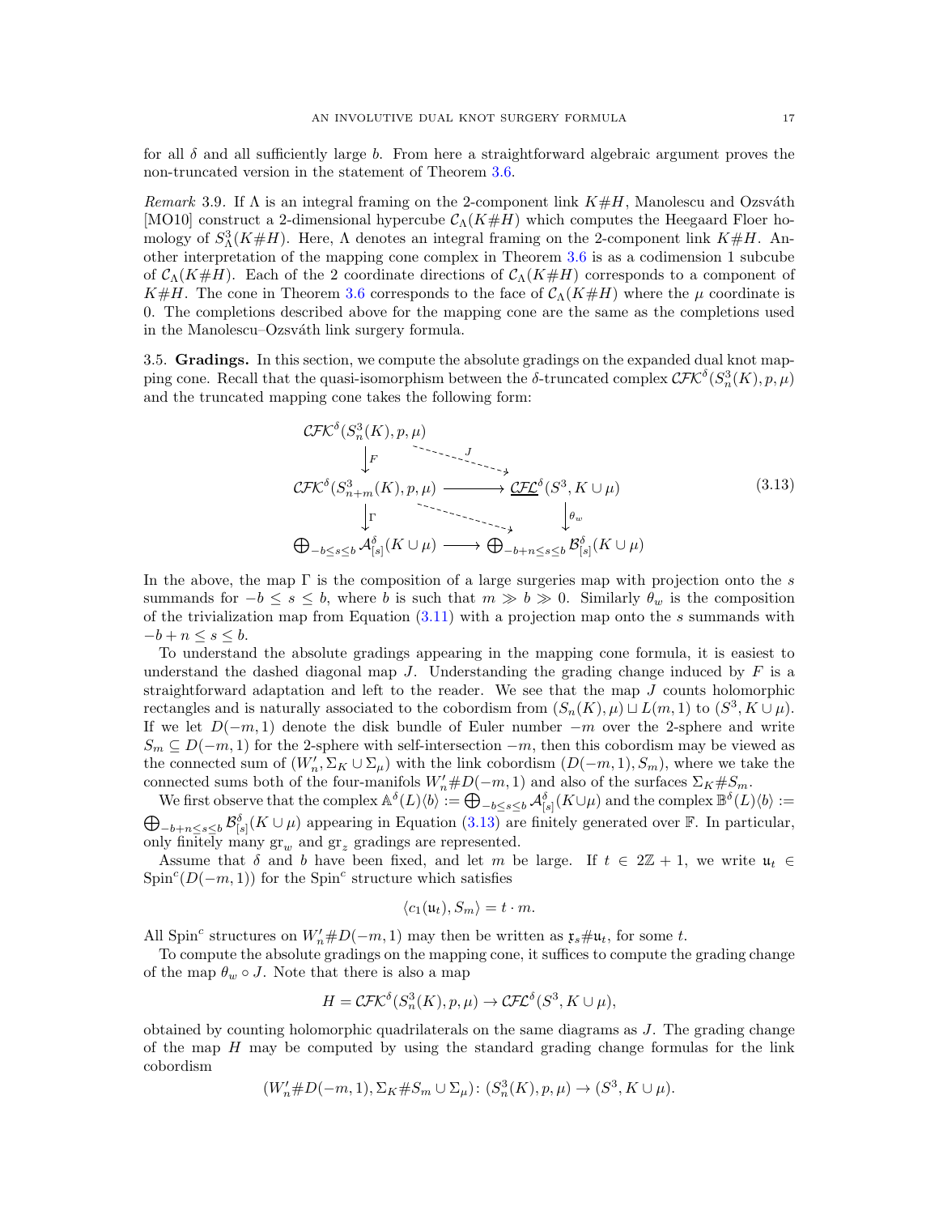for all $\delta$ and all sufficiently large $b$. From here a straightforward algebraic argument proves the non-truncated version in the statement of Theorem 3.6.

*Remark* 3.9. If $\Lambda$ is an integral framing on the 2-component link $K\#H$, Manolescu and Ozsváth [MO10] construct a 2-dimensional hypercube $\mathcal{C}_\Lambda(K\#H)$ which computes the Heegaard Floer homology of $S^3_\Lambda(K\#H)$. Here, $\Lambda$ denotes an integral framing on the 2-component link $K\#H$. Another interpretation of the mapping cone complex in Theorem 3.6 is as a codimension 1 subcube of $\mathcal{C}_\Lambda(K\#H)$. Each of the 2 coordinate directions of $\mathcal{C}_\Lambda(K\#H)$ corresponds to a component of $K\#H$. The cone in Theorem 3.6 corresponds to the face of $\mathcal{C}_\Lambda(K\#H)$ where the $\mu$ coordinate is 0. The completions described above for the mapping cone are the same as the completions used in the Manolescu–Ozsváth link surgery formula.

## 3.5. Gradings.

In this section, we compute the absolute gradings on the expanded dual knot mapping cone. Recall that the quasi-isomorphism between the $\delta$-truncated complex $\mathcal{CFK}^\delta(S^3_n(K), p, \mu)$ and the truncated mapping cone takes the following form:

$$\begin{array}{ccc}
\mathcal{CFK}^\delta(S^3_n(K),p,\mu) & \overset{J}{\dashrightarrow} & \\
\downarrow F & & \\
\mathcal{CFK}^\delta(S^3_{n+m}(K),p,\mu) & \longrightarrow & \underline{\mathcal{CFL}}^\delta(S^3, K\cup \mu) \\
\downarrow \Gamma & \searrow & \downarrow \theta_w \\
\bigoplus_{-b\le s\le b} \mathcal{A}^\delta_{[s]}(K\cup\mu) & \longrightarrow & \bigoplus_{-b+n\le s\le b} \mathcal{B}^\delta_{[s]}(K\cup \mu)
\end{array} \tag{3.13}$$

In the above, the map $\Gamma$ is the composition of a large surgeries map with projection onto the $s$ summands for $-b \le s \le b$, where $b$ is such that $m \gg b \gg 0$. Similarly $\theta_w$ is the composition of the trivialization map from Equation (3.11) with a projection map onto the $s$ summands with $-b+n \le s \le b$.

To understand the absolute gradings appearing in the mapping cone formula, it is easiest to understand the dashed diagonal map $J$. Understanding the grading change induced by $F$ is a straightforward adaptation and left to the reader. We see that the map $J$ counts holomorphic rectangles and is naturally associated to the cobordism from $(S_n(K),\mu)\sqcup L(m,1)$ to $(S^3, K\cup\mu)$. If we let $D(-m,1)$ denote the disk bundle of Euler number $-m$ over the 2-sphere and write $S_m \subseteq D(-m,1)$ for the 2-sphere with self-intersection $-m$, then this cobordism may be viewed as the connected sum of $(W_n', \Sigma_K \cup \Sigma_\mu)$ with the link cobordism $(D(-m,1), S_m)$, where we take the connected sums both of the four-manifolds $W_n' \# D(-m,1)$ and also of the surfaces $\Sigma_K \# S_m$.

We first observe that the complex $\mathbb{A}^\delta(L)\langle b\rangle := \bigoplus_{-b\le s\le b}\mathcal{A}^\delta_{[s]}(K\cup\mu)$ and the complex $\mathbb{B}^\delta(L)\langle b\rangle := \bigoplus_{-b+n\le s\le b}\mathcal{B}^\delta_{[s]}(K\cup\mu)$ appearing in Equation (3.13) are finitely generated over $\mathbb{F}$. In particular, only finitely many $\mathrm{gr}_w$ and $\mathrm{gr}_z$ gradings are represented.

Assume that $\delta$ and $b$ have been fixed, and let $m$ be large. If $t \in 2\mathbb{Z}+1$, we write $\mathfrak{u}_t \in \mathrm{Spin}^c(D(-m,1))$ for the $\mathrm{Spin}^c$ structure which satisfies

$$\langle c_1(\mathfrak{u}_t), S_m\rangle = t\cdot m.$$

All $\mathrm{Spin}^c$ structures on $W_n'\# D(-m,1)$ may then be written as $\mathfrak{x}_s \# \mathfrak{u}_t$, for some $t$.

To compute the absolute gradings on the mapping cone, it suffices to compute the grading change of the map $\theta_w \circ J$. Note that there is also a map

$$H = \mathcal{CFK}^\delta(S^3_n(K),p,\mu) \to \mathcal{CFL}^\delta(S^3, K\cup\mu),$$

obtained by counting holomorphic quadrilaterals on the same diagrams as $J$. The grading change of the map $H$ may be computed by using the standard grading change formulas for the link cobordism

$$(W_n'\# D(-m,1), \Sigma_K \# S_m \cup \Sigma_\mu)\colon (S^3_n(K), p, \mu) \to (S^3, K\cup\mu).$$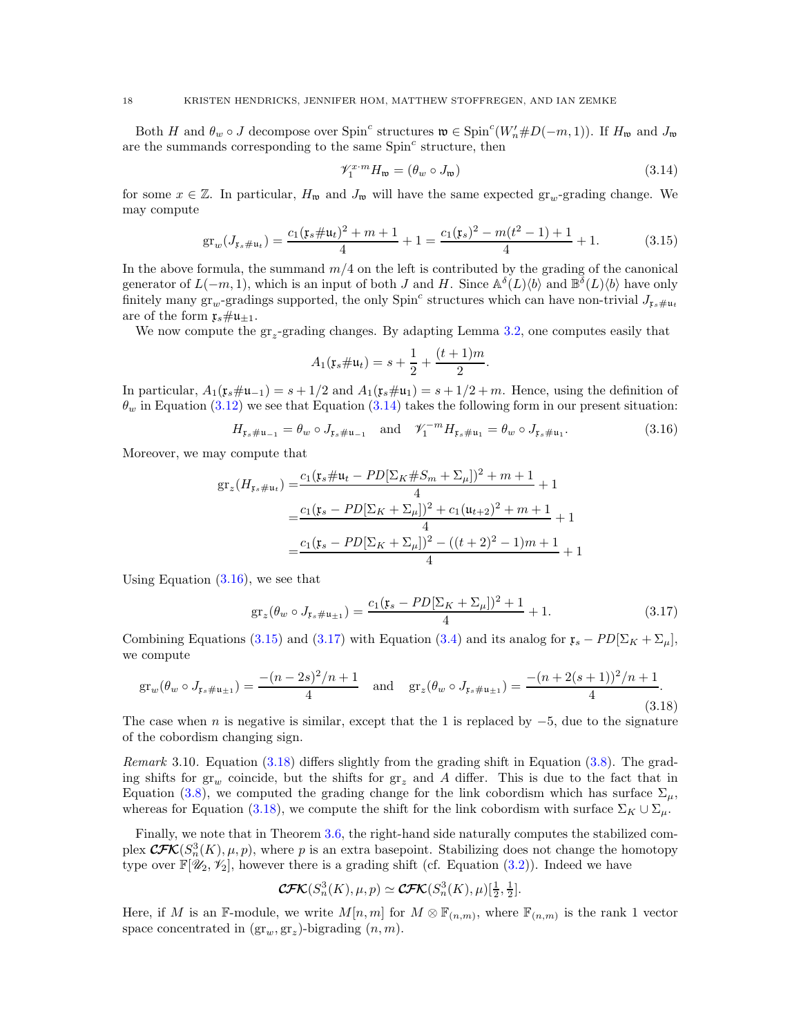Both $H$ and $\theta_w \circ J$ decompose over $\mathrm{Spin}^c$ structures $\mathfrak{w} \in \mathrm{Spin}^c(W_n' \# D(-m,1))$. If $H_{\mathfrak{w}}$ and $J_{\mathfrak{w}}$ are the summands corresponding to the same $\mathrm{Spin}^c$ structure, then

$$\mathscr{V}_1^{x \cdot m} H_{\mathfrak{w}} = (\theta_w \circ J_{\mathfrak{w}}) \tag{3.14}$$

for some $x \in \mathbb{Z}$. In particular, $H_{\mathfrak{w}}$ and $J_{\mathfrak{w}}$ will have the same expected $\mathrm{gr}_w$-grading change. We may compute

$$\mathrm{gr}_w(J_{\mathfrak{x}_s \# \mathfrak{u}_t}) = \frac{c_1(\mathfrak{x}_s \# \mathfrak{u}_t)^2 + m + 1}{4} + 1 = \frac{c_1(\mathfrak{x}_s)^2 - m(t^2-1) + 1}{4} + 1. \tag{3.15}$$

In the above formula, the summand $m/4$ on the left is contributed by the grading of the canonical generator of $L(-m,1)$, which is an input of both $J$ and $H$. Since $\mathbb{A}^\delta(L)\langle b \rangle$ and $\mathbb{B}^\delta(L)\langle b \rangle$ have only finitely many $\mathrm{gr}_w$-gradings supported, the only $\mathrm{Spin}^c$ structures which can have non-trivial $J_{\mathfrak{x}_s \# \mathfrak{u}_t}$ are of the form $\mathfrak{x}_s \# \mathfrak{u}_{\pm 1}$.

We now compute the $\mathrm{gr}_z$-grading changes. By adapting Lemma 3.2, one computes easily that

$$A_1(\mathfrak{x}_s \# \mathfrak{u}_t) = s + \frac{1}{2} + \frac{(t+1)m}{2}.$$

In particular, $A_1(\mathfrak{x}_s \# \mathfrak{u}_{-1}) = s + 1/2$ and $A_1(\mathfrak{x}_s \# \mathfrak{u}_1) = s + 1/2 + m$. Hence, using the definition of $\theta_w$ in Equation (3.12) we see that Equation (3.14) takes the following form in our present situation:

$$H_{\mathfrak{x}_s \# \mathfrak{u}_{-1}} = \theta_w \circ J_{\mathfrak{x}_s \# \mathfrak{u}_{-1}} \quad \text{and} \quad \mathscr{V}_1^{-m} H_{\mathfrak{x}_s \# \mathfrak{u}_1} = \theta_w \circ J_{\mathfrak{x}_s \# \mathfrak{u}_1}. \tag{3.16}$$

Moreover, we may compute that

$$\begin{aligned}
\mathrm{gr}_z(H_{\mathfrak{x}_s \# \mathfrak{u}_t}) =& \frac{c_1(\mathfrak{x}_s \# \mathfrak{u}_t - PD[\Sigma_K \# S_m + \Sigma_\mu])^2 + m + 1}{4} + 1 \\
=& \frac{c_1(\mathfrak{x}_s - PD[\Sigma_K + \Sigma_\mu])^2 + c_1(\mathfrak{u}_{t+2})^2 + m + 1}{4} + 1 \\
=& \frac{c_1(\mathfrak{x}_s - PD[\Sigma_K + \Sigma_\mu])^2 - ((t+2)^2 - 1)m + 1}{4} + 1
\end{aligned}$$

Using Equation (3.16), we see that

$$\mathrm{gr}_z(\theta_w \circ J_{\mathfrak{x}_s \# \mathfrak{u}_{\pm 1}}) = \frac{c_1(\mathfrak{x}_s - PD[\Sigma_K + \Sigma_\mu])^2 + 1}{4} + 1. \tag{3.17}$$

Combining Equations (3.15) and (3.17) with Equation (3.4) and its analog for $\mathfrak{x}_s - PD[\Sigma_K + \Sigma_\mu]$, we compute

$$\mathrm{gr}_w(\theta_w \circ J_{\mathfrak{x}_s \# \mathfrak{u}_{\pm 1}}) = \frac{-(n-2s)^2/n + 1}{4} \quad \text{and} \quad \mathrm{gr}_z(\theta_w \circ J_{\mathfrak{x}_s \# \mathfrak{u}_{\pm 1}}) = \frac{-(n + 2(s+1))^2/n + 1}{4}. \tag{3.18}$$

The case when $n$ is negative is similar, except that the 1 is replaced by $-5$, due to the signature of the cobordism changing sign.

*Remark* 3.10. Equation (3.18) differs slightly from the grading shift in Equation (3.8). The grading shifts for $\mathrm{gr}_w$ coincide, but the shifts for $\mathrm{gr}_z$ and $A$ differ. This is due to the fact that in Equation (3.8), we computed the grading change for the link cobordism which has surface $\Sigma_\mu$, whereas for Equation (3.18), we compute the shift for the link cobordism with surface $\Sigma_K \cup \Sigma_\mu$.

Finally, we note that in Theorem 3.6, the right-hand side naturally computes the stabilized complex $\mathcal{CFK}(S^3_n(K), \mu, p)$, where $p$ is an extra basepoint. Stabilizing does not change the homotopy type over $\mathbb{F}[\mathscr{U}_2, \mathscr{V}_2]$, however there is a grading shift (cf. Equation (3.2)). Indeed we have

$$\mathcal{CFK}(S^3_n(K), \mu, p) \simeq \mathcal{CFK}(S^3_n(K), \mu)[\tfrac{1}{2}, \tfrac{1}{2}].$$

Here, if $M$ is an $\mathbb{F}$-module, we write $M[n,m]$ for $M \otimes \mathbb{F}_{(n,m)}$, where $\mathbb{F}_{(n,m)}$ is the rank 1 vector space concentrated in $(\mathrm{gr}_w, \mathrm{gr}_z)$-bigrading $(n,m)$.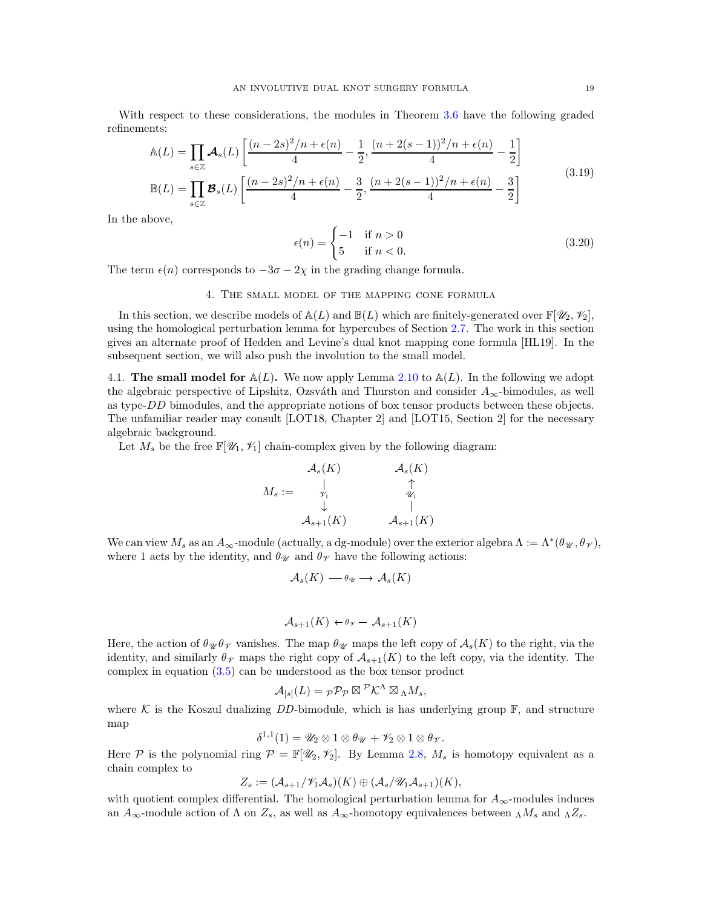With respect to these considerations, the modules in Theorem 3.6 have the following graded refinements:

$$\begin{aligned}
\mathbb{A}(L) &= \prod_{s\in\mathbb{Z}} \boldsymbol{\mathcal{A}}_s(L)\left[\frac{(n-2s)^2/n+\epsilon(n)}{4}-\frac{1}{2}, \frac{(n+2(s-1))^2/n+\epsilon(n)}{4}-\frac{1}{2}\right]\\
\mathbb{B}(L) &= \prod_{s\in\mathbb{Z}} \boldsymbol{\mathcal{B}}_s(L)\left[\frac{(n-2s)^2/n+\epsilon(n)}{4}-\frac{3}{2}, \frac{(n+2(s-1))^2/n+\epsilon(n)}{4}-\frac{3}{2}\right]
\end{aligned} \tag{3.19}$$

In the above,

$$\epsilon(n) = \begin{cases} -1 & \text{if } n>0 \\ 5 & \text{if } n<0. \end{cases} \tag{3.20}$$

The term $\epsilon(n)$ corresponds to $-3\sigma - 2\chi$ in the grading change formula.

## 4. The small model of the mapping cone formula

In this section, we describe models of $\mathbb{A}(L)$ and $\mathbb{B}(L)$ which are finitely-generated over $\mathbb{F}[\mathscr{U}_2,\mathscr{V}_2]$, using the homological perturbation lemma for hypercubes of Section 2.7. The work in this section gives an alternate proof of Hedden and Levine's dual knot mapping cone formula [HL19]. In the subsequent section, we will also push the involution to the small model.

**4.1. The small model for $\mathbb{A}(L)$.** We now apply Lemma 2.10 to $\mathbb{A}(L)$. In the following we adopt the algebraic perspective of Lipshitz, Ozsváth and Thurston and consider $A_\infty$-bimodules, as well as type-$DD$ bimodules, and the appropriate notions of box tensor products between these objects. The unfamiliar reader may consult [LOT18, Chapter 2] and [LOT15, Section 2] for the necessary algebraic background.

Let $M_s$ be the free $\mathbb{F}[\mathscr{U}_1,\mathscr{V}_1]$ chain-complex given by the following diagram:

$$M_s := \quad \begin{matrix} \mathcal{A}_s(K) & & \mathcal{A}_s(K) \\ \Big\downarrow {\scriptstyle \mathscr{V}_1} & & \Big\uparrow {\scriptstyle \mathscr{U}_1} \\ \mathcal{A}_{s+1}(K) & & \mathcal{A}_{s+1}(K) \end{matrix}$$

We can view $M_s$ as an $A_\infty$-module (actually, a dg-module) over the exterior algebra $\Lambda := \Lambda^*(\theta_{\mathscr{U}},\theta_{\mathscr{V}})$, where 1 acts by the identity, and $\theta_{\mathscr{U}}$ and $\theta_{\mathscr{V}}$ have the following actions:

$$\mathcal{A}_s(K) \xrightarrow{\ \theta_{\mathscr{U}}\ } \mathcal{A}_s(K)$$

$$\mathcal{A}_{s+1}(K) \xleftarrow{\ \theta_{\mathscr{V}}\ } \mathcal{A}_{s+1}(K)$$

Here, the action of $\theta_{\mathscr{U}}\theta_{\mathscr{V}}$ vanishes. The map $\theta_{\mathscr{U}}$ maps the left copy of $\mathcal{A}_s(K)$ to the right, via the identity, and similarly $\theta_{\mathscr{V}}$ maps the right copy of $\mathcal{A}_{s+1}(K)$ to the left copy, via the identity. The complex in equation (3.5) can be understood as the box tensor product

$$\mathcal{A}_{[s]}(L) = {}_{\mathcal{P}}\mathcal{P}_{\mathcal{P}} \boxtimes {}^{\mathcal{P}}\mathcal{K}^{\Lambda} \boxtimes {}_{\Lambda}M_s,$$

where $\mathcal{K}$ is the Koszul dualizing $DD$-bimodule, which is has underlying group $\mathbb{F}$, and structure map

$$\delta^{1,1}(1) = \mathscr{U}_2 \otimes 1 \otimes \theta_{\mathscr{U}} + \mathscr{V}_2 \otimes 1 \otimes \theta_{\mathscr{V}}.$$

Here $\mathcal{P}$ is the polynomial ring $\mathcal{P} = \mathbb{F}[\mathscr{U}_2,\mathscr{V}_2]$. By Lemma 2.8, $M_s$ is homotopy equivalent as a chain complex to

$$Z_s := (\mathcal{A}_{s+1}/\mathscr{V}_1\mathcal{A}_s)(K) \oplus (\mathcal{A}_s/\mathscr{U}_1\mathcal{A}_{s+1})(K),$$

with quotient complex differential. The homological perturbation lemma for $A_\infty$-modules induces an $A_\infty$-module action of $\Lambda$ on $Z_s$, as well as $A_\infty$-homotopy equivalences between ${}_\Lambda M_s$ and ${}_\Lambda Z_s$.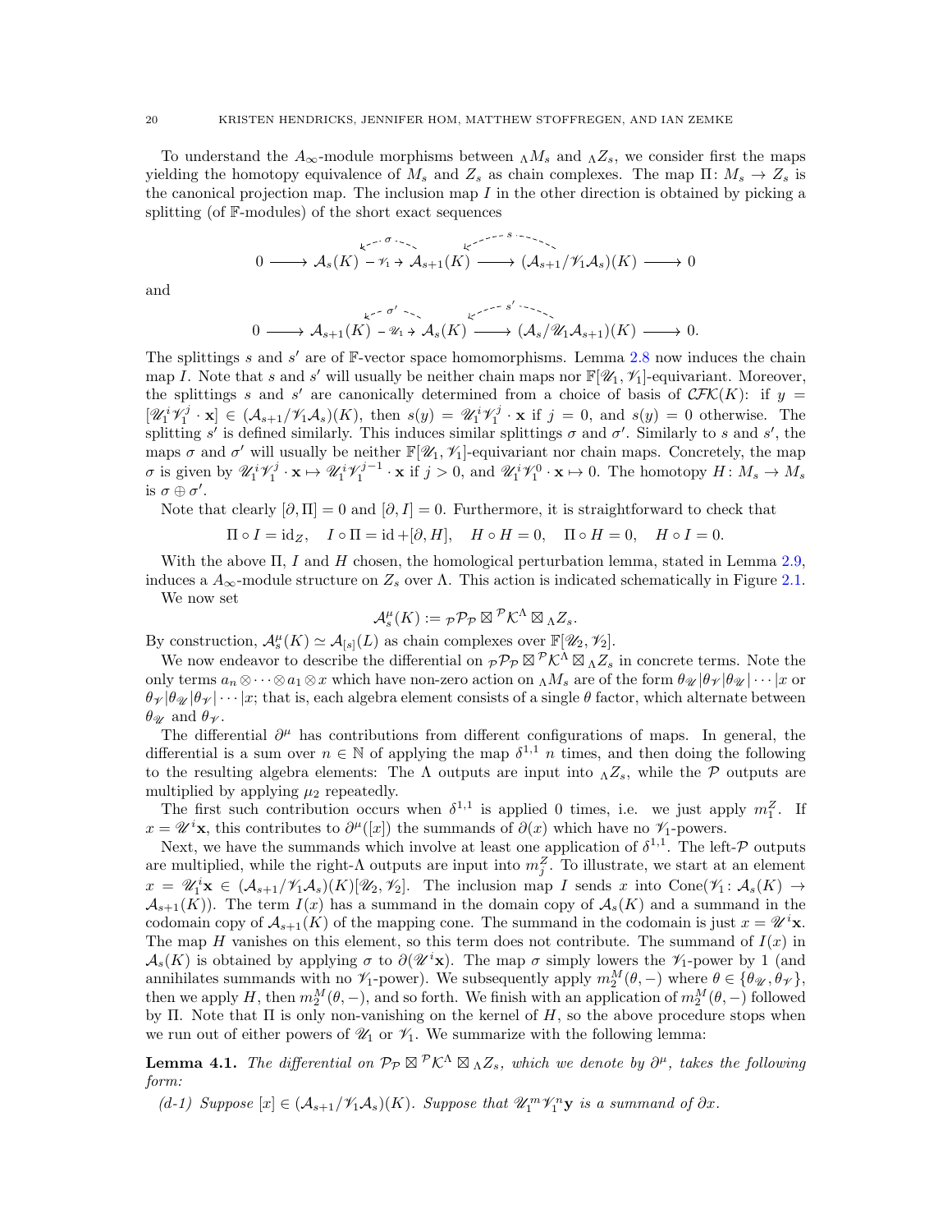To understand the $A_\infty$-module morphisms between ${}_\Lambda M_s$ and ${}_\Lambda Z_s$, we consider first the maps yielding the homotopy equivalence of $M_s$ and $Z_s$ as chain complexes. The map $\Pi\colon M_s \to Z_s$ is the canonical projection map. The inclusion map $I$ in the other direction is obtained by picking a splitting (of $\mathbb{F}$-modules) of the short exact sequences

$$0 \longrightarrow \mathcal{A}_s(K) \xrightarrow{\mathscr{V}_1} \mathcal{A}_{s+1}(K) \longrightarrow (\mathcal{A}_{s+1}/\mathscr{V}_1\mathcal{A}_s)(K) \longrightarrow 0$$

(with splittings $\sigma\colon \mathcal{A}_{s+1}(K) \dashrightarrow \mathcal{A}_s(K)$ and $s\colon (\mathcal{A}_{s+1}/\mathscr{V}_1\mathcal{A}_s)(K) \dashrightarrow \mathcal{A}_{s+1}(K)$)

and

$$0 \longrightarrow \mathcal{A}_{s+1}(K) \xrightarrow{\mathscr{U}_1} \mathcal{A}_s(K) \longrightarrow (\mathcal{A}_s/\mathscr{U}_1\mathcal{A}_{s+1})(K) \longrightarrow 0.$$

(with splittings $\sigma'\colon \mathcal{A}_{s}(K) \dashrightarrow \mathcal{A}_{s+1}(K)$ and $s'\colon (\mathcal{A}_{s}/\mathscr{U}_1\mathcal{A}_{s+1})(K) \dashrightarrow \mathcal{A}_{s}(K)$)

The splittings $s$ and $s'$ are of $\mathbb{F}$-vector space homomorphisms. Lemma 2.8 now induces the chain map $I$. Note that $s$ and $s'$ will usually be neither chain maps nor $\mathbb{F}[\mathscr{U}_1,\mathscr{V}_1]$-equivariant. Moreover, the splittings $s$ and $s'$ are canonically determined from a choice of basis of $\mathcal{CFK}(K)$: if $y = [\mathscr{U}_1^i\mathscr{V}_1^j\cdot \mathbf{x}] \in (\mathcal{A}_{s+1}/\mathscr{V}_1\mathcal{A}_s)(K)$, then $s(y) = \mathscr{U}_1^i\mathscr{V}_1^j\cdot\mathbf{x}$ if $j=0$, and $s(y)=0$ otherwise. The splitting $s'$ is defined similarly. This induces similar splittings $\sigma$ and $\sigma'$. Similarly to $s$ and $s'$, the maps $\sigma$ and $\sigma'$ will usually be neither $\mathbb{F}[\mathscr{U}_1,\mathscr{V}_1]$-equivariant nor chain maps. Concretely, the map $\sigma$ is given by $\mathscr{U}_1^i\mathscr{V}_1^j\cdot\mathbf{x}\mapsto \mathscr{U}_1^i\mathscr{V}_1^{j-1}\cdot\mathbf{x}$ if $j>0$, and $\mathscr{U}_1^i\mathscr{V}_1^0\cdot\mathbf{x}\mapsto 0$. The homotopy $H\colon M_s\to M_s$ is $\sigma\oplus\sigma'$.

Note that clearly $[\partial,\Pi]=0$ and $[\partial, I]=0$. Furthermore, it is straightforward to check that

$$\Pi\circ I = \mathrm{id}_Z,\quad I\circ\Pi = \mathrm{id} + [\partial,H],\quad H\circ H = 0,\quad \Pi\circ H = 0,\quad H\circ I = 0.$$

With the above $\Pi$, $I$ and $H$ chosen, the homological perturbation lemma, stated in Lemma 2.9, induces a $A_\infty$-module structure on $Z_s$ over $\Lambda$. This action is indicated schematically in Figure 2.1.

We now set

$$\mathcal{A}^\mu_s(K) := {}_{\mathcal{P}}\mathcal{P}_{\mathcal{P}} \boxtimes {}^{\mathcal{P}}\mathcal{K}^\Lambda \boxtimes {}_\Lambda Z_s.$$

By construction, $\mathcal{A}^\mu_s(K)\simeq \mathcal{A}_{[s]}(L)$ as chain complexes over $\mathbb{F}[\mathscr{U}_2,\mathscr{V}_2]$.

We now endeavor to describe the differential on ${}_{\mathcal{P}}\mathcal{P}_{\mathcal{P}} \boxtimes {}^{\mathcal{P}}\mathcal{K}^\Lambda \boxtimes {}_\Lambda Z_s$ in concrete terms. Note the only terms $a_n\otimes\cdots\otimes a_1\otimes x$ which have non-zero action on ${}_\Lambda M_s$ are of the form $\theta_{\mathscr{U}}|\theta_{\mathscr{V}}|\theta_{\mathscr{U}}|\cdots|x$ or $\theta_{\mathscr{V}}|\theta_{\mathscr{U}}|\theta_{\mathscr{V}}|\cdots|x$; that is, each algebra element consists of a single $\theta$ factor, which alternate between $\theta_{\mathscr{U}}$ and $\theta_{\mathscr{V}}$.

The differential $\partial^\mu$ has contributions from different configurations of maps. In general, the differential is a sum over $n\in\mathbb{N}$ of applying the map $\delta^{1,1}$ $n$ times, and then doing the following to the resulting algebra elements: The $\Lambda$ outputs are input into ${}_\Lambda Z_s$, while the $\mathcal{P}$ outputs are multiplied by applying $\mu_2$ repeatedly.

The first such contribution occurs when $\delta^{1,1}$ is applied 0 times, i.e. we just apply $m_1^Z$. If $x=\mathscr{U}^i\mathbf{x}$, this contributes to $\partial^\mu([x])$ the summands of $\partial(x)$ which have no $\mathscr{V}_1$-powers.

Next, we have the summands which involve at least one application of $\delta^{1,1}$. The left-$\mathcal{P}$ outputs are multiplied, while the right-$\Lambda$ outputs are input into $m_j^Z$. To illustrate, we start at an element $x=\mathscr{U}_1^i\mathbf{x}\in(\mathcal{A}_{s+1}/\mathscr{V}_1\mathcal{A}_s)(K)[\mathscr{U}_2,\mathscr{V}_2]$. The inclusion map $I$ sends $x$ into $\mathrm{Cone}(\mathscr{V}_1\colon \mathcal{A}_s(K)\to\mathcal{A}_{s+1}(K))$. The term $I(x)$ has a summand in the domain copy of $\mathcal{A}_s(K)$ and a summand in the codomain copy of $\mathcal{A}_{s+1}(K)$ of the mapping cone. The summand in the codomain is just $x=\mathscr{U}^i\mathbf{x}$. The map $H$ vanishes on this element, so this term does not contribute. The summand of $I(x)$ in $\mathcal{A}_s(K)$ is obtained by applying $\sigma$ to $\partial(\mathscr{U}^i\mathbf{x})$. The map $\sigma$ simply lowers the $\mathscr{V}_1$-power by 1 (and annihilates summands with no $\mathscr{V}_1$-power). We subsequently apply $m_2^M(\theta,-)$ where $\theta\in\{\theta_{\mathscr{U}},\theta_{\mathscr{V}}\}$, then we apply $H$, then $m_2^M(\theta,-)$, and so forth. We finish with an application of $m_2^M(\theta,-)$ followed by $\Pi$. Note that $\Pi$ is only non-vanishing on the kernel of $H$, so the above procedure stops when we run out of either powers of $\mathscr{U}_1$ or $\mathscr{V}_1$. We summarize with the following lemma:

**Lemma 4.1.** *The differential on $\mathcal{P}_{\mathcal{P}}\boxtimes{}^{\mathcal{P}}\mathcal{K}^\Lambda\boxtimes{}_\Lambda Z_s$, which we denote by $\partial^\mu$, takes the following form:*

*(d-1) Suppose $[x]\in(\mathcal{A}_{s+1}/\mathscr{V}_1\mathcal{A}_s)(K)$. Suppose that $\mathscr{U}_1^m\mathscr{V}_1^n\mathbf{y}$ is a summand of $\partial x$.*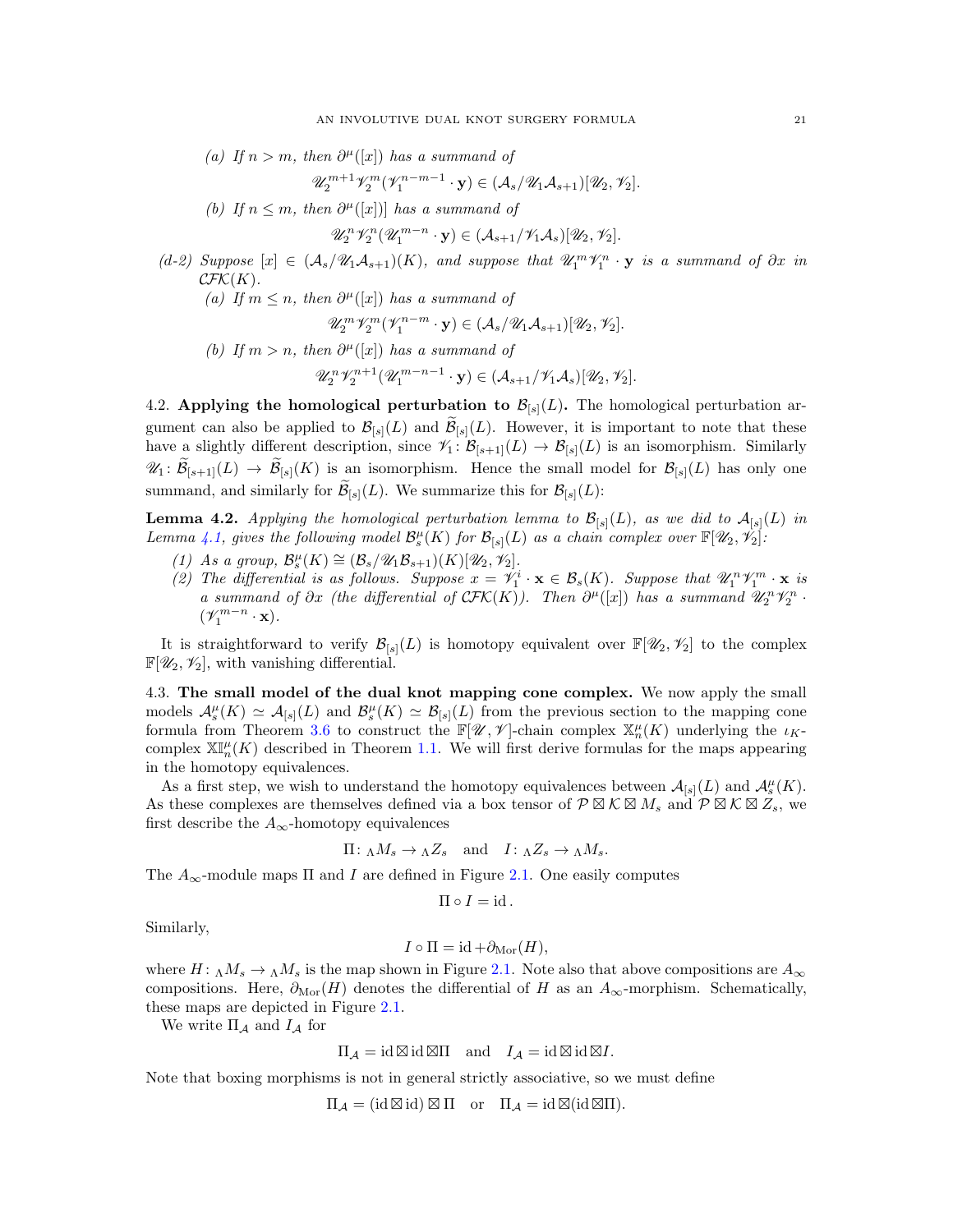(a) If $n > m$, then $\partial^\mu([x])$ has a summand of

$$\mathscr{U}_2^{m+1}\mathscr{V}_2^m(\mathscr{V}_1^{n-m-1}\cdot \mathbf{y}) \in (\mathcal{A}_s/\mathscr{U}_1\mathcal{A}_{s+1})[\mathscr{U}_2,\mathscr{V}_2].$$

(b) If $n \le m$, then $\partial^\mu([x])]$ has a summand of

$$\mathscr{U}_2^n\mathscr{V}_2^n(\mathscr{U}_1^{m-n}\cdot \mathbf{y}) \in (\mathcal{A}_{s+1}/\mathscr{V}_1\mathcal{A}_s)[\mathscr{U}_2,\mathscr{V}_2].$$

(d-2) Suppose $[x] \in (\mathcal{A}_s/\mathscr{U}_1\mathcal{A}_{s+1})(K)$, and suppose that $\mathscr{U}_1^m\mathscr{V}_1^n\cdot \mathbf{y}$ is a summand of $\partial x$ in $\mathcal{CFK}(K)$.

(a) If $m \le n$, then $\partial^\mu([x])$ has a summand of

$$\mathscr{U}_2^m\mathscr{V}_2^m(\mathscr{V}_1^{n-m}\cdot \mathbf{y}) \in (\mathcal{A}_s/\mathscr{U}_1\mathcal{A}_{s+1})[\mathscr{U}_2,\mathscr{V}_2].$$

(b) If $m > n$, then $\partial^\mu([x])$ has a summand of

$$\mathscr{U}_2^n\mathscr{V}_2^{n+1}(\mathscr{U}_1^{m-n-1}\cdot \mathbf{y}) \in (\mathcal{A}_{s+1}/\mathscr{V}_1\mathcal{A}_s)[\mathscr{U}_2,\mathscr{V}_2].$$

4.2. **Applying the homological perturbation to $\mathcal{B}_{[s]}(L)$.** The homological perturbation argument can also be applied to $\mathcal{B}_{[s]}(L)$ and $\widetilde{\mathcal{B}}_{[s]}(L)$. However, it is important to note that these have a slightly different description, since $\mathscr{V}_1\colon \mathcal{B}_{[s+1]}(L) \to \mathcal{B}_{[s]}(L)$ is an isomorphism. Similarly $\mathscr{U}_1\colon \widetilde{\mathcal{B}}_{[s+1]}(L) \to \widetilde{\mathcal{B}}_{[s]}(K)$ is an isomorphism. Hence the small model for $\mathcal{B}_{[s]}(L)$ has only one summand, and similarly for $\widetilde{\mathcal{B}}_{[s]}(L)$. We summarize this for $\mathcal{B}_{[s]}(L)$:

**Lemma 4.2.** *Applying the homological perturbation lemma to $\mathcal{B}_{[s]}(L)$, as we did to $\mathcal{A}_{[s]}(L)$ in Lemma 4.1, gives the following model $\mathcal{B}^\mu_s(K)$ for $\mathcal{B}_{[s]}(L)$ as a chain complex over $\mathbb{F}[\mathscr{U}_2,\mathscr{V}_2]$:*

1. *As a group, $\mathcal{B}^\mu_s(K) \cong (\mathcal{B}_s/\mathscr{U}_1\mathcal{B}_{s+1})(K)[\mathscr{U}_2,\mathscr{V}_2]$.*
2. *The differential is as follows. Suppose $x = \mathscr{V}_1^i\cdot \mathbf{x} \in \mathcal{B}_s(K)$. Suppose that $\mathscr{U}_1^n\mathscr{V}_1^m\cdot \mathbf{x}$ is a summand of $\partial x$ (the differential of $\mathcal{CFK}(K)$). Then $\partial^\mu([x])$ has a summand $\mathscr{U}_2^n\mathscr{V}_2^n\cdot(\mathscr{V}_1^{m-n}\cdot \mathbf{x})$.*

It is straightforward to verify $\mathcal{B}_{[s]}(L)$ is homotopy equivalent over $\mathbb{F}[\mathscr{U}_2,\mathscr{V}_2]$ to the complex $\mathbb{F}[\mathscr{U}_2,\mathscr{V}_2]$, with vanishing differential.

4.3. **The small model of the dual knot mapping cone complex.** We now apply the small models $\mathcal{A}^\mu_s(K) \simeq \mathcal{A}_{[s]}(L)$ and $\mathcal{B}^\mu_s(K) \simeq \mathcal{B}_{[s]}(L)$ from the previous section to the mapping cone formula from Theorem 3.6 to construct the $\mathbb{F}[\mathscr{U},\mathscr{V}]$-chain complex $\mathbb{X}^\mu_n(K)$ underlying the $\iota_K$-complex $\mathbb{XI}^\mu_n(K)$ described in Theorem 1.1. We will first derive formulas for the maps appearing in the homotopy equivalences.

As a first step, we wish to understand the homotopy equivalences between $\mathcal{A}_{[s]}(L)$ and $\mathcal{A}^\mu_s(K)$. As these complexes are themselves defined via a box tensor of $\mathcal{P}\boxtimes\mathcal{K}\boxtimes M_s$ and $\mathcal{P}\boxtimes\mathcal{K}\boxtimes Z_s$, we first describe the $A_\infty$-homotopy equivalences

$$\Pi\colon {}_\Lambda M_s \to {}_\Lambda Z_s \quad \text{and} \quad I\colon {}_\Lambda Z_s \to {}_\Lambda M_s.$$

The $A_\infty$-module maps $\Pi$ and $I$ are defined in Figure 2.1. One easily computes

$$\Pi\circ I = \mathrm{id}\,.$$

Similarly,

$$I\circ \Pi = \mathrm{id} + \partial_{\mathrm{Mor}}(H),$$

where $H\colon {}_\Lambda M_s \to {}_\Lambda M_s$ is the map shown in Figure 2.1. Note also that above compositions are $A_\infty$ compositions. Here, $\partial_{\mathrm{Mor}}(H)$ denotes the differential of $H$ as an $A_\infty$-morphism. Schematically, these maps are depicted in Figure 2.1.

We write $\Pi_{\mathcal{A}}$ and $I_{\mathcal{A}}$ for

$$\Pi_{\mathcal{A}} = \mathrm{id}\boxtimes\mathrm{id}\boxtimes\Pi \quad \text{and} \quad I_{\mathcal{A}} = \mathrm{id}\boxtimes\mathrm{id}\boxtimes I.$$

Note that boxing morphisms is not in general strictly associative, so we must define

$$\Pi_{\mathcal{A}} = (\mathrm{id}\boxtimes\mathrm{id})\boxtimes\Pi \quad \text{or} \quad \Pi_{\mathcal{A}} = \mathrm{id}\boxtimes(\mathrm{id}\boxtimes\Pi).$$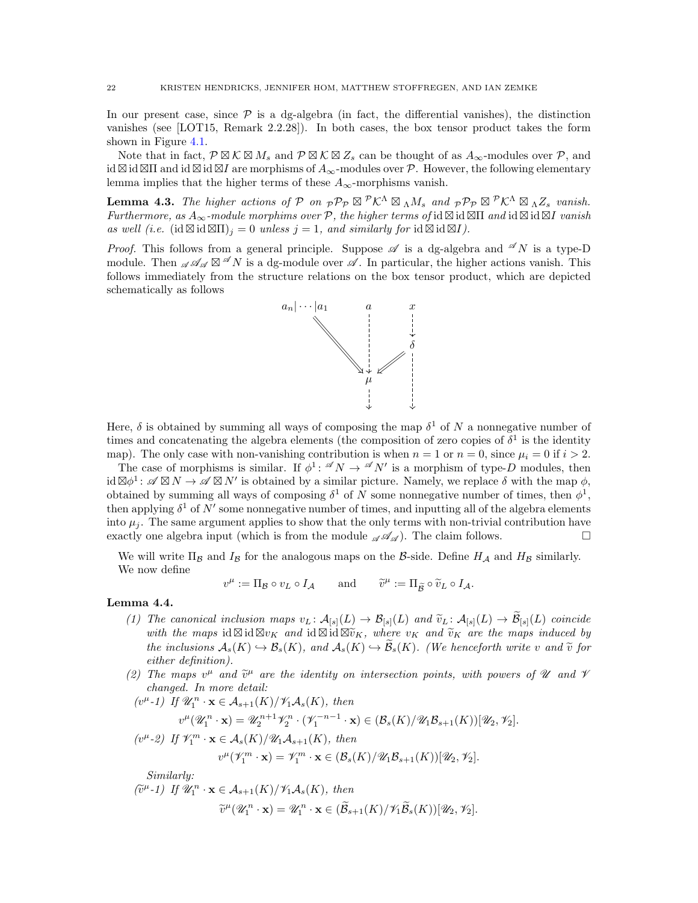In our present case, since $\mathcal{P}$ is a dg-algebra (in fact, the differential vanishes), the distinction vanishes (see [LOT15, Remark 2.2.28]). In both cases, the box tensor product takes the form shown in Figure 4.1.

Note that in fact, $\mathcal{P} \boxtimes \mathcal{K} \boxtimes M_s$ and $\mathcal{P} \boxtimes \mathcal{K} \boxtimes Z_s$ can be thought of as $A_\infty$-modules over $\mathcal{P}$, and $\mathrm{id} \boxtimes \mathrm{id} \boxtimes \Pi$ and $\mathrm{id} \boxtimes \mathrm{id} \boxtimes I$ are morphisms of $A_\infty$-modules over $\mathcal{P}$. However, the following elementary lemma implies that the higher terms of these $A_\infty$-morphisms vanish.

**Lemma 4.3.** *The higher actions of $\mathcal{P}$ on ${}_{\mathcal{P}}\mathcal{P}_{\mathcal{P}} \boxtimes {}^{\mathcal{P}}\mathcal{K}^{\Lambda} \boxtimes {}_{\Lambda}M_s$ and ${}_{\mathcal{P}}\mathcal{P}_{\mathcal{P}} \boxtimes {}^{\mathcal{P}}\mathcal{K}^{\Lambda} \boxtimes {}_{\Lambda}Z_s$ vanish. Furthermore, as $A_\infty$-module morphims over $\mathcal{P}$, the higher terms of $\mathrm{id} \boxtimes \mathrm{id} \boxtimes \Pi$ and $\mathrm{id} \boxtimes \mathrm{id} \boxtimes I$ vanish as well (i.e. $(\mathrm{id} \boxtimes \mathrm{id} \boxtimes \Pi)_j = 0$ unless $j = 1$, and similarly for $\mathrm{id} \boxtimes \mathrm{id} \boxtimes I$).*

*Proof.* This follows from a general principle. Suppose $\mathscr{A}$ is a dg-algebra and ${}^{\mathscr{A}}N$ is a type-D module. Then ${}_{\mathscr{A}}\mathscr{A}_{\mathscr{A}} \boxtimes {}^{\mathscr{A}}N$ is a dg-module over $\mathscr{A}$. In particular, the higher actions vanish. This follows immediately from the structure relations on the box tensor product, which are depicted schematically as follows

$$
\begin{array}{ccc}
a_n|\cdots|a_1 & a & x \\
 & & \downarrow \\
 & & \delta \\
 & \searrow \ \downarrow \ \swarrow & \\
 & \mu & \\
 & \downarrow & \downarrow
\end{array}
$$

Here, $\delta$ is obtained by summing all ways of composing the map $\delta^1$ of $N$ a nonnegative number of times and concatenating the algebra elements (the composition of zero copies of $\delta^1$ is the identity map). The only case with non-vanishing contribution is when $n = 1$ or $n = 0$, since $\mu_i = 0$ if $i > 2$.

The case of morphisms is similar. If $\phi^1 \colon {}^{\mathscr{A}}N \to {}^{\mathscr{A}}N'$ is a morphism of type-$D$ modules, then $\mathrm{id} \boxtimes \phi^1 \colon \mathscr{A} \boxtimes N \to \mathscr{A} \boxtimes N'$ is obtained by a similar picture. Namely, we replace $\delta$ with the map $\phi$, obtained by summing all ways of composing $\delta^1$ of $N$ some nonnegative number of times, then $\phi^1$, then applying $\delta^1$ of $N'$ some nonnegative number of times, and inputting all of the algebra elements into $\mu_j$. The same argument applies to show that the only terms with non-trivial contribution have exactly one algebra input (which is from the module ${}_{\mathscr{A}}\mathscr{A}_{\mathscr{A}}$). The claim follows. $\square$

We will write $\Pi_{\mathcal{B}}$ and $I_{\mathcal{B}}$ for the analogous maps on the $\mathcal{B}$-side. Define $H_{\mathcal{A}}$ and $H_{\mathcal{B}}$ similarly. We now define

$$
v^{\mu} := \Pi_{\mathcal{B}} \circ v_L \circ I_{\mathcal{A}} \qquad \text{and} \qquad \widetilde{v}^{\mu} := \Pi_{\widetilde{\mathcal{B}}} \circ \widetilde{v}_L \circ I_{\mathcal{A}}.
$$

**Lemma 4.4.**

1. *The canonical inclusion maps $v_L \colon \mathcal{A}_{[s]}(L) \to \mathcal{B}_{[s]}(L)$ and $\widetilde{v}_L \colon \mathcal{A}_{[s]}(L) \to \widetilde{\mathcal{B}}_{[s]}(L)$ coincide with the maps $\mathrm{id} \boxtimes \mathrm{id} \boxtimes v_K$ and $\mathrm{id} \boxtimes \mathrm{id} \boxtimes \widetilde{v}_K$, where $v_K$ and $\widetilde{v}_K$ are the maps induced by the inclusions $\mathcal{A}_s(K) \hookrightarrow \mathcal{B}_s(K)$, and $\mathcal{A}_s(K) \hookrightarrow \widetilde{\mathcal{B}}_s(K)$. (We henceforth write $v$ and $\widetilde{v}$ for either definition).*
2. *The maps $v^{\mu}$ and $\widetilde{v}^{\mu}$ are the identity on intersection points, with powers of $\mathscr{U}$ and $\mathscr{V}$ changed. In more detail:*

   *($v^{\mu}$-1) If $\mathscr{U}_1^n \cdot \mathbf{x} \in \mathcal{A}_{s+1}(K)/\mathscr{V}_1\mathcal{A}_s(K)$, then*
   $$
   v^{\mu}(\mathscr{U}_1^n \cdot \mathbf{x}) = \mathscr{U}_2^{n+1}\mathscr{V}_2^{n} \cdot (\mathscr{V}_1^{-n-1} \cdot \mathbf{x}) \in (\mathcal{B}_s(K)/\mathscr{U}_1\mathcal{B}_{s+1}(K))[\mathscr{U}_2, \mathscr{V}_2].
   $$
   *($v^{\mu}$-2) If $\mathscr{V}_1^m \cdot \mathbf{x} \in \mathcal{A}_s(K)/\mathscr{U}_1\mathcal{A}_{s+1}(K)$, then*
   $$
   v^{\mu}(\mathscr{V}_1^m \cdot \mathbf{x}) = \mathscr{V}_1^m \cdot \mathbf{x} \in (\mathcal{B}_s(K)/\mathscr{U}_1\mathcal{B}_{s+1}(K))[\mathscr{U}_2, \mathscr{V}_2].
   $$
   *Similarly:*

   *($\widetilde{v}^{\mu}$-1) If $\mathscr{U}_1^n \cdot \mathbf{x} \in \mathcal{A}_{s+1}(K)/\mathscr{V}_1\mathcal{A}_s(K)$, then*
   $$
   \widetilde{v}^{\mu}(\mathscr{U}_1^n \cdot \mathbf{x}) = \mathscr{U}_1^n \cdot \mathbf{x} \in (\widetilde{\mathcal{B}}_{s+1}(K)/\mathscr{V}_1\widetilde{\mathcal{B}}_s(K))[\mathscr{U}_2, \mathscr{V}_2].
   $$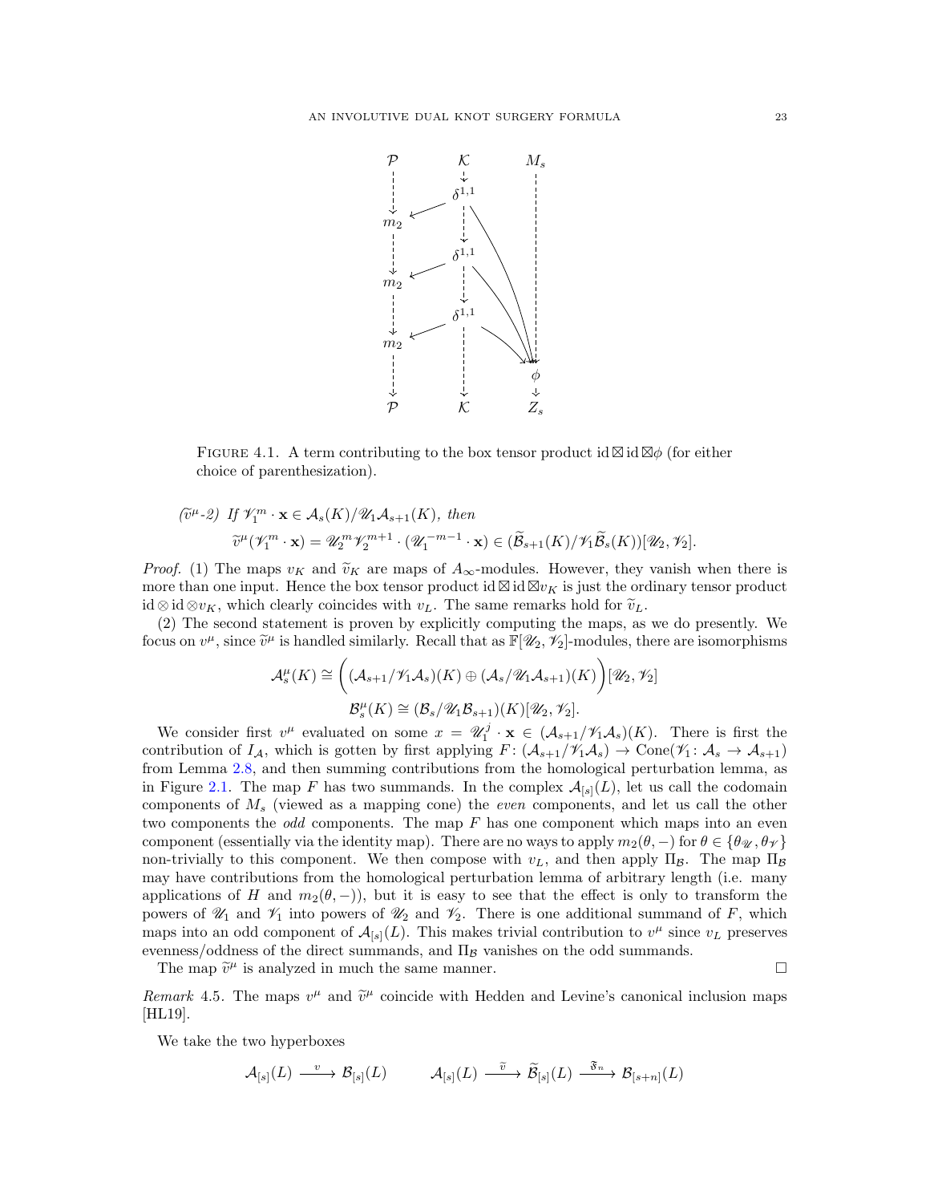FIGURE 4.1. A term contributing to the box tensor product $\mathrm{id} \boxtimes \mathrm{id} \boxtimes \phi$ (for either choice of parenthesization).

($\widetilde{v}^\mu$-2) *If* $\mathscr{V}_1^m \cdot \mathbf{x} \in \mathcal{A}_s(K)/\mathscr{U}_1 \mathcal{A}_{s+1}(K)$*, then*

$$\widetilde{v}^\mu(\mathscr{V}_1^m \cdot \mathbf{x}) = \mathscr{U}_2^m \mathscr{V}_2^{m+1} \cdot (\mathscr{U}_1^{-m-1} \cdot \mathbf{x}) \in (\widetilde{\mathcal{B}}_{s+1}(K)/\mathscr{V}_1 \widetilde{\mathcal{B}}_s(K))[\mathscr{U}_2, \mathscr{V}_2].$$

*Proof.* (1) The maps $v_K$ and $\widetilde{v}_K$ are maps of $A_\infty$-modules. However, they vanish when there is more than one input. Hence the box tensor product $\mathrm{id} \boxtimes \mathrm{id} \boxtimes v_K$ is just the ordinary tensor product $\mathrm{id} \otimes \mathrm{id} \otimes v_K$, which clearly coincides with $v_L$. The same remarks hold for $\widetilde{v}_L$.

(2) The second statement is proven by explicitly computing the maps, as we do presently. We focus on $v^\mu$, since $\widetilde{v}^\mu$ is handled similarly. Recall that as $\mathbb{F}[\mathscr{U}_2, \mathscr{V}_2]$-modules, there are isomorphisms

$$\mathcal{A}_s^\mu(K) \cong \bigg( (\mathcal{A}_{s+1}/\mathscr{V}_1 \mathcal{A}_s)(K) \oplus (\mathcal{A}_s/\mathscr{U}_1 \mathcal{A}_{s+1})(K) \bigg)[\mathscr{U}_2, \mathscr{V}_2]$$

$$\mathcal{B}_s^\mu(K) \cong (\mathcal{B}_s/\mathscr{U}_1 \mathcal{B}_{s+1})(K)[\mathscr{U}_2, \mathscr{V}_2].$$

We consider first $v^\mu$ evaluated on some $x = \mathscr{U}_1^j \cdot \mathbf{x} \in (\mathcal{A}_{s+1}/\mathscr{V}_1 \mathcal{A}_s)(K)$. There is first the contribution of $I_{\mathcal{A}}$, which is gotten by first applying $F\colon (\mathcal{A}_{s+1}/\mathscr{V}_1 \mathcal{A}_s) \to \mathrm{Cone}(\mathscr{V}_1 \colon \mathcal{A}_s \to \mathcal{A}_{s+1})$ from Lemma 2.8, and then summing contributions from the homological perturbation lemma, as in Figure 2.1. The map $F$ has two summands. In the complex $\mathcal{A}_{[s]}(L)$, let us call the codomain components of $M_s$ (viewed as a mapping cone) the *even* components, and let us call the other two components the *odd* components. The map $F$ has one component which maps into an even component (essentially via the identity map). There are no ways to apply $m_2(\theta, -)$ for $\theta \in \{\theta_{\mathscr{U}}, \theta_{\mathscr{V}}\}$ non-trivially to this component. We then compose with $v_L$, and then apply $\Pi_{\mathcal{B}}$. The map $\Pi_{\mathcal{B}}$ may have contributions from the homological perturbation lemma of arbitrary length (i.e. many applications of $H$ and $m_2(\theta, -)$), but it is easy to see that the effect is only to transform the powers of $\mathscr{U}_1$ and $\mathscr{V}_1$ into powers of $\mathscr{U}_2$ and $\mathscr{V}_2$. There is one additional summand of $F$, which maps into an odd component of $\mathcal{A}_{[s]}(L)$. This makes trivial contribution to $v^\mu$ since $v_L$ preserves evenness/oddness of the direct summands, and $\Pi_{\mathcal{B}}$ vanishes on the odd summands.

The map $\widetilde{v}^\mu$ is analyzed in much the same manner. $\square$

*Remark* 4.5. The maps $v^\mu$ and $\widetilde{v}^\mu$ coincide with Hedden and Levine's canonical inclusion maps [HL19].

We take the two hyperboxes

$$\mathcal{A}_{[s]}(L) \xrightarrow{\ v\ } \mathcal{B}_{[s]}(L) \qquad\qquad \mathcal{A}_{[s]}(L) \xrightarrow{\ \widetilde{v}\ } \widetilde{\mathcal{B}}_{[s]}(L) \xrightarrow{\ \mathfrak{F}_n\ } \mathcal{B}_{[s+n]}(L)$$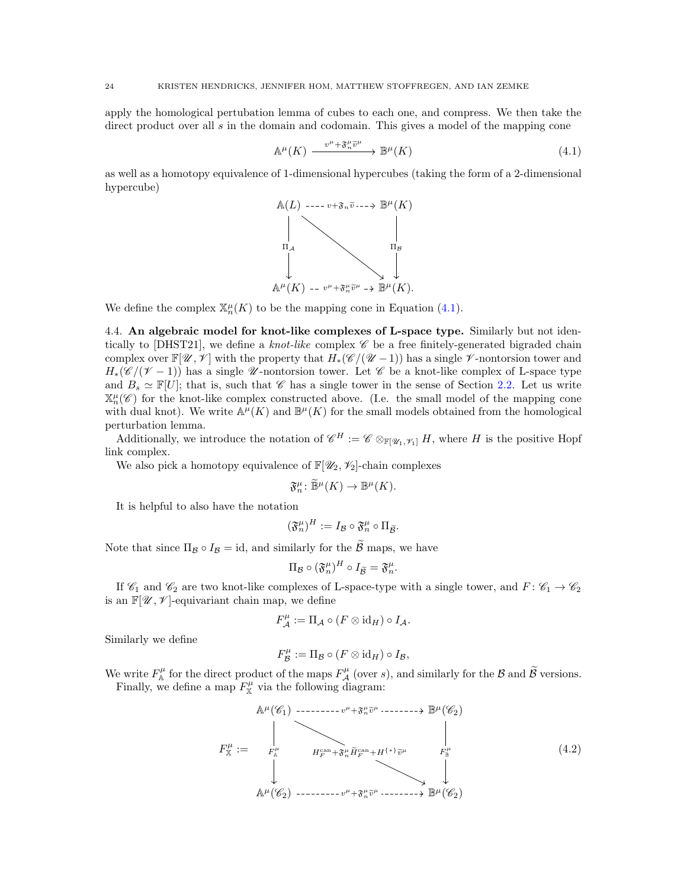apply the homological pertubation lemma of cubes to each one, and compress. We then take the direct product over all $s$ in the domain and codomain. This gives a model of the mapping cone

$$\mathbb{A}^\mu(K) \xrightarrow{v^\mu + \mathfrak{F}_n^\mu \widetilde{v}^\mu} \mathbb{B}^\mu(K) \tag{4.1}$$

as well as a homotopy equivalence of 1-dimensional hypercubes (taking the form of a 2-dimensional hypercube)

$$\begin{array}{ccc}
\mathbb{A}(L) & \xrightarrow{\ v + \mathfrak{F}_n \widetilde{v}\ } & \mathbb{B}^\mu(K) \\
\downarrow \Pi_{\mathcal{A}} & \searrow & \downarrow \Pi_{\mathcal{B}} \\
\mathbb{A}^\mu(K) & \xrightarrow{\ v^\mu + \mathfrak{F}_n^\mu \widetilde{v}^\mu\ } & \mathbb{B}^\mu(K).
\end{array}$$

We define the complex $\mathbb{X}_n^\mu(K)$ to be the mapping cone in Equation (4.1).

4.4. **An algebraic model for knot-like complexes of L-space type.** Similarly but not identically to [DHST21], we define a *knot-like* complex $\mathscr{C}$ be a free finitely-generated bigraded chain complex over $\mathbb{F}[\mathscr{U},\mathscr{V}]$ with the property that $H_*(\mathscr{C}/(\mathscr{U}-1))$ has a single $\mathscr{V}$-nontorsion tower and $H_*(\mathscr{C}/(\mathscr{V}-1))$ has a single $\mathscr{U}$-nontorsion tower. Let $\mathscr{C}$ be a knot-like complex of L-space type and $B_s \simeq \mathbb{F}[U]$; that is, such that $\mathscr{C}$ has a single tower in the sense of Section 2.2. Let us write $\mathbb{X}_n^\mu(\mathscr{C})$ for the knot-like complex constructed above. (I.e. the small model of the mapping cone with dual knot). We write $\mathbb{A}^\mu(K)$ and $\mathbb{B}^\mu(K)$ for the small models obtained from the homological perturbation lemma.

Additionally, we introduce the notation of $\mathscr{C}^H := \mathscr{C} \otimes_{\mathbb{F}[\mathscr{U}_1,\mathscr{V}_1]} H$, where $H$ is the positive Hopf link complex.

We also pick a homotopy equivalence of $\mathbb{F}[\mathscr{U}_2,\mathscr{V}_2]$-chain complexes

$$\mathfrak{F}_n^\mu \colon \widetilde{\mathbb{B}}^\mu(K) \to \mathbb{B}^\mu(K).$$

It is helpful to also have the notation

$$(\mathfrak{F}_n^\mu)^H := I_{\mathcal{B}} \circ \mathfrak{F}_n^\mu \circ \Pi_{\widetilde{\mathcal{B}}}.$$

Note that since $\Pi_{\mathcal{B}} \circ I_{\mathcal{B}} = \mathrm{id}$, and similarly for the $\widetilde{\mathcal{B}}$ maps, we have

$$\Pi_{\mathcal{B}} \circ (\mathfrak{F}_n^\mu)^H \circ I_{\widetilde{\mathcal{B}}} = \mathfrak{F}_n^\mu.$$

If $\mathscr{C}_1$ and $\mathscr{C}_2$ are two knot-like complexes of L-space-type with a single tower, and $F\colon \mathscr{C}_1 \to \mathscr{C}_2$ is an $\mathbb{F}[\mathscr{U},\mathscr{V}]$-equivariant chain map, we define

$$F_{\mathcal{A}}^\mu := \Pi_{\mathcal{A}} \circ (F \otimes \mathrm{id}_H) \circ I_{\mathcal{A}}.$$

Similarly we define

$$F_{\mathcal{B}}^\mu := \Pi_{\mathcal{B}} \circ (F \otimes \mathrm{id}_H) \circ I_{\mathcal{B}},$$

We write $F_{\mathbb{A}}^\mu$ for the direct product of the maps $F_{\mathcal{A}}^\mu$ (over $s$), and similarly for the $\mathcal{B}$ and $\widetilde{\mathcal{B}}$ versions.

Finally, we define a map $F_{\mathbb{X}}^\mu$ via the following diagram:

$$F_{\mathbb{X}}^\mu := \begin{array}{ccc}
\mathbb{A}^\mu(\mathscr{C}_1) & \xrightarrow{\ v^\mu + \mathfrak{F}_n^\mu \widetilde{v}^\mu\ } & \mathbb{B}^\mu(\mathscr{C}_2) \\
\downarrow F_{\mathbb{A}}^\mu & \searrow^{H_F^{\mathrm{can}} + \mathfrak{F}_n^\mu \widetilde{H}_F^{\mathrm{can}} + H^{\{*\}}\widetilde{v}^\mu} & \downarrow F_{\mathbb{B}}^\mu \\
\mathbb{A}^\mu(\mathscr{C}_2) & \xrightarrow{\ v^\mu + \mathfrak{F}_n^\mu \widetilde{v}^\mu\ } & \mathbb{B}^\mu(\mathscr{C}_2)
\end{array} \tag{4.2}$$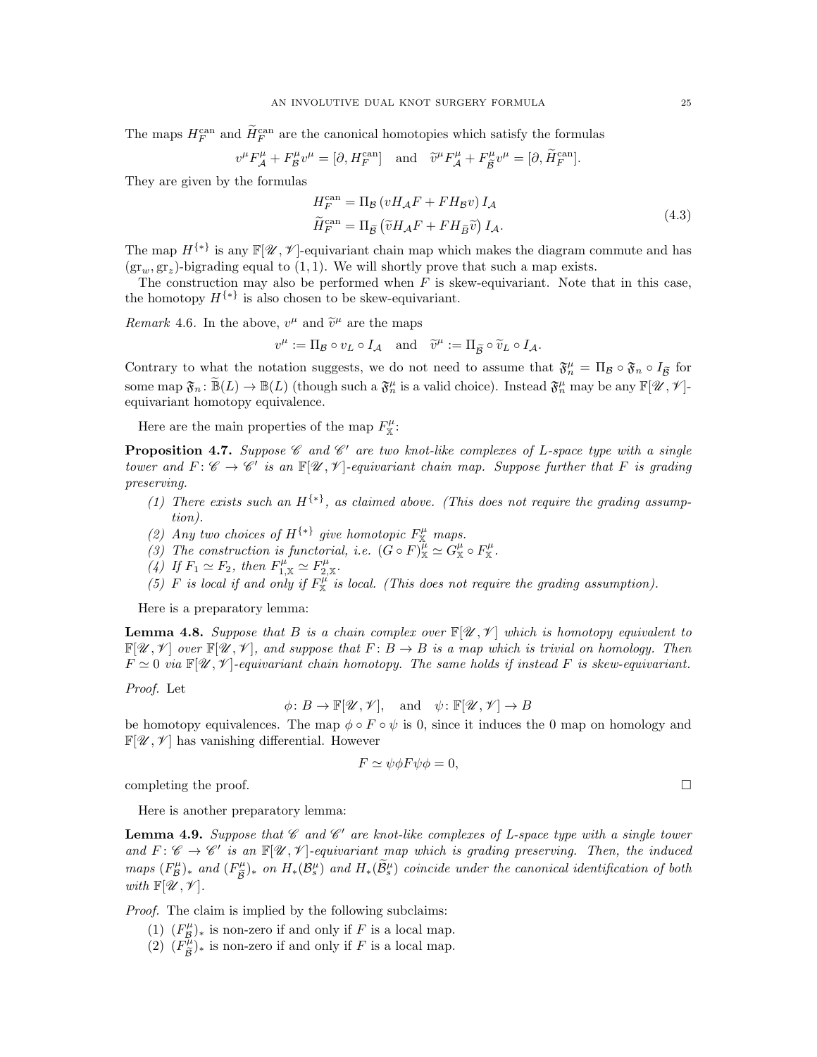The maps $H_F^{\text{can}}$ and $\widetilde{H}_F^{\text{can}}$ are the canonical homotopies which satisfy the formulas

$$v^\mu F^\mu_{\mathcal{A}} + F^\mu_{\mathcal{B}} v^\mu = [\partial, H_F^{\text{can}}] \quad \text{and} \quad \widetilde{v}^\mu F^\mu_{\mathcal{A}} + F^\mu_{\widetilde{\mathcal{B}}} v^\mu = [\partial, \widetilde{H}_F^{\text{can}}].$$

They are given by the formulas

$$\begin{aligned} H_F^{\text{can}} &= \Pi_{\mathcal{B}} \left( v H_{\mathcal{A}} F + F H_{\mathcal{B}} v \right) I_{\mathcal{A}} \\ \widetilde{H}_F^{\text{can}} &= \Pi_{\widetilde{\mathcal{B}}} \left( \widetilde{v} H_{\mathcal{A}} F + F H_{\widetilde{\mathcal{B}}} \widetilde{v} \right) I_{\mathcal{A}}. \end{aligned} \tag{4.3}$$

The map $H^{\{*\}}$ is any $\mathbb{F}[\mathscr{U}, \mathscr{V}]$-equivariant chain map which makes the diagram commute and has $(\text{gr}_w, \text{gr}_z)$-bigrading equal to $(1,1)$. We will shortly prove that such a map exists.

The construction may also be performed when $F$ is skew-equivariant. Note that in this case, the homotopy $H^{\{*\}}$ is also chosen to be skew-equivariant.

*Remark* 4.6. In the above, $v^\mu$ and $\widetilde{v}^\mu$ are the maps

$$v^\mu := \Pi_{\mathcal{B}} \circ v_L \circ I_{\mathcal{A}} \quad \text{and} \quad \widetilde{v}^\mu := \Pi_{\widetilde{\mathcal{B}}} \circ \widetilde{v}_L \circ I_{\mathcal{A}}.$$

Contrary to what the notation suggests, we do not need to assume that $\mathfrak{F}_n^\mu = \Pi_{\mathcal{B}} \circ \mathfrak{F}_n \circ I_{\widetilde{\mathcal{B}}}$ for some map $\mathfrak{F}_n : \widetilde{\mathbb{B}}(L) \to \mathbb{B}(L)$ (though such a $\mathfrak{F}_n^\mu$ is a valid choice). Instead $\mathfrak{F}_n^\mu$ may be any $\mathbb{F}[\mathscr{U}, \mathscr{V}]$-equivariant homotopy equivalence.

Here are the main properties of the map $F^\mu_{\mathbb{X}}$:

**Proposition 4.7.** *Suppose $\mathscr{C}$ and $\mathscr{C}'$ are two knot-like complexes of L-space type with a single tower and $F : \mathscr{C} \to \mathscr{C}'$ is an $\mathbb{F}[\mathscr{U}, \mathscr{V}]$-equivariant chain map. Suppose further that $F$ is grading preserving.*

1. *There exists such an $H^{\{*\}}$, as claimed above. (This does not require the grading assumption).*
2. *Any two choices of $H^{\{*\}}$ give homotopic $F^\mu_{\mathbb{X}}$ maps.*
3. *The construction is functorial, i.e. $(G \circ F)^\mu_{\mathbb{X}} \simeq G^\mu_{\mathbb{X}} \circ F^\mu_{\mathbb{X}}$.*
4. *If $F_1 \simeq F_2$, then $F^\mu_{1,\mathbb{X}} \simeq F^\mu_{2,\mathbb{X}}$.*
5. *$F$ is local if and only if $F^\mu_{\mathbb{X}}$ is local. (This does not require the grading assumption).*

Here is a preparatory lemma:

**Lemma 4.8.** *Suppose that $B$ is a chain complex over $\mathbb{F}[\mathscr{U}, \mathscr{V}]$ which is homotopy equivalent to $\mathbb{F}[\mathscr{U}, \mathscr{V}]$ over $\mathbb{F}[\mathscr{U}, \mathscr{V}]$, and suppose that $F : B \to B$ is a map which is trivial on homology. Then $F \simeq 0$ via $\mathbb{F}[\mathscr{U}, \mathscr{V}]$-equivariant chain homotopy. The same holds if instead $F$ is skew-equivariant.*

*Proof.* Let

$$\phi : B \to \mathbb{F}[\mathscr{U}, \mathscr{V}], \quad \text{and} \quad \psi : \mathbb{F}[\mathscr{U}, \mathscr{V}] \to B$$

be homotopy equivalences. The map $\phi \circ F \circ \psi$ is 0, since it induces the 0 map on homology and $\mathbb{F}[\mathscr{U}, \mathscr{V}]$ has vanishing differential. However

$$F \simeq \psi \phi F \psi \phi = 0,$$

completing the proof. $\square$

Here is another preparatory lemma:

**Lemma 4.9.** *Suppose that $\mathscr{C}$ and $\mathscr{C}'$ are knot-like complexes of L-space type with a single tower and $F : \mathscr{C} \to \mathscr{C}'$ is an $\mathbb{F}[\mathscr{U}, \mathscr{V}]$-equivariant map which is grading preserving. Then, the induced maps $(F^\mu_{\mathcal{B}})_*$ and $(F^\mu_{\widetilde{\mathcal{B}}})_*$ on $H_*(\mathcal{B}^\mu_s)$ and $H_*(\widetilde{\mathcal{B}}^\mu_s)$ coincide under the canonical identification of both with $\mathbb{F}[\mathscr{U}, \mathscr{V}]$.*

*Proof.* The claim is implied by the following subclaims:

1. $(F^\mu_{\mathcal{B}})_*$ is non-zero if and only if $F$ is a local map.
2. $(F^\mu_{\widetilde{\mathcal{B}}})_*$ is non-zero if and only if $F$ is a local map.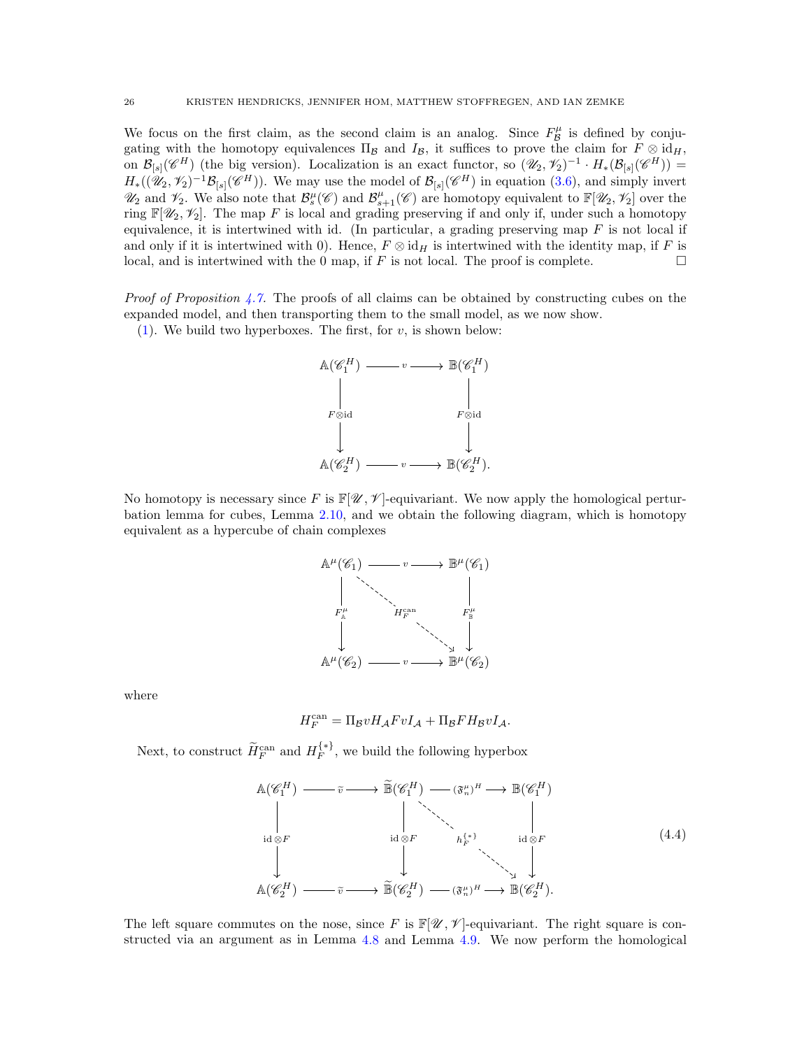We focus on the first claim, as the second claim is an analog. Since $F^\mu_{\mathcal{B}}$ is defined by conjugating with the homotopy equivalences $\Pi_{\mathcal{B}}$ and $I_{\mathcal{B}}$, it suffices to prove the claim for $F\otimes \mathrm{id}_H$, on $\mathcal{B}_{[s]}(\mathscr{C}^H)$ (the big version). Localization is an exact functor, so $(\mathscr{U}_2,\mathscr{V}_2)^{-1}\cdot H_*(\mathcal{B}_{[s]}(\mathscr{C}^H)) = H_*((\mathscr{U}_2,\mathscr{V}_2)^{-1}\mathcal{B}_{[s]}(\mathscr{C}^H))$. We may use the model of $\mathcal{B}_{[s]}(\mathscr{C}^H)$ in equation (3.6), and simply invert $\mathscr{U}_2$ and $\mathscr{V}_2$. We also note that $\mathcal{B}^\mu_s(\mathscr{C})$ and $\mathcal{B}^\mu_{s+1}(\mathscr{C})$ are homotopy equivalent to $\mathbb{F}[\mathscr{U}_2,\mathscr{V}_2]$ over the ring $\mathbb{F}[\mathscr{U}_2,\mathscr{V}_2]$. The map $F$ is local and grading preserving if and only if, under such a homotopy equivalence, it is intertwined with id. (In particular, a grading preserving map $F$ is not local if and only if it is intertwined with 0). Hence, $F\otimes \mathrm{id}_H$ is intertwined with the identity map, if $F$ is local, and is intertwined with the 0 map, if $F$ is not local. The proof is complete. □

*Proof of Proposition 4.7.* The proofs of all claims can be obtained by constructing cubes on the expanded model, and then transporting them to the small model, as we now show.

(1). We build two hyperboxes. The first, for $v$, is shown below:

$$\begin{array}{ccc}
\mathbb{A}(\mathscr{C}_1^H) & \xrightarrow{\ v\ } & \mathbb{B}(\mathscr{C}_1^H) \\
\downarrow{\scriptstyle F\otimes \mathrm{id}} & & \downarrow{\scriptstyle F\otimes \mathrm{id}} \\
\mathbb{A}(\mathscr{C}_2^H) & \xrightarrow{\ v\ } & \mathbb{B}(\mathscr{C}_2^H).
\end{array}$$

No homotopy is necessary since $F$ is $\mathbb{F}[\mathscr{U},\mathscr{V}]$-equivariant. We now apply the homological perturbation lemma for cubes, Lemma 2.10, and we obtain the following diagram, which is homotopy equivalent as a hypercube of chain complexes

$$\begin{array}{ccc}
\mathbb{A}^\mu(\mathscr{C}_1) & \xrightarrow{\ v\ } & \mathbb{B}^\mu(\mathscr{C}_1) \\
\downarrow{\scriptstyle F^\mu_{\mathbb{A}}} & \searrow{\scriptstyle H_F^{\mathrm{can}}} & \downarrow{\scriptstyle F^\mu_{\mathbb{B}}} \\
\mathbb{A}^\mu(\mathscr{C}_2) & \xrightarrow{\ v\ } & \mathbb{B}^\mu(\mathscr{C}_2)
\end{array}$$

where

$$H_F^{\mathrm{can}} = \Pi_{\mathcal{B}} v H_{\mathcal{A}} F v I_{\mathcal{A}} + \Pi_{\mathcal{B}} F H_{\mathcal{B}} v I_{\mathcal{A}}.$$

Next, to construct $\widetilde{H}_F^{\mathrm{can}}$ and $H_F^{\{*\}}$, we build the following hyperbox

$$\begin{array}{ccccc}
\mathbb{A}(\mathscr{C}_1^H) & \xrightarrow{\ \widetilde{v}\ } & \widetilde{\mathbb{B}}(\mathscr{C}_1^H) & \xrightarrow{\ (\mathfrak{F}^\mu_n)^H\ } & \mathbb{B}(\mathscr{C}_1^H) \\
\downarrow{\scriptstyle \mathrm{id}\otimes F} & & \downarrow{\scriptstyle \mathrm{id}\otimes F} & \searrow{\scriptstyle h_F^{\{*\}}} & \downarrow{\scriptstyle \mathrm{id}\otimes F} \\
\mathbb{A}(\mathscr{C}_2^H) & \xrightarrow{\ \widetilde{v}\ } & \widetilde{\mathbb{B}}(\mathscr{C}_2^H) & \xrightarrow{\ (\mathfrak{F}^\mu_n)^H\ } & \mathbb{B}(\mathscr{C}_2^H).
\end{array} \tag{4.4}$$

The left square commutes on the nose, since $F$ is $\mathbb{F}[\mathscr{U},\mathscr{V}]$-equivariant. The right square is constructed via an argument as in Lemma 4.8 and Lemma 4.9. We now perform the homological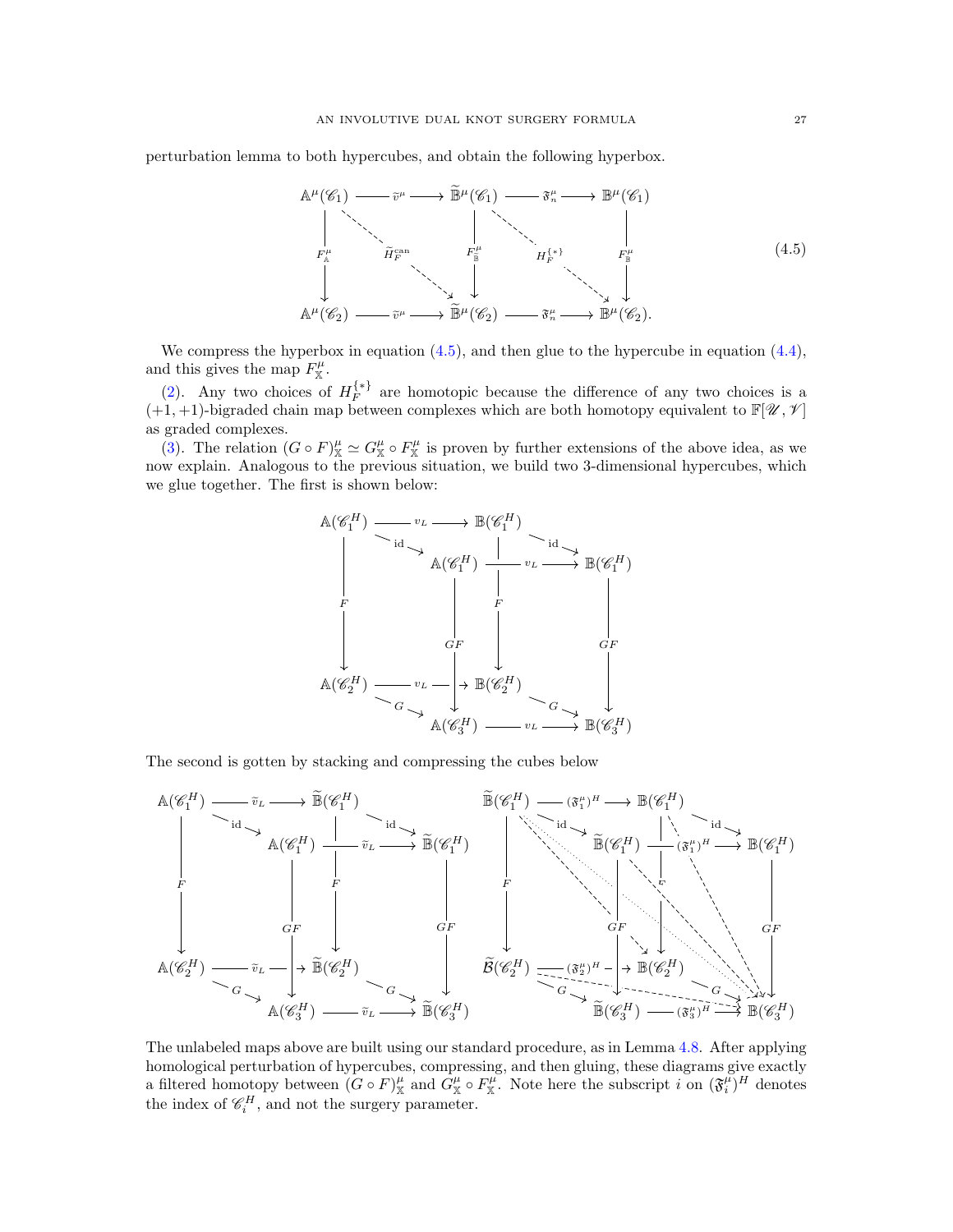perturbation lemma to both hypercubes, and obtain the following hyperbox.

$$
\begin{array}{ccccc}
\mathbb{A}^\mu(\mathscr{C}_1) & \xrightarrow{\widetilde{v}^\mu} & \widetilde{\mathbb{B}}^\mu(\mathscr{C}_1) & \xrightarrow{\mathfrak{F}^\mu_n} & \mathbb{B}^\mu(\mathscr{C}_1) \\
\downarrow F^\mu_{\mathbb{A}} & \searrow \widetilde{H}^{\mathrm{can}}_F & \downarrow F^\mu_{\widetilde{\mathbb{B}}} & \searrow H^{\{*\}}_F & \downarrow F^\mu_{\mathbb{B}} \\
\mathbb{A}^\mu(\mathscr{C}_2) & \xrightarrow{\widetilde{v}^\mu} & \widetilde{\mathbb{B}}^\mu(\mathscr{C}_2) & \xrightarrow{\mathfrak{F}^\mu_n} & \mathbb{B}^\mu(\mathscr{C}_2).
\end{array}
\tag{4.5}
$$

We compress the hyperbox in equation (4.5), and then glue to the hypercube in equation (4.4), and this gives the map $F^\mu_{\mathbb{X}}$.

(2). Any two choices of $H^{\{*\}}_F$ are homotopic because the difference of any two choices is a $(+1,+1)$-bigraded chain map between complexes which are both homotopy equivalent to $\mathbb{F}[\mathscr{U},\mathscr{V}]$ as graded complexes.

(3). The relation $(G\circ F)^\mu_{\mathbb{X}} \simeq G^\mu_{\mathbb{X}} \circ F^\mu_{\mathbb{X}}$ is proven by further extensions of the above idea, as we now explain. Analogous to the previous situation, we build two 3-dimensional hypercubes, which we glue together. The first is shown below:

$$
\begin{array}{l}
\mathbb{A}(\mathscr{C}_1^H) \xrightarrow{v_L} \mathbb{B}(\mathscr{C}_1^H),\quad \mathbb{A}(\mathscr{C}_1^H) \xrightarrow{v_L} \mathbb{B}(\mathscr{C}_1^H),\quad \mathbb{A}(\mathscr{C}_1^H)\xrightarrow{\mathrm{id}}\mathbb{A}(\mathscr{C}_1^H),\quad \mathbb{B}(\mathscr{C}_1^H)\xrightarrow{\mathrm{id}}\mathbb{B}(\mathscr{C}_1^H)\\
\mathbb{A}(\mathscr{C}_1^H)\xrightarrow{F}\mathbb{A}(\mathscr{C}_2^H),\quad \mathbb{B}(\mathscr{C}_1^H)\xrightarrow{F}\mathbb{B}(\mathscr{C}_2^H),\quad \mathbb{A}(\mathscr{C}_1^H)\xrightarrow{GF}\mathbb{A}(\mathscr{C}_3^H),\quad \mathbb{B}(\mathscr{C}_1^H)\xrightarrow{GF}\mathbb{B}(\mathscr{C}_3^H)\\
\mathbb{A}(\mathscr{C}_2^H) \xrightarrow{v_L} \mathbb{B}(\mathscr{C}_2^H),\quad \mathbb{A}(\mathscr{C}_3^H) \xrightarrow{v_L} \mathbb{B}(\mathscr{C}_3^H),\quad \mathbb{A}(\mathscr{C}_2^H)\xrightarrow{G}\mathbb{A}(\mathscr{C}_3^H),\quad \mathbb{B}(\mathscr{C}_2^H)\xrightarrow{G}\mathbb{B}(\mathscr{C}_3^H)
\end{array}
$$

The second is gotten by stacking and compressing the cubes below

$$
\begin{array}{l}
\mathbb{A}(\mathscr{C}_1^H) \xrightarrow{\widetilde{v}_L} \widetilde{\mathbb{B}}(\mathscr{C}_1^H),\quad \mathbb{A}(\mathscr{C}_1^H) \xrightarrow{\widetilde{v}_L} \widetilde{\mathbb{B}}(\mathscr{C}_1^H),\quad \mathrm{id},\ F,\ GF,\ G\\
\mathbb{A}(\mathscr{C}_2^H) \xrightarrow{\widetilde{v}_L} \widetilde{\mathbb{B}}(\mathscr{C}_2^H),\quad \mathbb{A}(\mathscr{C}_3^H) \xrightarrow{\widetilde{v}_L} \widetilde{\mathbb{B}}(\mathscr{C}_3^H)
\end{array}
$$

$$
\begin{array}{l}
\widetilde{\mathbb{B}}(\mathscr{C}_1^H) \xrightarrow{(\mathfrak{F}^\mu_1)^H} \mathbb{B}(\mathscr{C}_1^H),\quad \widetilde{\mathbb{B}}(\mathscr{C}_1^H) \xrightarrow{(\mathfrak{F}^\mu_1)^H} \mathbb{B}(\mathscr{C}_1^H),\quad \mathrm{id},\ F,\ GF,\ G\\
\widetilde{\mathcal{B}}(\mathscr{C}_2^H) \xrightarrow{(\mathfrak{F}^\mu_2)^H} \mathbb{B}(\mathscr{C}_2^H),\quad \widetilde{\mathbb{B}}(\mathscr{C}_3^H) \xrightarrow{(\mathfrak{F}^\mu_3)^H} \mathbb{B}(\mathscr{C}_3^H)
\end{array}
$$

The unlabeled maps above are built using our standard procedure, as in Lemma 4.8. After applying homological perturbation of hypercubes, compressing, and then gluing, these diagrams give exactly a filtered homotopy between $(G\circ F)^\mu_{\mathbb{X}}$ and $G^\mu_{\mathbb{X}}\circ F^\mu_{\mathbb{X}}$. Note here the subscript $i$ on $(\mathfrak{F}^\mu_i)^H$ denotes the index of $\mathscr{C}_i^H$, and not the surgery parameter.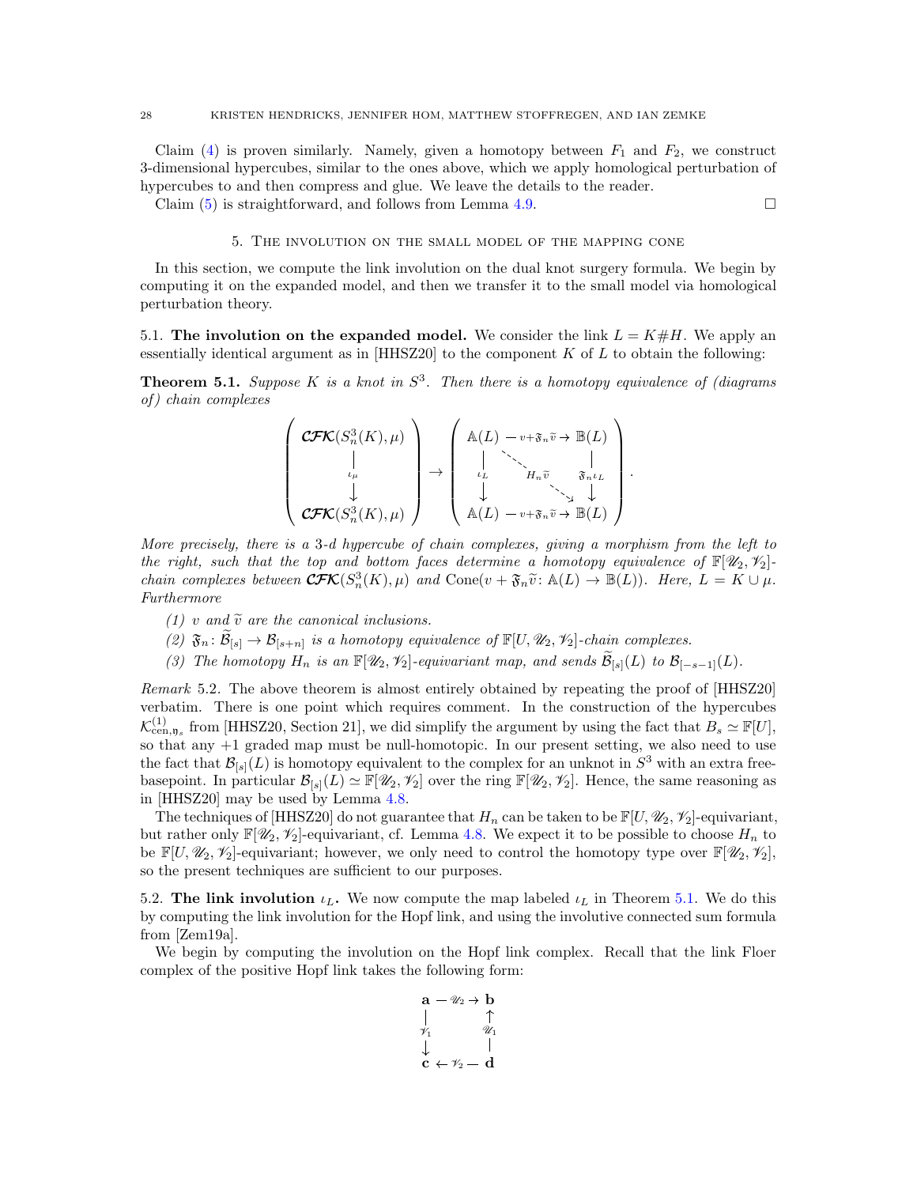Claim (4) is proven similarly. Namely, given a homotopy between $F_1$ and $F_2$, we construct 3-dimensional hypercubes, similar to the ones above, which we apply homological perturbation of hypercubes to and then compress and glue. We leave the details to the reader.

Claim (5) is straightforward, and follows from Lemma 4.9. $\square$

## 5. The involution on the small model of the mapping cone

In this section, we compute the link involution on the dual knot surgery formula. We begin by computing it on the expanded model, and then we transfer it to the small model via homological perturbation theory.

### 5.1. The involution on the expanded model.

We consider the link $L = K\#H$. We apply an essentially identical argument as in [HHSZ20] to the component $K$ of $L$ to obtain the following:

**Theorem 5.1.** *Suppose $K$ is a knot in $S^3$. Then there is a homotopy equivalence of (diagrams of) chain complexes*

$$\begin{pmatrix} \mathcal{CFK}(S^3_n(K),\mu) \\ \big\downarrow {\scriptstyle \iota_\mu} \\ \mathcal{CFK}(S^3_n(K),\mu) \end{pmatrix} \to \begin{pmatrix} \mathbb{A}(L) & \xrightarrow{v+\mathfrak{F}_n\widetilde{v}} & \mathbb{B}(L) \\ \big\downarrow {\scriptstyle \iota_L} & \searrow^{H_n\widetilde{v}} & \big\downarrow {\scriptstyle \mathfrak{F}_n\iota_L} \\ \mathbb{A}(L) & \xrightarrow{v+\mathfrak{F}_n\widetilde{v}} & \mathbb{B}(L) \end{pmatrix}.$$

*More precisely, there is a 3-d hypercube of chain complexes, giving a morphism from the left to the right, such that the top and bottom faces determine a homotopy equivalence of $\mathbb{F}[\mathscr{U}_2,\mathscr{V}_2]$-chain complexes between $\mathcal{CFK}(S^3_n(K),\mu)$ and $\operatorname{Cone}(v+\mathfrak{F}_n\widetilde{v}\colon \mathbb{A}(L)\to\mathbb{B}(L))$. Here, $L = K\cup\mu$. Furthermore*

1. *$v$ and $\widetilde{v}$ are the canonical inclusions.*
2. *$\mathfrak{F}_n\colon \widetilde{\mathcal{B}}_{[s]}\to\mathcal{B}_{[s+n]}$ is a homotopy equivalence of $\mathbb{F}[U,\mathscr{U}_2,\mathscr{V}_2]$-chain complexes.*
3. *The homotopy $H_n$ is an $\mathbb{F}[\mathscr{U}_2,\mathscr{V}_2]$-equivariant map, and sends $\widetilde{\mathcal{B}}_{[s]}(L)$ to $\mathcal{B}_{[-s-1]}(L)$.*

*Remark* 5.2. The above theorem is almost entirely obtained by repeating the proof of [HHSZ20] verbatim. There is one point which requires comment. In the construction of the hypercubes $\mathcal{K}^{(1)}_{\mathrm{cen},\mathfrak{y}_s}$ from [HHSZ20, Section 21], we did simplify the argument by using the fact that $B_s\simeq\mathbb{F}[U]$, so that any $+1$ graded map must be null-homotopic. In our present setting, we also need to use the fact that $\mathcal{B}_{[s]}(L)$ is homotopy equivalent to the complex for an unknot in $S^3$ with an extra free-basepoint. In particular $\mathcal{B}_{[s]}(L)\simeq\mathbb{F}[\mathscr{U}_2,\mathscr{V}_2]$ over the ring $\mathbb{F}[\mathscr{U}_2,\mathscr{V}_2]$. Hence, the same reasoning as in [HHSZ20] may be used by Lemma 4.8.

The techniques of [HHSZ20] do not guarantee that $H_n$ can be taken to be $\mathbb{F}[U,\mathscr{U}_2,\mathscr{V}_2]$-equivariant, but rather only $\mathbb{F}[\mathscr{U}_2,\mathscr{V}_2]$-equivariant, cf. Lemma 4.8. We expect it to be possible to choose $H_n$ to be $\mathbb{F}[U,\mathscr{U}_2,\mathscr{V}_2]$-equivariant; however, we only need to control the homotopy type over $\mathbb{F}[\mathscr{U}_2,\mathscr{V}_2]$, so the present techniques are sufficient to our purposes.

### 5.2. The link involution $\iota_L$.

We now compute the map labeled $\iota_L$ in Theorem 5.1. We do this by computing the link involution for the Hopf link, and using the involutive connected sum formula from [Zem19a].

We begin by computing the involution on the Hopf link complex. Recall that the link Floer complex of the positive Hopf link takes the following form:

$$\begin{array}{ccc} \mathbf{a} & \xrightarrow{\mathscr{U}_2} & \mathbf{b} \\ \big\downarrow {\scriptstyle \mathscr{V}_1} & & \big\uparrow {\scriptstyle \mathscr{U}_1} \\ \mathbf{c} & \xleftarrow{\mathscr{V}_2} & \mathbf{d} \end{array}$$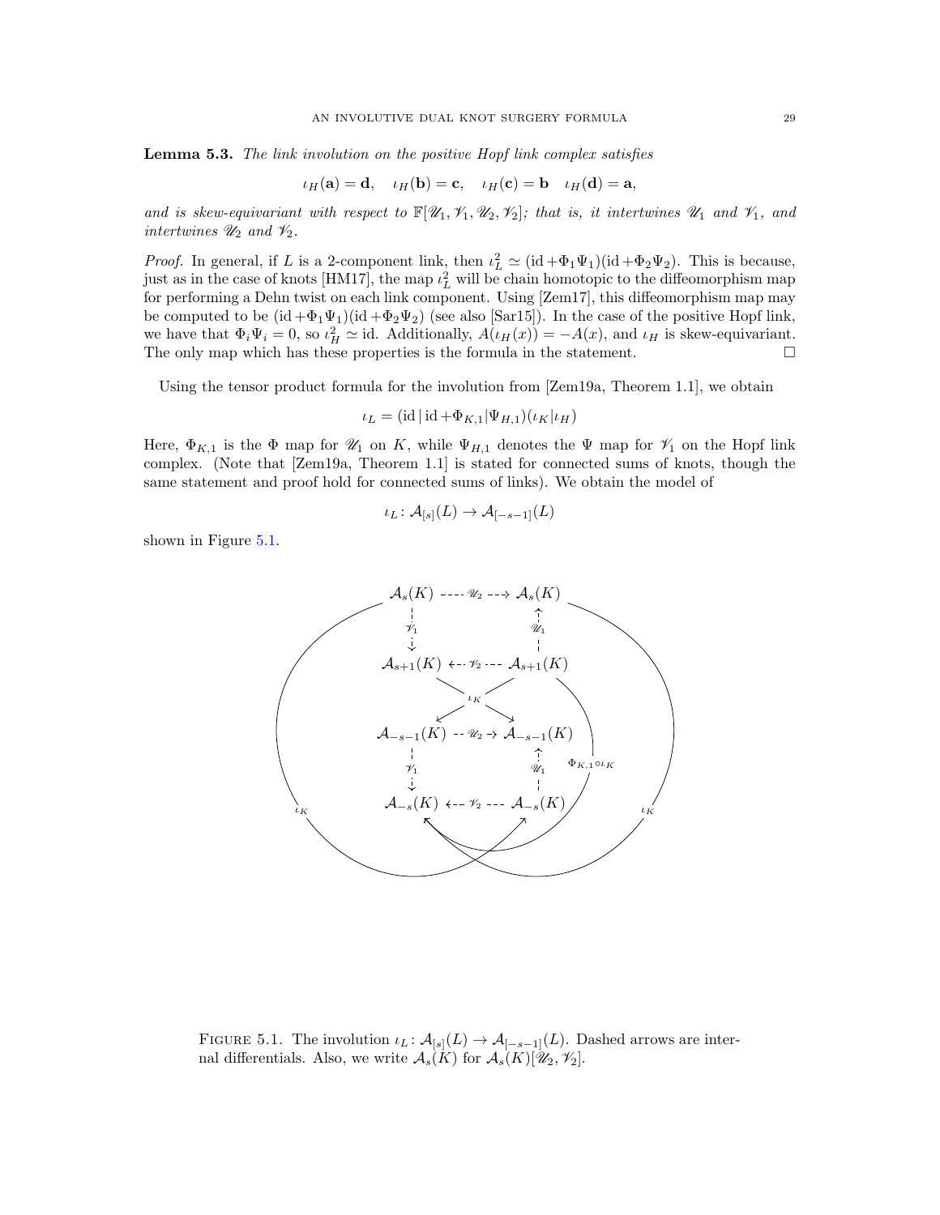**Lemma 5.3.** *The link involution on the positive Hopf link complex satisfies*

$$\iota_H(\mathbf{a}) = \mathbf{d}, \quad \iota_H(\mathbf{b}) = \mathbf{c}, \quad \iota_H(\mathbf{c}) = \mathbf{b} \quad \iota_H(\mathbf{d}) = \mathbf{a},$$

*and is skew-equivariant with respect to $\mathbb{F}[\mathscr{U}_1, \mathscr{V}_1, \mathscr{U}_2, \mathscr{V}_2]$; that is, it intertwines $\mathscr{U}_1$ and $\mathscr{V}_1$, and intertwines $\mathscr{U}_2$ and $\mathscr{V}_2$.*

*Proof.* In general, if $L$ is a 2-component link, then $\iota_L^2 \simeq (\mathrm{id} + \Phi_1\Psi_1)(\mathrm{id} + \Phi_2\Psi_2)$. This is because, just as in the case of knots [HM17], the map $\iota_L^2$ will be chain homotopic to the diffeomorphism map for performing a Dehn twist on each link component. Using [Zem17], this diffeomorphism map may be computed to be $(\mathrm{id} + \Phi_1\Psi_1)(\mathrm{id} + \Phi_2\Psi_2)$ (see also [Sar15]). In the case of the positive Hopf link, we have that $\Phi_i\Psi_i = 0$, so $\iota_H^2 \simeq \mathrm{id}$. Additionally, $A(\iota_H(x)) = -A(x)$, and $\iota_H$ is skew-equivariant. The only map which has these properties is the formula in the statement. $\square$

Using the tensor product formula for the involution from [Zem19a, Theorem 1.1], we obtain

$$\iota_L = (\mathrm{id} \,|\, \mathrm{id} + \Phi_{K,1}|\Psi_{H,1})(\iota_K|\iota_H)$$

Here, $\Phi_{K,1}$ is the $\Phi$ map for $\mathscr{U}_1$ on $K$, while $\Psi_{H,1}$ denotes the $\Psi$ map for $\mathscr{V}_1$ on the Hopf link complex. (Note that [Zem19a, Theorem 1.1] is stated for connected sums of knots, though the same statement and proof hold for connected sums of links). We obtain the model of

$$\iota_L \colon \mathcal{A}_{[s]}(L) \to \mathcal{A}_{[-s-1]}(L)$$

shown in Figure 5.1.

FIGURE 5.1. The involution $\iota_L \colon \mathcal{A}_{[s]}(L) \to \mathcal{A}_{[-s-1]}(L)$. Dashed arrows are internal differentials. Also, we write $\mathcal{A}_s(K)$ for $\mathcal{A}_s(K)[\mathscr{U}_2, \mathscr{V}_2]$.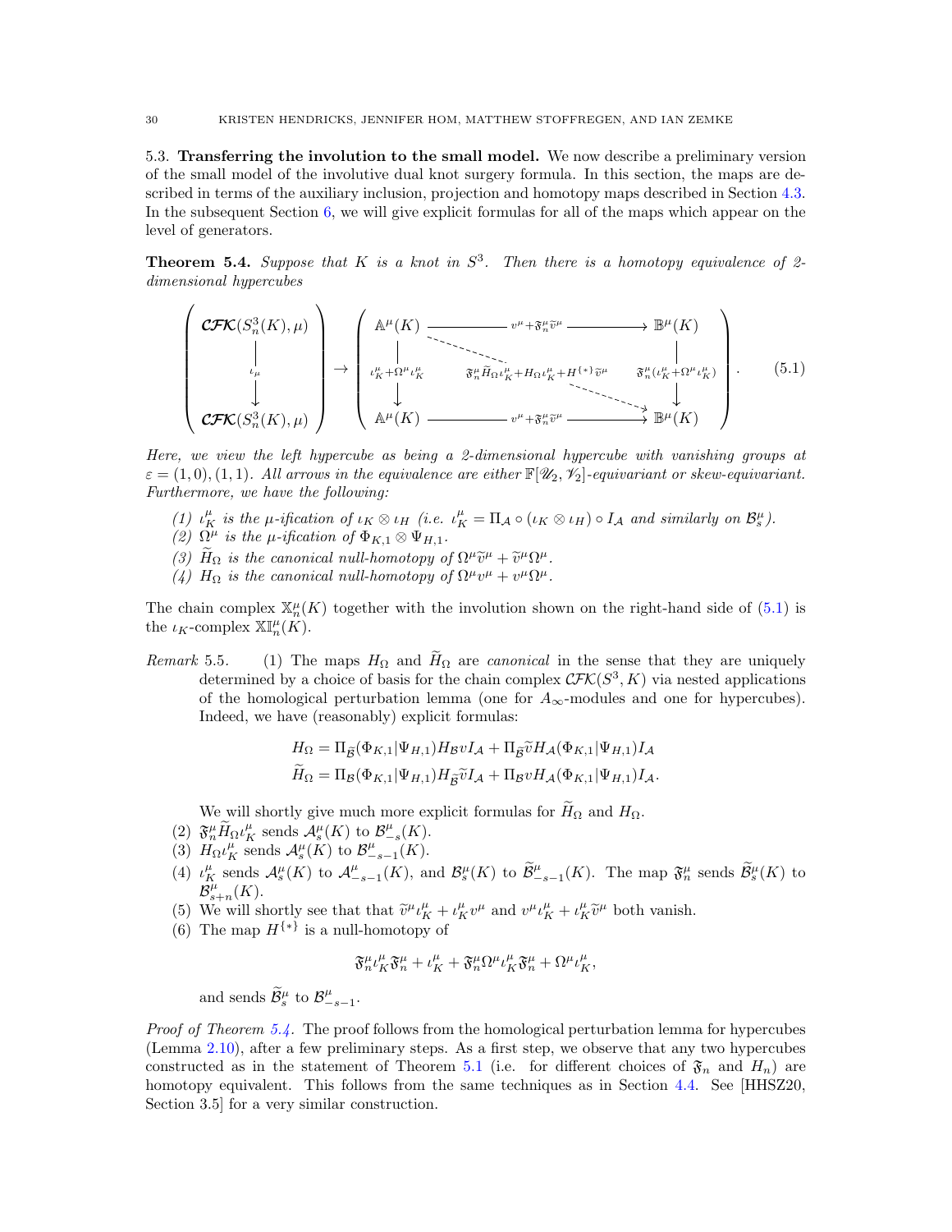5.3. **Transferring the involution to the small model.** We now describe a preliminary version of the small model of the involutive dual knot surgery formula. In this section, the maps are described in terms of the auxiliary inclusion, projection and homotopy maps described in Section 4.3. In the subsequent Section 6, we will give explicit formulas for all of the maps which appear on the level of generators.

**Theorem 5.4.** *Suppose that $K$ is a knot in $S^3$. Then there is a homotopy equivalence of 2-dimensional hypercubes*

$$\left(\begin{array}{c} \mathcal{CFK}(S^3_n(K),\mu) \\ \Big\downarrow \iota_\mu \\ \mathcal{CFK}(S^3_n(K),\mu) \end{array}\right) \to \left(\begin{array}{ccc} \mathbb{A}^\mu(K) & \xrightarrow{\quad v^\mu + \mathfrak{F}^\mu_n \widetilde{v}^\mu \quad} & \mathbb{B}^\mu(K) \\ \Big\downarrow \iota^\mu_K + \Omega^\mu \iota^\mu_K & \searrow^{\mathfrak{F}^\mu_n \widetilde{H}_\Omega \iota^\mu_K + H_\Omega \iota^\mu_K + H^{\{*\}} \widetilde{v}^\mu} & \Big\downarrow \mathfrak{F}^\mu_n(\iota^\mu_K + \Omega^\mu \iota^\mu_K) \\ \mathbb{A}^\mu(K) & \xrightarrow{\quad v^\mu + \mathfrak{F}^\mu_n \widetilde{v}^\mu \quad} & \mathbb{B}^\mu(K) \end{array}\right). \tag{5.1}$$

*Here, we view the left hypercube as being a 2-dimensional hypercube with vanishing groups at $\varepsilon = (1,0),(1,1)$. All arrows in the equivalence are either $\mathbb{F}[\mathscr{U}_2, \mathscr{V}_2]$-equivariant or skew-equivariant. Furthermore, we have the following:*

1. *$\iota^\mu_K$ is the $\mu$-ification of $\iota_K \otimes \iota_H$ (i.e. $\iota^\mu_K = \Pi_{\mathcal{A}} \circ (\iota_K \otimes \iota_H) \circ I_{\mathcal{A}}$ and similarly on $\mathcal{B}^\mu_s$).*
2. *$\Omega^\mu$ is the $\mu$-ification of $\Phi_{K,1} \otimes \Psi_{H,1}$.*
3. *$\widetilde{H}_\Omega$ is the canonical null-homotopy of $\Omega^\mu \widetilde{v}^\mu + \widetilde{v}^\mu \Omega^\mu$.*
4. *$H_\Omega$ is the canonical null-homotopy of $\Omega^\mu v^\mu + v^\mu \Omega^\mu$.*

The chain complex $\mathbb{X}^\mu_n(K)$ together with the involution shown on the right-hand side of (5.1) is the $\iota_K$-complex $\mathbb{XI}^\mu_n(K)$.

*Remark* 5.5.

1. The maps $H_\Omega$ and $\widetilde{H}_\Omega$ are *canonical* in the sense that they are uniquely determined by a choice of basis for the chain complex $\mathcal{CFK}(S^3, K)$ via nested applications of the homological perturbation lemma (one for $A_\infty$-modules and one for hypercubes). Indeed, we have (reasonably) explicit formulas:
$$H_\Omega = \Pi_{\widetilde{\mathcal{B}}}(\Phi_{K,1}|\Psi_{H,1}) H_{\mathcal{B}} v I_{\mathcal{A}} + \Pi_{\widetilde{\mathcal{B}}} \widetilde{v} H_{\mathcal{A}}(\Phi_{K,1}|\Psi_{H,1}) I_{\mathcal{A}}$$
$$\widetilde{H}_\Omega = \Pi_{\mathcal{B}}(\Phi_{K,1}|\Psi_{H,1}) H_{\widetilde{\mathcal{B}}} \widetilde{v} I_{\mathcal{A}} + \Pi_{\mathcal{B}} v H_{\mathcal{A}}(\Phi_{K,1}|\Psi_{H,1}) I_{\mathcal{A}}.$$
We will shortly give much more explicit formulas for $\widetilde{H}_\Omega$ and $H_\Omega$.
2. $\mathfrak{F}^\mu_n \widetilde{H}_\Omega \iota^\mu_K$ sends $\mathcal{A}^\mu_s(K)$ to $\mathcal{B}^\mu_{-s}(K)$.
3. $H_\Omega \iota^\mu_K$ sends $\mathcal{A}^\mu_s(K)$ to $\mathcal{B}^\mu_{-s-1}(K)$.
4. $\iota^\mu_K$ sends $\mathcal{A}^\mu_s(K)$ to $\mathcal{A}^\mu_{-s-1}(K)$, and $\mathcal{B}^\mu_s(K)$ to $\widetilde{\mathcal{B}}^\mu_{-s-1}(K)$. The map $\mathfrak{F}^\mu_n$ sends $\widetilde{\mathcal{B}}^\mu_s(K)$ to $\mathcal{B}^\mu_{s+n}(K)$.
5. We will shortly see that that $\widetilde{v}^\mu \iota^\mu_K + \iota^\mu_K v^\mu$ and $v^\mu \iota^\mu_K + \iota^\mu_K \widetilde{v}^\mu$ both vanish.
6. The map $H^{\{*\}}$ is a null-homotopy of
$$\mathfrak{F}^\mu_n \iota^\mu_K \mathfrak{F}^\mu_n + \iota^\mu_K + \mathfrak{F}^\mu_n \Omega^\mu \iota^\mu_K \mathfrak{F}^\mu_n + \Omega^\mu \iota^\mu_K,$$
and sends $\widetilde{\mathcal{B}}^\mu_s$ to $\mathcal{B}^\mu_{-s-1}$.

*Proof of Theorem 5.4.* The proof follows from the homological perturbation lemma for hypercubes (Lemma 2.10), after a few preliminary steps. As a first step, we observe that any two hypercubes constructed as in the statement of Theorem 5.1 (i.e. for different choices of $\mathfrak{F}_n$ and $H_n$) are homotopy equivalent. This follows from the same techniques as in Section 4.4. See [HHSZ20, Section 3.5] for a very similar construction.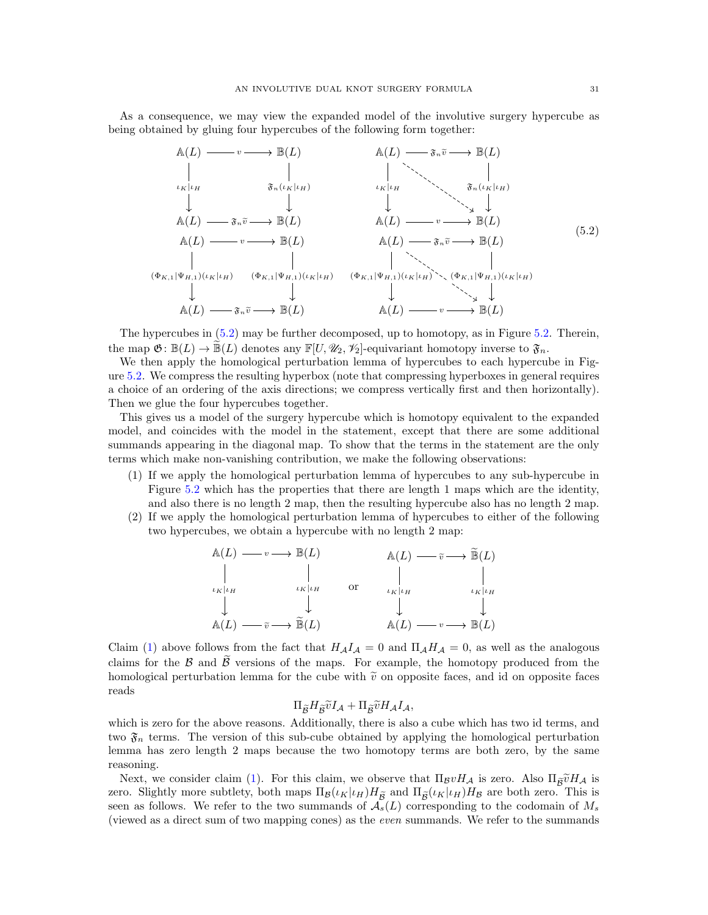As a consequence, we may view the expanded model of the involutive surgery hypercube as being obtained by gluing four hypercubes of the following form together:

$$
\begin{array}{ccc}
\mathbb{A}(L) & \xrightarrow{\quad v \quad} & \mathbb{B}(L) \\
\big\downarrow{\scriptstyle \iota_K|\iota_H} & & \big\downarrow{\scriptstyle \mathfrak{F}_n(\iota_K|\iota_H)} \\
\mathbb{A}(L) & \xrightarrow{\quad \mathfrak{F}_n\widetilde{v} \quad} & \mathbb{B}(L)
\end{array}
\qquad
\begin{array}{ccc}
\mathbb{A}(L) & \xrightarrow{\quad \mathfrak{F}_n\widetilde{v} \quad} & \mathbb{B}(L) \\
\big\downarrow{\scriptstyle \iota_K|\iota_H} & \searrow & \big\downarrow{\scriptstyle \mathfrak{F}_n(\iota_K|\iota_H)} \\
\mathbb{A}(L) & \xrightarrow{\quad v \quad} & \mathbb{B}(L)
\end{array}
$$

$$
\begin{array}{ccc}
\mathbb{A}(L) & \xrightarrow{\quad v \quad} & \mathbb{B}(L) \\
\big\downarrow{\scriptstyle (\Phi_{K,1}|\Psi_{H,1})(\iota_K|\iota_H)} & & \big\downarrow{\scriptstyle (\Phi_{K,1}|\Psi_{H,1})(\iota_K|\iota_H)} \\
\mathbb{A}(L) & \xrightarrow{\quad \mathfrak{F}_n\widetilde{v} \quad} & \mathbb{B}(L)
\end{array}
\qquad
\begin{array}{ccc}
\mathbb{A}(L) & \xrightarrow{\quad \mathfrak{F}_n\widetilde{v} \quad} & \mathbb{B}(L) \\
\big\downarrow{\scriptstyle (\Phi_{K,1}|\Psi_{H,1})(\iota_K|\iota_H)} & \searrow & \big\downarrow{\scriptstyle (\Phi_{K,1}|\Psi_{H,1})(\iota_K|\iota_H)} \\
\mathbb{A}(L) & \xrightarrow{\quad v \quad} & \mathbb{B}(L)
\end{array}
\tag{5.2}
$$

The hypercubes in (5.2) may be further decomposed, up to homotopy, as in Figure 5.2. Therein, the map $\mathfrak{G}\colon \mathbb{B}(L) \to \widetilde{\mathbb{B}}(L)$ denotes any $\mathbb{F}[U, \mathscr{U}_2, \mathscr{V}_2]$-equivariant homotopy inverse to $\mathfrak{F}_n$.

We then apply the homological perturbation lemma of hypercubes to each hypercube in Figure 5.2. We compress the resulting hyperbox (note that compressing hyperboxes in general requires a choice of an ordering of the axis directions; we compress vertically first and then horizontally). Then we glue the four hypercubes together.

This gives us a model of the surgery hypercube which is homotopy equivalent to the expanded model, and coincides with the model in the statement, except that there are some additional summands appearing in the diagonal map. To show that the terms in the statement are the only terms which make non-vanishing contribution, we make the following observations:

1. If we apply the homological perturbation lemma of hypercubes to any sub-hypercube in Figure 5.2 which has the properties that there are length 1 maps which are the identity, and also there is no length 2 map, then the resulting hypercube also has no length 2 map.
2. If we apply the homological perturbation lemma of hypercubes to either of the following two hypercubes, we obtain a hypercube with no length 2 map:

$$
\begin{array}{ccc}
\mathbb{A}(L) & \xrightarrow{\quad v \quad} & \mathbb{B}(L) \\
\big\downarrow{\scriptstyle \iota_K|\iota_H} & & \big\downarrow{\scriptstyle \iota_K|\iota_H} \\
\mathbb{A}(L) & \xrightarrow{\quad \widetilde{v} \quad} & \widetilde{\mathbb{B}}(L)
\end{array}
\qquad \text{or} \qquad
\begin{array}{ccc}
\mathbb{A}(L) & \xrightarrow{\quad \widetilde{v} \quad} & \widetilde{\mathbb{B}}(L) \\
\big\downarrow{\scriptstyle \iota_K|\iota_H} & & \big\downarrow{\scriptstyle \iota_K|\iota_H} \\
\mathbb{A}(L) & \xrightarrow{\quad v \quad} & \mathbb{B}(L)
\end{array}
$$

Claim (1) above follows from the fact that $H_{\mathcal{A}} I_{\mathcal{A}} = 0$ and $\Pi_{\mathcal{A}} H_{\mathcal{A}} = 0$, as well as the analogous claims for the $\mathcal{B}$ and $\widetilde{\mathcal{B}}$ versions of the maps. For example, the homotopy produced from the homological perturbation lemma for the cube with $\widetilde{v}$ on opposite faces, and id on opposite faces reads

$$
\Pi_{\widetilde{\mathcal{B}}} H_{\widetilde{\mathcal{B}}} \widetilde{v} I_{\mathcal{A}} + \Pi_{\widetilde{\mathcal{B}}} \widetilde{v} H_{\mathcal{A}} I_{\mathcal{A}},
$$

which is zero for the above reasons. Additionally, there is also a cube which has two id terms, and two $\mathfrak{F}_n$ terms. The version of this sub-cube obtained by applying the homological perturbation lemma has zero length 2 maps because the two homotopy terms are both zero, by the same reasoning.

Next, we consider claim (1). For this claim, we observe that $\Pi_{\mathcal{B}} v H_{\mathcal{A}}$ is zero. Also $\Pi_{\widetilde{\mathcal{B}}} \widetilde{v} H_{\mathcal{A}}$ is zero. Slightly more subtlety, both maps $\Pi_{\mathcal{B}}(\iota_K|\iota_H) H_{\widetilde{\mathcal{B}}}$ and $\Pi_{\widetilde{\mathcal{B}}}(\iota_K|\iota_H) H_{\mathcal{B}}$ are both zero. This is seen as follows. We refer to the two summands of $\mathcal{A}_s(L)$ corresponding to the codomain of $M_s$ (viewed as a direct sum of two mapping cones) as the *even* summands. We refer to the summands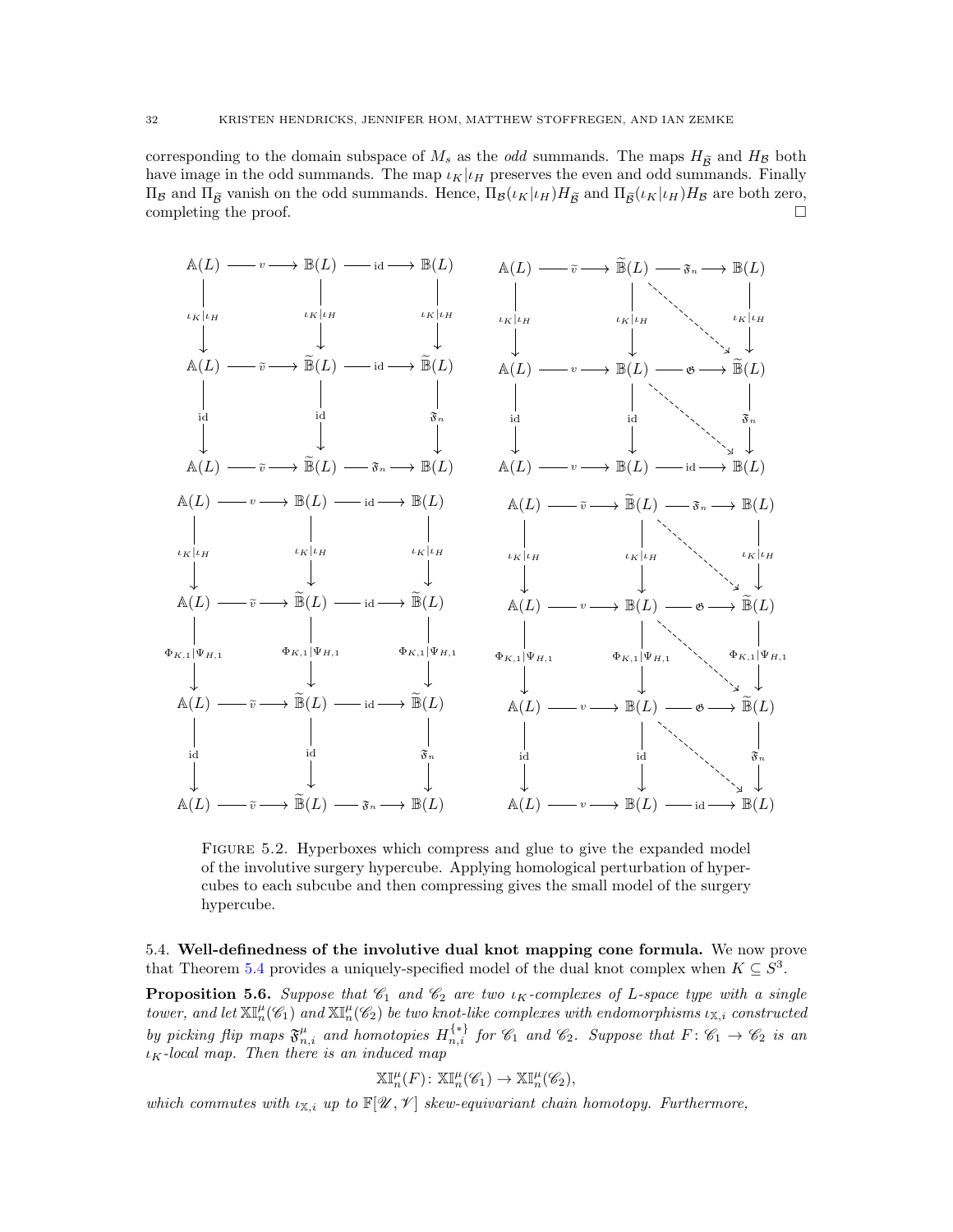corresponding to the domain subspace of $M_s$ as the *odd* summands. The maps $H_{\widetilde{\mathcal{B}}}$ and $H_{\mathcal{B}}$ both have image in the odd summands. The map $\iota_K|\iota_H$ preserves the even and odd summands. Finally $\Pi_{\mathcal{B}}$ and $\Pi_{\widetilde{\mathcal{B}}}$ vanish on the odd summands. Hence, $\Pi_{\mathcal{B}}(\iota_K|\iota_H)H_{\widetilde{\mathcal{B}}}$ and $\Pi_{\widetilde{\mathcal{B}}}(\iota_K|\iota_H)H_{\mathcal{B}}$ are both zero, completing the proof. ∎

Figure 5.2. Hyperboxes which compress and glue to give the expanded model of the involutive surgery hypercube. Applying homological perturbation of hypercubes to each subcube and then compressing gives the small model of the surgery hypercube.

### 5.4. Well-definedness of the involutive dual knot mapping cone formula.

We now prove that Theorem 5.4 provides a uniquely-specified model of the dual knot complex when $K \subseteq S^3$.

**Proposition 5.6.** *Suppose that $\mathscr{C}_1$ and $\mathscr{C}_2$ are two $\iota_K$-complexes of L-space type with a single tower, and let $\mathbb{XI}^\mu_n(\mathscr{C}_1)$ and $\mathbb{XI}^\mu_n(\mathscr{C}_2)$ be two knot-like complexes with endomorphisms $\iota_{\mathbb{X},i}$ constructed by picking flip maps $\mathfrak{F}^\mu_{n,i}$ and homotopies $H^{\{*\}}_{n,i}$ for $\mathscr{C}_1$ and $\mathscr{C}_2$. Suppose that $F\colon \mathscr{C}_1 \to \mathscr{C}_2$ is an $\iota_K$-local map. Then there is an induced map*

$$\mathbb{XI}^\mu_n(F)\colon \mathbb{XI}^\mu_n(\mathscr{C}_1) \to \mathbb{XI}^\mu_n(\mathscr{C}_2),$$

*which commutes with $\iota_{\mathbb{X},i}$ up to $\mathbb{F}[\mathscr{U},\mathscr{V}]$ skew-equivariant chain homotopy. Furthermore,*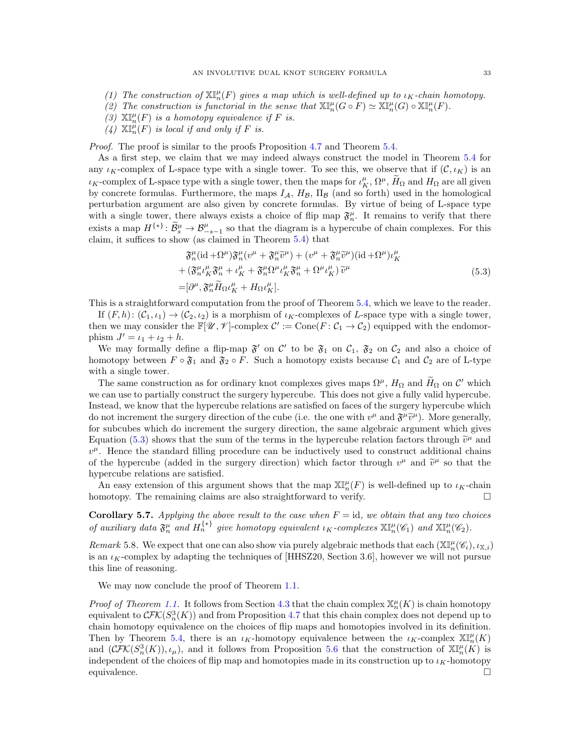(1) *The construction of* $\mathbb{XI}^\mu_n(F)$ *gives a map which is well-defined up to* $\iota_K$*-chain homotopy.*
(2) *The construction is functorial in the sense that* $\mathbb{XI}^\mu_n(G\circ F)\simeq \mathbb{XI}^\mu_n(G)\circ \mathbb{XI}^\mu_n(F)$.
(3) $\mathbb{XI}^\mu_n(F)$ *is a homotopy equivalence if* $F$ *is.*
(4) $\mathbb{XI}^\mu_n(F)$ *is local if and only if* $F$ *is.*

*Proof.* The proof is similar to the proofs Proposition 4.7 and Theorem 5.4.

As a first step, we claim that we may indeed always construct the model in Theorem 5.4 for any $\iota_K$-complex of L-space type with a single tower. To see this, we observe that if $(\mathcal{C},\iota_K)$ is an $\iota_K$-complex of L-space type with a single tower, then the maps for $\iota_K^\mu$, $\Omega^\mu$, $\widetilde{H}_\Omega$ and $H_\Omega$ are all given by concrete formulas. Furthermore, the maps $I_{\mathcal{A}}$, $H_{\mathcal{B}}$, $\Pi_{\mathcal{B}}$ (and so forth) used in the homological perturbation argument are also given by concrete formulas. By virtue of being of L-space type with a single tower, there always exists a choice of flip map $\mathfrak{F}^\mu_n$. It remains to verify that there exists a map $H^{\{*\}}\colon \widetilde{\mathcal{B}}^\mu_s\to \mathcal{B}^\mu_{-s-1}$ so that the diagram is a hypercube of chain complexes. For this claim, it suffices to show (as claimed in Theorem 5.4) that

$$
\begin{split}
&\mathfrak{F}^\mu_n(\mathrm{id}+\Omega^\mu)\mathfrak{F}^\mu_n(v^\mu+\mathfrak{F}^\mu_n\widetilde{v}^\mu)+(v^\mu+\mathfrak{F}^\mu_n\widetilde{v}^\mu)(\mathrm{id}+\Omega^\mu)\iota^\mu_K\\
+&(\mathfrak{F}^\mu_n\iota^\mu_K\mathfrak{F}^\mu_n+\iota^\mu_K+\mathfrak{F}^\mu_n\Omega^\mu\iota^\mu_K\mathfrak{F}^\mu_n+\Omega^\mu\iota^\mu_K)\,\widetilde{v}^\mu\\
=&[\partial^\mu,\mathfrak{F}^\mu_n\widetilde{H}_\Omega\iota^\mu_K+H_\Omega\iota^\mu_K].
\end{split}
\tag{5.3}
$$

This is a straightforward computation from the proof of Theorem 5.4, which we leave to the reader.

If $(F,h)\colon(\mathcal{C}_1,\iota_1)\to(\mathcal{C}_2,\iota_2)$ is a morphism of $\iota_K$-complexes of $L$-space type with a single tower, then we may consider the $\mathbb{F}[\mathscr{U},\mathscr{V}]$-complex $\mathcal{C}':=\mathrm{Cone}(F\colon\mathcal{C}_1\to\mathcal{C}_2)$ equipped with the endomorphism $J'=\iota_1+\iota_2+h$.

We may formally define a flip-map $\mathfrak{F}'$ on $\mathcal{C}'$ to be $\mathfrak{F}_1$ on $\mathcal{C}_1$, $\mathfrak{F}_2$ on $\mathcal{C}_2$ and also a choice of homotopy between $F\circ\mathfrak{F}_1$ and $\mathfrak{F}_2\circ F$. Such a homotopy exists because $\mathcal{C}_1$ and $\mathcal{C}_2$ are of L-type with a single tower.

The same construction as for ordinary knot complexes gives maps $\Omega^\mu$, $H_\Omega$ and $\widetilde{H}_\Omega$ on $\mathcal{C}'$ which we can use to partially construct the surgery hypercube. This does not give a fully valid hypercube. Instead, we know that the hypercube relations are satisfied on faces of the surgery hypercube which do not increment the surgery direction of the cube (i.e. the one with $v^\mu$ and $\mathfrak{F}^\mu\widetilde{v}^\mu$). More generally, for subcubes which do increment the surgery direction, the same algebraic argument which gives Equation (5.3) shows that the sum of the terms in the hypercube relation factors through $\widetilde{v}^\mu$ and $v^\mu$. Hence the standard filling procedure can be inductively used to construct additional chains of the hypercube (added in the surgery direction) which factor through $v^\mu$ and $\widetilde{v}^\mu$ so that the hypercube relations are satisfied.

An easy extension of this argument shows that the map $\mathbb{XI}^\mu_n(F)$ is well-defined up to $\iota_K$-chain homotopy. The remaining claims are also straightforward to verify. $\square$

**Corollary 5.7.** *Applying the above result to the case when* $F=\mathrm{id}$, *we obtain that any two choices of auxiliary data* $\mathfrak{F}^\mu_n$ *and* $H^{\{*\}}_n$ *give homotopy equivalent* $\iota_K$*-complexes* $\mathbb{XI}^\mu_n(\mathscr{C}_1)$ *and* $\mathbb{XI}^\mu_n(\mathscr{C}_2)$.

*Remark* 5.8. We expect that one can also show via purely algebraic methods that each $(\mathbb{XI}^\mu_n(\mathscr{C}_i),\iota_{\mathbb{X},i})$ is an $\iota_K$-complex by adapting the techniques of [HHSZ20, Section 3.6], however we will not pursue this line of reasoning.

We may now conclude the proof of Theorem 1.1.

*Proof of Theorem 1.1.* It follows from Section 4.3 that the chain complex $\mathbb{X}^\mu_n(K)$ is chain homotopy equivalent to $\mathcal{CFK}(S^3_n(K))$ and from Proposition 4.7 that this chain complex does not depend up to chain homotopy equivalence on the choices of flip maps and homotopies involved in its definition. Then by Theorem 5.4, there is an $\iota_K$-homotopy equivalence between the $\iota_K$-complex $\mathbb{XI}^\mu_n(K)$ and $(\mathcal{CFK}(S^3_n(K)),\iota_\mu)$, and it follows from Proposition 5.6 that the construction of $\mathbb{XI}^\mu_n(K)$ is independent of the choices of flip map and homotopies made in its construction up to $\iota_K$-homotopy equivalence. $\square$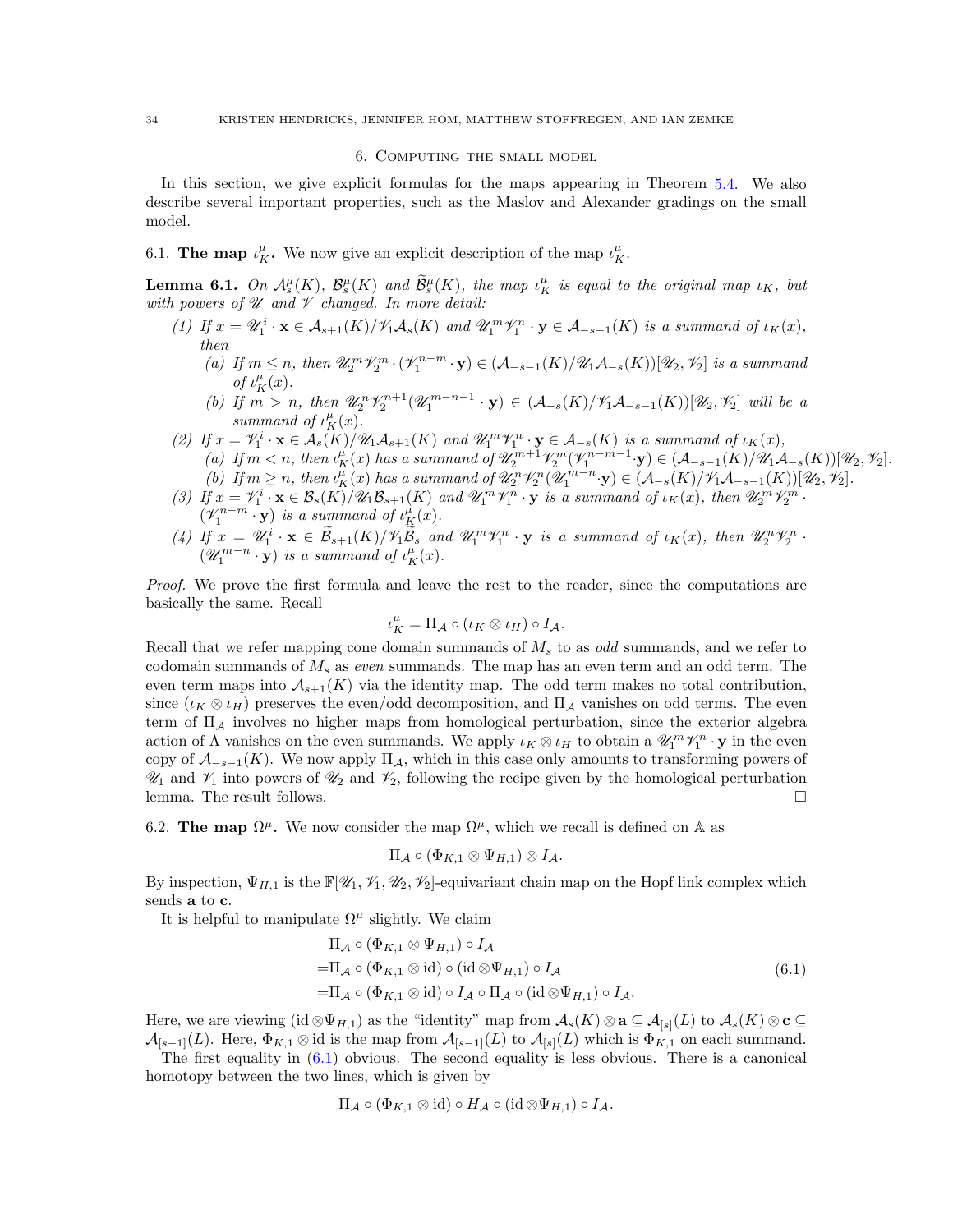## 6. Computing the small model

In this section, we give explicit formulas for the maps appearing in Theorem 5.4. We also describe several important properties, such as the Maslov and Alexander gradings on the small model.

### 6.1. The map $\iota_K^\mu$.

We now give an explicit description of the map $\iota_K^\mu$.

**Lemma 6.1.** *On $\mathcal{A}_s^\mu(K)$, $\mathcal{B}_s^\mu(K)$ and $\widetilde{\mathcal{B}}_s^\mu(K)$, the map $\iota_K^\mu$ is equal to the original map $\iota_K$, but with powers of $\mathscr{U}$ and $\mathscr{V}$ changed. In more detail:*

1. *If $x = \mathscr{U}_1^i \cdot \mathbf{x} \in \mathcal{A}_{s+1}(K)/\mathscr{V}_1\mathcal{A}_s(K)$ and $\mathscr{U}_1^m\mathscr{V}_1^n \cdot \mathbf{y} \in \mathcal{A}_{-s-1}(K)$ is a summand of $\iota_K(x)$, then*
   - *(a) If $m \le n$, then $\mathscr{U}_2^m\mathscr{V}_2^m \cdot (\mathscr{V}_1^{n-m} \cdot \mathbf{y}) \in (\mathcal{A}_{-s-1}(K)/\mathscr{U}_1\mathcal{A}_{-s}(K))[\mathscr{U}_2, \mathscr{V}_2]$ is a summand of $\iota_K^\mu(x)$.*
   - *(b) If $m > n$, then $\mathscr{U}_2^n\mathscr{V}_2^{n+1}(\mathscr{U}_1^{m-n-1} \cdot \mathbf{y}) \in (\mathcal{A}_{-s}(K)/\mathscr{V}_1\mathcal{A}_{-s-1}(K))[\mathscr{U}_2, \mathscr{V}_2]$ will be a summand of $\iota_K^\mu(x)$.*
2. *If $x = \mathscr{V}_1^i \cdot \mathbf{x} \in \mathcal{A}_s(K)/\mathscr{U}_1\mathcal{A}_{s+1}(K)$ and $\mathscr{U}_1^m\mathscr{V}_1^n \cdot \mathbf{y} \in \mathcal{A}_{-s}(K)$ is a summand of $\iota_K(x)$,*
   - *(a) If $m < n$, then $\iota_K^\mu(x)$ has a summand of $\mathscr{U}_2^{m+1}\mathscr{V}_2^m(\mathscr{V}_1^{n-m-1} \cdot \mathbf{y}) \in (\mathcal{A}_{-s-1}(K)/\mathscr{U}_1\mathcal{A}_{-s}(K))[\mathscr{U}_2, \mathscr{V}_2]$.*
   - *(b) If $m \ge n$, then $\iota_K^\mu(x)$ has a summand of $\mathscr{U}_2^n\mathscr{V}_2^n(\mathscr{U}_1^{m-n} \cdot \mathbf{y}) \in (\mathcal{A}_{-s}(K)/\mathscr{V}_1\mathcal{A}_{-s-1}(K))[\mathscr{U}_2, \mathscr{V}_2]$.*
3. *If $x = \mathscr{V}_1^i \cdot \mathbf{x} \in \mathcal{B}_s(K)/\mathscr{U}_1\mathcal{B}_{s+1}(K)$ and $\mathscr{U}_1^m\mathscr{V}_1^n \cdot \mathbf{y}$ is a summand of $\iota_K(x)$, then $\mathscr{U}_2^m\mathscr{V}_2^m \cdot (\mathscr{V}_1^{n-m} \cdot \mathbf{y})$ is a summand of $\iota_K^\mu(x)$.*
4. *If $x = \mathscr{U}_1^i \cdot \mathbf{x} \in \widetilde{\mathcal{B}}_{s+1}(K)/\mathscr{V}_1\widetilde{\mathcal{B}}_s$ and $\mathscr{U}_1^m\mathscr{V}_1^n \cdot \mathbf{y}$ is a summand of $\iota_K(x)$, then $\mathscr{U}_2^n\mathscr{V}_2^n \cdot (\mathscr{U}_1^{m-n} \cdot \mathbf{y})$ is a summand of $\iota_K^\mu(x)$.*

*Proof.* We prove the first formula and leave the rest to the reader, since the computations are basically the same. Recall

$$\iota_K^\mu = \Pi_{\mathcal{A}} \circ (\iota_K \otimes \iota_H) \circ I_{\mathcal{A}}.$$

Recall that we refer mapping cone domain summands of $M_s$ to as *odd* summands, and we refer to codomain summands of $M_s$ as *even* summands. The map has an even term and an odd term. The even term maps into $\mathcal{A}_{s+1}(K)$ via the identity map. The odd term makes no total contribution, since $(\iota_K \otimes \iota_H)$ preserves the even/odd decomposition, and $\Pi_{\mathcal{A}}$ vanishes on odd terms. The even term of $\Pi_{\mathcal{A}}$ involves no higher maps from homological perturbation, since the exterior algebra action of $\Lambda$ vanishes on the even summands. We apply $\iota_K \otimes \iota_H$ to obtain a $\mathscr{U}_1^m\mathscr{V}_1^n \cdot \mathbf{y}$ in the even copy of $\mathcal{A}_{-s-1}(K)$. We now apply $\Pi_{\mathcal{A}}$, which in this case only amounts to transforming powers of $\mathscr{U}_1$ and $\mathscr{V}_1$ into powers of $\mathscr{U}_2$ and $\mathscr{V}_2$, following the recipe given by the homological perturbation lemma. The result follows. $\square$

### 6.2. The map $\Omega^\mu$.

We now consider the map $\Omega^\mu$, which we recall is defined on $\mathbb{A}$ as

$$\Pi_{\mathcal{A}} \circ (\Phi_{K,1} \otimes \Psi_{H,1}) \otimes I_{\mathcal{A}}.$$

By inspection, $\Psi_{H,1}$ is the $\mathbb{F}[\mathscr{U}_1, \mathscr{V}_1, \mathscr{U}_2, \mathscr{V}_2]$-equivariant chain map on the Hopf link complex which sends $\mathbf{a}$ to $\mathbf{c}$.

It is helpful to manipulate $\Omega^\mu$ slightly. We claim

$$\begin{aligned}
&\Pi_{\mathcal{A}} \circ (\Phi_{K,1} \otimes \Psi_{H,1}) \circ I_{\mathcal{A}} \\
=&\Pi_{\mathcal{A}} \circ (\Phi_{K,1} \otimes \mathrm{id}) \circ (\mathrm{id} \otimes \Psi_{H,1}) \circ I_{\mathcal{A}} \\
=&\Pi_{\mathcal{A}} \circ (\Phi_{K,1} \otimes \mathrm{id}) \circ I_{\mathcal{A}} \circ \Pi_{\mathcal{A}} \circ (\mathrm{id} \otimes \Psi_{H,1}) \circ I_{\mathcal{A}}.
\end{aligned} \tag{6.1}$$

Here, we are viewing $(\mathrm{id} \otimes \Psi_{H,1})$ as the "identity" map from $\mathcal{A}_s(K) \otimes \mathbf{a} \subseteq \mathcal{A}_{[s]}(L)$ to $\mathcal{A}_s(K) \otimes \mathbf{c} \subseteq \mathcal{A}_{[s-1]}(L)$. Here, $\Phi_{K,1} \otimes \mathrm{id}$ is the map from $\mathcal{A}_{[s-1]}(L)$ to $\mathcal{A}_{[s]}(L)$ which is $\Phi_{K,1}$ on each summand.

The first equality in (6.1) obvious. The second equality is less obvious. There is a canonical homotopy between the two lines, which is given by

$$\Pi_{\mathcal{A}} \circ (\Phi_{K,1} \otimes \mathrm{id}) \circ H_{\mathcal{A}} \circ (\mathrm{id} \otimes \Psi_{H,1}) \circ I_{\mathcal{A}}.$$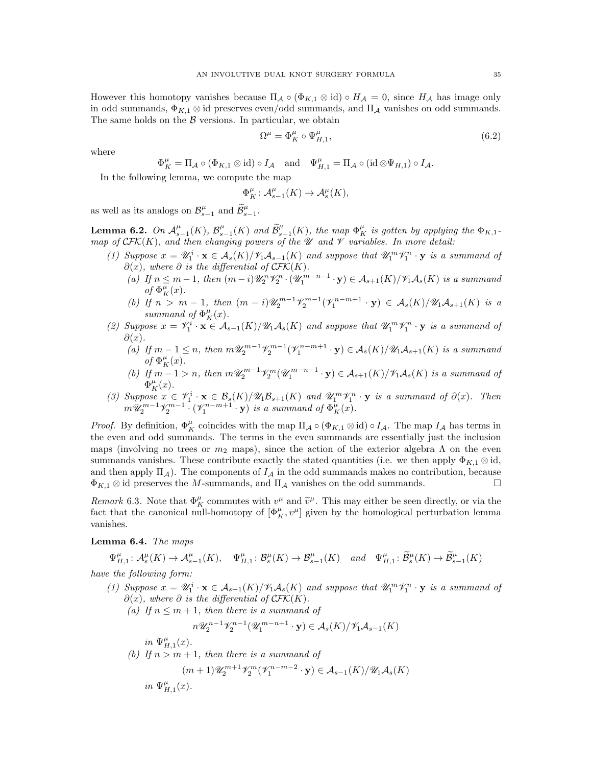However this homotopy vanishes because $\Pi_{\mathcal{A}} \circ (\Phi_{K,1} \otimes \mathrm{id}) \circ H_{\mathcal{A}} = 0$, since $H_{\mathcal{A}}$ has image only in odd summands, $\Phi_{K,1} \otimes \mathrm{id}$ preserves even/odd summands, and $\Pi_{\mathcal{A}}$ vanishes on odd summands. The same holds on the $\mathcal{B}$ versions. In particular, we obtain

$$\Omega^\mu = \Phi^\mu_K \circ \Psi^\mu_{H,1}, \tag{6.2}$$

where

$$\Phi^\mu_K = \Pi_{\mathcal{A}} \circ (\Phi_{K,1} \otimes \mathrm{id}) \circ I_{\mathcal{A}} \quad \text{and} \quad \Psi^\mu_{H,1} = \Pi_{\mathcal{A}} \circ (\mathrm{id} \otimes \Psi_{H,1}) \circ I_{\mathcal{A}}.$$

In the following lemma, we compute the map

$$\Phi^\mu_K \colon \mathcal{A}^\mu_{s-1}(K) \to \mathcal{A}^\mu_s(K),$$

as well as its analogs on $\mathcal{B}^\mu_{s-1}$ and $\widetilde{\mathcal{B}}^\mu_{s-1}$.

**Lemma 6.2.** *On $\mathcal{A}^\mu_{s-1}(K)$, $\mathcal{B}^\mu_{s-1}(K)$ and $\widetilde{\mathcal{B}}^\mu_{s-1}(K)$, the map $\Phi^\mu_K$ is gotten by applying the $\Phi_{K,1}$-map of $\mathcal{CFK}(K)$, and then changing powers of the $\mathscr{U}$ and $\mathscr{V}$ variables. In more detail:*

1. *Suppose $x = \mathscr{U}_1^i \cdot \mathbf{x} \in \mathcal{A}_s(K)/\mathscr{V}_1\mathcal{A}_{s-1}(K)$ and suppose that $\mathscr{U}_1^m \mathscr{V}_1^n \cdot \mathbf{y}$ is a summand of $\partial(x)$, where $\partial$ is the differential of $\mathcal{CFK}(K)$.*
   - *(a) If $n \le m-1$, then $(m-i)\mathscr{U}_2^n \mathscr{V}_2^n \cdot (\mathscr{U}_1^{m-n-1} \cdot \mathbf{y}) \in \mathcal{A}_{s+1}(K)/\mathscr{V}_1\mathcal{A}_s(K)$ is a summand of $\Phi^\mu_K(x)$.*
   - *(b) If $n > m-1$, then $(m-i)\mathscr{U}_2^{m-1}\mathscr{V}_2^{m-1}(\mathscr{V}_1^{n-m+1} \cdot \mathbf{y}) \in \mathcal{A}_s(K)/\mathscr{U}_1\mathcal{A}_{s+1}(K)$ is a summand of $\Phi^\mu_K(x)$.*
2. *Suppose $x = \mathscr{V}_1^i \cdot \mathbf{x} \in \mathcal{A}_{s-1}(K)/\mathscr{U}_1\mathcal{A}_s(K)$ and suppose that $\mathscr{U}_1^m \mathscr{V}_1^n \cdot \mathbf{y}$ is a summand of $\partial(x)$.*
   - *(a) If $m-1 \le n$, then $m\mathscr{U}_2^{m-1}\mathscr{V}_2^{m-1}(\mathscr{V}_1^{n-m+1} \cdot \mathbf{y}) \in \mathcal{A}_s(K)/\mathscr{U}_1\mathcal{A}_{s+1}(K)$ is a summand of $\Phi^\mu_K(x)$.*
   - *(b) If $m-1 > n$, then $m\mathscr{U}_2^{m-1}\mathscr{V}_2^{m}(\mathscr{U}_1^{m-n-1} \cdot \mathbf{y}) \in \mathcal{A}_{s+1}(K)/\mathscr{V}_1\mathcal{A}_s(K)$ is a summand of $\Phi^\mu_K(x)$.*
3. *Suppose $x \in \mathscr{V}_1^i \cdot \mathbf{x} \in \mathcal{B}_s(K)/\mathscr{U}_1\mathcal{B}_{s+1}(K)$ and $\mathscr{U}_1^m \mathscr{V}_1^n \cdot \mathbf{y}$ is a summand of $\partial(x)$. Then $m\mathscr{U}_2^{m-1}\mathscr{V}_2^{m-1} \cdot (\mathscr{V}_1^{n-m+1} \cdot \mathbf{y})$ is a summand of $\Phi^\mu_K(x)$.*

*Proof.* By definition, $\Phi^\mu_K$ coincides with the map $\Pi_{\mathcal{A}} \circ (\Phi_{K,1} \otimes \mathrm{id}) \circ I_{\mathcal{A}}$. The map $I_{\mathcal{A}}$ has terms in the even and odd summands. The terms in the even summands are essentially just the inclusion maps (involving no trees or $m_2$ maps), since the action of the exterior algebra $\Lambda$ on the even summands vanishes. These contribute exactly the stated quantities (i.e. we then apply $\Phi_{K,1} \otimes \mathrm{id}$, and then apply $\Pi_{\mathcal{A}}$). The components of $I_{\mathcal{A}}$ in the odd summands makes no contribution, because $\Phi_{K,1} \otimes \mathrm{id}$ preserves the $M$-summands, and $\Pi_{\mathcal{A}}$ vanishes on the odd summands. $\square$

*Remark* 6.3. Note that $\Phi^\mu_K$ commutes with $v^\mu$ and $\widetilde{v}^\mu$. This may either be seen directly, or via the fact that the canonical null-homotopy of $[\Phi^\mu_K, v^\mu]$ given by the homological perturbation lemma vanishes.

**Lemma 6.4.** *The maps*

$$\Psi^\mu_{H,1} \colon \mathcal{A}^\mu_s(K) \to \mathcal{A}^\mu_{s-1}(K), \quad \Psi^\mu_{H,1} \colon \mathcal{B}^\mu_s(K) \to \mathcal{B}^\mu_{s-1}(K) \quad \text{and} \quad \Psi^\mu_{H,1} \colon \widetilde{\mathcal{B}}^\mu_s(K) \to \widetilde{\mathcal{B}}^\mu_{s-1}(K)$$

*have the following form:*

1. *Suppose $x = \mathscr{U}_1^i \cdot \mathbf{x} \in \mathcal{A}_{s+1}(K)/\mathscr{V}_1\mathcal{A}_s(K)$ and suppose that $\mathscr{U}_1^m \mathscr{V}_1^n \cdot \mathbf{y}$ is a summand of $\partial(x)$, where $\partial$ is the differential of $\mathcal{CFK}(K)$.*
   - *(a) If $n \le m+1$, then there is a summand of*
   $$n\mathscr{U}_2^{n-1}\mathscr{V}_2^{n-1}(\mathscr{U}_1^{m-n+1} \cdot \mathbf{y}) \in \mathcal{A}_s(K)/\mathscr{V}_1\mathcal{A}_{s-1}(K)$$
   *in $\Psi^\mu_{H,1}(x)$.*
   - *(b) If $n > m+1$, then there is a summand of*
   $$(m+1)\mathscr{U}_2^{m+1}\mathscr{V}_2^{m}(\mathscr{V}_1^{n-m-2} \cdot \mathbf{y}) \in \mathcal{A}_{s-1}(K)/\mathscr{U}_1\mathcal{A}_s(K)$$
   *in $\Psi^\mu_{H,1}(x)$.*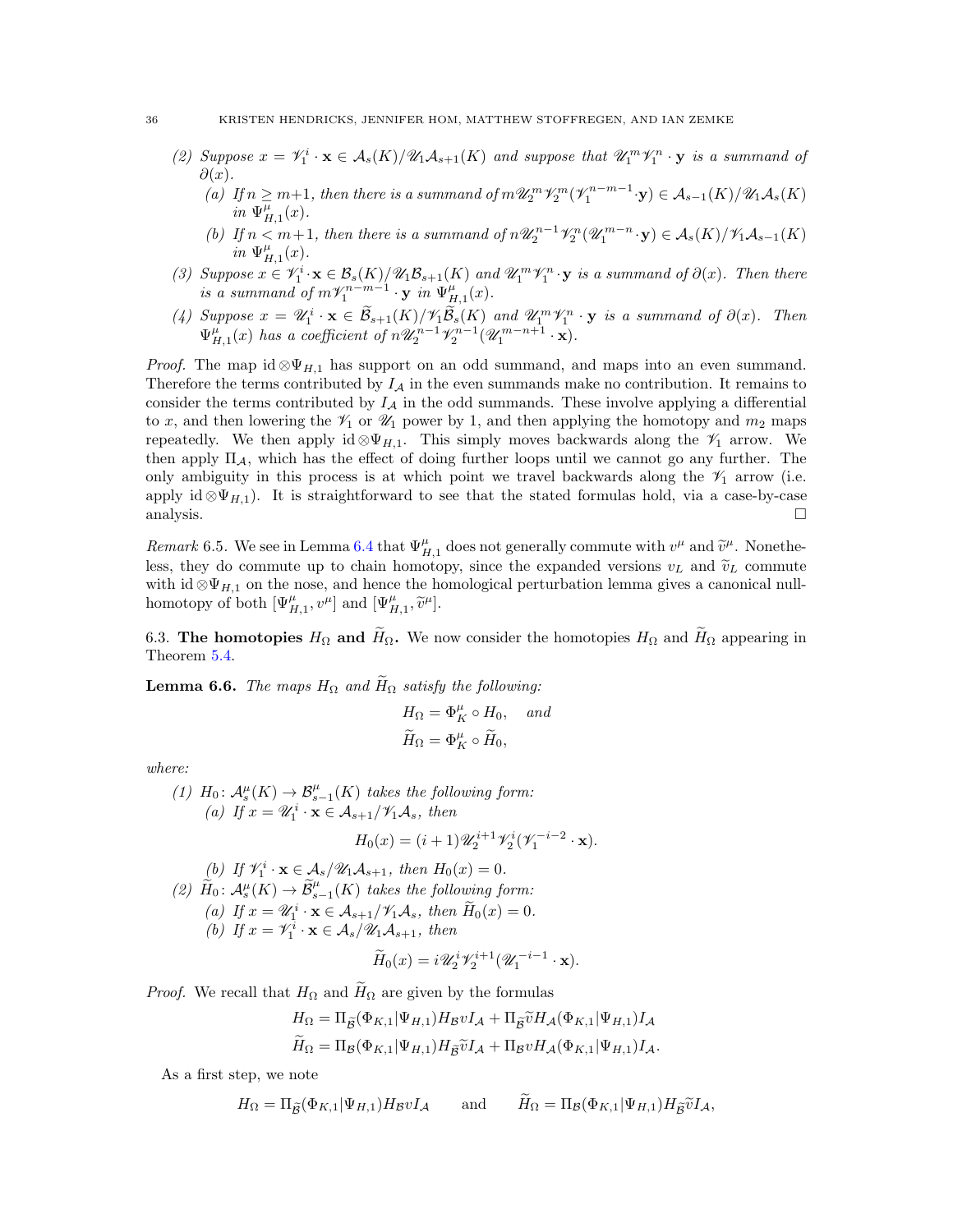(2) *Suppose $x = \mathscr{V}_1^i \cdot \mathbf{x} \in \mathcal{A}_s(K)/\mathscr{U}_1\mathcal{A}_{s+1}(K)$ and suppose that $\mathscr{U}_1^m\mathscr{V}_1^n \cdot \mathbf{y}$ is a summand of $\partial(x)$.*
   (a) *If $n \geq m+1$, then there is a summand of $m\mathscr{U}_2^m\mathscr{V}_2^m(\mathscr{V}_1^{n-m-1}\cdot\mathbf{y}) \in \mathcal{A}_{s-1}(K)/\mathscr{U}_1\mathcal{A}_s(K)$ in $\Psi^\mu_{H,1}(x)$.*
   (b) *If $n < m+1$, then there is a summand of $n\mathscr{U}_2^{n-1}\mathscr{V}_2^n(\mathscr{U}_1^{m-n}\cdot\mathbf{y}) \in \mathcal{A}_s(K)/\mathscr{V}_1\mathcal{A}_{s-1}(K)$ in $\Psi^\mu_{H,1}(x)$.*

(3) *Suppose $x \in \mathscr{V}_1^i \cdot \mathbf{x} \in \mathcal{B}_s(K)/\mathscr{U}_1\mathcal{B}_{s+1}(K)$ and $\mathscr{U}_1^m\mathscr{V}_1^n \cdot \mathbf{y}$ is a summand of $\partial(x)$. Then there is a summand of $m\mathscr{V}_1^{n-m-1}\cdot\mathbf{y}$ in $\Psi^\mu_{H,1}(x)$.*

(4) *Suppose $x = \mathscr{U}_1^i \cdot \mathbf{x} \in \widetilde{\mathcal{B}}_{s+1}(K)/\mathscr{V}_1\widetilde{\mathcal{B}}_s(K)$ and $\mathscr{U}_1^m\mathscr{V}_1^n\cdot\mathbf{y}$ is a summand of $\partial(x)$. Then $\Psi^\mu_{H,1}(x)$ has a coefficient of $n\mathscr{U}_2^{n-1}\mathscr{V}_2^{n-1}(\mathscr{U}_1^{m-n+1}\cdot\mathbf{x})$.*

*Proof.* The map $\mathrm{id}\otimes\Psi_{H,1}$ has support on an odd summand, and maps into an even summand. Therefore the terms contributed by $I_\mathcal{A}$ in the even summands make no contribution. It remains to consider the terms contributed by $I_\mathcal{A}$ in the odd summands. These involve applying a differential to $x$, and then lowering the $\mathscr{V}_1$ or $\mathscr{U}_1$ power by 1, and then applying the homotopy and $m_2$ maps repeatedly. We then apply $\mathrm{id}\otimes\Psi_{H,1}$. This simply moves backwards along the $\mathscr{V}_1$ arrow. We then apply $\Pi_\mathcal{A}$, which has the effect of doing further loops until we cannot go any further. The only ambiguity in this process is at which point we travel backwards along the $\mathscr{V}_1$ arrow (i.e. apply $\mathrm{id}\otimes\Psi_{H,1}$). It is straightforward to see that the stated formulas hold, via a case-by-case analysis. $\square$

*Remark* 6.5. We see in Lemma 6.4 that $\Psi^\mu_{H,1}$ does not generally commute with $v^\mu$ and $\widetilde{v}^\mu$. Nonetheless, they do commute up to chain homotopy, since the expanded versions $v_L$ and $\widetilde{v}_L$ commute with $\mathrm{id}\otimes\Psi_{H,1}$ on the nose, and hence the homological perturbation lemma gives a canonical null-homotopy of both $[\Psi^\mu_{H,1}, v^\mu]$ and $[\Psi^\mu_{H,1},\widetilde{v}^\mu]$.

### 6.3. The homotopies $H_\Omega$ and $\widetilde{H}_\Omega$.

We now consider the homotopies $H_\Omega$ and $\widetilde{H}_\Omega$ appearing in Theorem 5.4.

**Lemma 6.6.** *The maps $H_\Omega$ and $\widetilde{H}_\Omega$ satisfy the following:*

$$H_\Omega = \Phi^\mu_K \circ H_0, \quad \text{and}$$
$$\widetilde{H}_\Omega = \Phi^\mu_K \circ \widetilde{H}_0,$$

*where:*

(1) *$H_0\colon \mathcal{A}^\mu_s(K)\to\mathcal{B}^\mu_{s-1}(K)$ takes the following form:*
   (a) *If $x = \mathscr{U}_1^i\cdot\mathbf{x}\in\mathcal{A}_{s+1}/\mathscr{V}_1\mathcal{A}_s$, then*
   $$H_0(x) = (i+1)\mathscr{U}_2^{i+1}\mathscr{V}_2^i(\mathscr{V}_1^{-i-2}\cdot\mathbf{x}).$$
   (b) *If $\mathscr{V}_1^i\cdot\mathbf{x}\in\mathcal{A}_s/\mathscr{U}_1\mathcal{A}_{s+1}$, then $H_0(x)=0$.*

(2) *$\widetilde{H}_0\colon\mathcal{A}^\mu_s(K)\to\widetilde{\mathcal{B}}^\mu_{s-1}(K)$ takes the following form:*
   (a) *If $x=\mathscr{U}_1^i\cdot\mathbf{x}\in\mathcal{A}_{s+1}/\mathscr{V}_1\mathcal{A}_s$, then $\widetilde{H}_0(x)=0$.*
   (b) *If $x=\mathscr{V}_1^i\cdot\mathbf{x}\in\mathcal{A}_s/\mathscr{U}_1\mathcal{A}_{s+1}$, then*
   $$\widetilde{H}_0(x) = i\mathscr{U}_2^i\mathscr{V}_2^{i+1}(\mathscr{U}_1^{-i-1}\cdot\mathbf{x}).$$

*Proof.* We recall that $H_\Omega$ and $\widetilde{H}_\Omega$ are given by the formulas

$$H_\Omega = \Pi_{\widetilde{\mathcal{B}}}(\Phi_{K,1}|\Psi_{H,1})H_\mathcal{B} vI_\mathcal{A} + \Pi_{\widetilde{\mathcal{B}}}\widetilde{v}H_\mathcal{A}(\Phi_{K,1}|\Psi_{H,1})I_\mathcal{A}$$
$$\widetilde{H}_\Omega = \Pi_\mathcal{B}(\Phi_{K,1}|\Psi_{H,1})H_{\widetilde{\mathcal{B}}}\widetilde{v}I_\mathcal{A} + \Pi_\mathcal{B} vH_\mathcal{A}(\Phi_{K,1}|\Psi_{H,1})I_\mathcal{A}.$$

As a first step, we note

$$H_\Omega = \Pi_{\widetilde{\mathcal{B}}}(\Phi_{K,1}|\Psi_{H,1})H_\mathcal{B}vI_\mathcal{A} \qquad \text{and} \qquad \widetilde{H}_\Omega = \Pi_\mathcal{B}(\Phi_{K,1}|\Psi_{H,1})H_{\widetilde{\mathcal{B}}}\widetilde{v}I_\mathcal{A},$$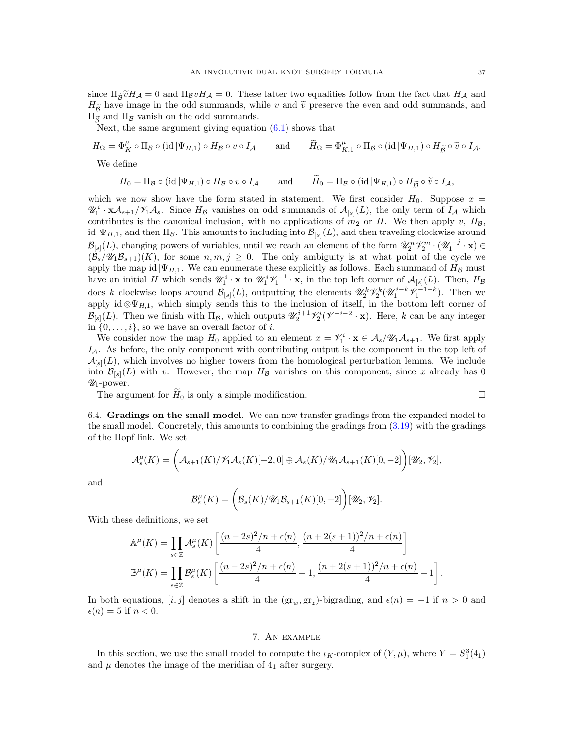since $\Pi_{\widetilde{\mathcal{B}}}\widetilde{v}H_{\mathcal{A}} = 0$ and $\Pi_{\mathcal{B}}vH_{\mathcal{A}} = 0$. These latter two equalities follow from the fact that $H_{\mathcal{A}}$ and $H_{\widetilde{\mathcal{B}}}$ have image in the odd summands, while $v$ and $\widetilde{v}$ preserve the even and odd summands, and $\Pi_{\widetilde{\mathcal{B}}}$ and $\Pi_{\mathcal{B}}$ vanish on the odd summands.

Next, the same argument giving equation (6.1) shows that

$$H_\Omega = \Phi^\mu_K \circ \Pi_{\mathcal{B}} \circ (\mathrm{id}\,|\Psi_{H,1}) \circ H_{\mathcal{B}} \circ v \circ I_{\mathcal{A}} \qquad \text{and} \qquad \widetilde{H}_\Omega = \Phi^\mu_{K,1} \circ \Pi_{\mathcal{B}} \circ (\mathrm{id}\,|\Psi_{H,1}) \circ H_{\widetilde{\mathcal{B}}} \circ \widetilde{v} \circ I_{\mathcal{A}}.$$

We define

$$H_0 = \Pi_{\mathcal{B}} \circ (\mathrm{id}\,|\Psi_{H,1}) \circ H_{\mathcal{B}} \circ v \circ I_{\mathcal{A}} \qquad \text{and} \qquad \widetilde{H}_0 = \Pi_{\mathcal{B}} \circ (\mathrm{id}\,|\Psi_{H,1}) \circ H_{\widetilde{\mathcal{B}}} \circ \widetilde{v} \circ I_{\mathcal{A}},$$

which we now show have the form stated in statement. We first consider $H_0$. Suppose $x = \mathscr{U}_1^i \cdot \mathbf{x}\mathcal{A}_{s+1}/\mathscr{V}_1\mathcal{A}_s$. Since $H_{\mathcal{B}}$ vanishes on odd summands of $\mathcal{A}_{[s]}(L)$, the only term of $I_{\mathcal{A}}$ which contributes is the canonical inclusion, with no applications of $m_2$ or $H$. We then apply $v$, $H_{\mathcal{B}}$, $\mathrm{id}\,|\Psi_{H,1}$, and then $\Pi_{\mathcal{B}}$. This amounts to including into $\mathcal{B}_{[s]}(L)$, and then traveling clockwise around $\mathcal{B}_{[s]}(L)$, changing powers of variables, until we reach an element of the form $\mathscr{U}_2^n\mathscr{V}_2^m \cdot (\mathscr{U}_1^{-j} \cdot \mathbf{x}) \in (\mathcal{B}_s/\mathscr{U}_1\mathcal{B}_{s+1})(K)$, for some $n, m, j \geq 0$. The only ambiguity is at what point of the cycle we apply the map $\mathrm{id}\,|\Psi_{H,1}$. We can enumerate these explicitly as follows. Each summand of $H_{\mathcal{B}}$ must have an initial $H$ which sends $\mathscr{U}_1^i \cdot \mathbf{x}$ to $\mathscr{U}_1^i\mathscr{V}_1^{-1} \cdot \mathbf{x}$, in the top left corner of $\mathcal{A}_{[s]}(L)$. Then, $H_{\mathcal{B}}$ does $k$ clockwise loops around $\mathcal{B}_{[s]}(L)$, outputting the elements $\mathscr{U}_2^k\mathscr{V}_2^k(\mathscr{U}_1^{i-k}\mathscr{V}_1^{-1-k})$. Then we apply $\mathrm{id} \otimes \Psi_{H,1}$, which simply sends this to the inclusion of itself, in the bottom left corner of $\mathcal{B}_{[s]}(L)$. Then we finish with $\Pi_{\mathcal{B}}$, which outputs $\mathscr{U}_2^{i+1}\mathscr{V}_2^i(\mathscr{V}^{-i-2} \cdot \mathbf{x})$. Here, $k$ can be any integer in $\{0, \dots, i\}$, so we have an overall factor of $i$.

We consider now the map $H_0$ applied to an element $x = \mathscr{V}_1^i \cdot \mathbf{x} \in \mathcal{A}_s/\mathscr{U}_1\mathcal{A}_{s+1}$. We first apply $I_{\mathcal{A}}$. As before, the only component with contributing output is the component in the top left of $\mathcal{A}_{[s]}(L)$, which involves no higher towers from the homological perturbation lemma. We include into $\mathcal{B}_{[s]}(L)$ with $v$. However, the map $H_{\mathcal{B}}$ vanishes on this component, since $x$ already has 0 $\mathscr{U}_1$-power.

The argument for $\widetilde{H}_0$ is only a simple modification. $\square$

6.4. **Gradings on the small model.** We can now transfer gradings from the expanded model to the small model. Concretely, this amounts to combining the gradings from (3.19) with the gradings of the Hopf link. We set

$$\mathcal{A}^\mu_s(K) = \bigg(\mathcal{A}_{s+1}(K)/\mathscr{V}_1\mathcal{A}_s(K)[-2,0] \oplus \mathcal{A}_s(K)/\mathscr{U}_1\mathcal{A}_{s+1}(K)[0,-2]\bigg)[\mathscr{U}_2,\mathscr{V}_2],$$

and

$$\mathcal{B}^\mu_s(K) = \bigg(\mathcal{B}_s(K)/\mathscr{U}_1\mathcal{B}_{s+1}(K)[0,-2]\bigg)[\mathscr{U}_2,\mathscr{V}_2].$$

With these definitions, we set

$$\begin{aligned}
\mathbb{A}^\mu(K) &= \prod_{s\in\mathbb{Z}} \mathcal{A}^\mu_s(K)\left[\frac{(n-2s)^2/n + \epsilon(n)}{4}, \frac{(n+2(s+1))^2/n + \epsilon(n)}{4}\right] \\
\mathbb{B}^\mu(K) &= \prod_{s\in\mathbb{Z}} \mathcal{B}^\mu_s(K)\left[\frac{(n-2s)^2/n + \epsilon(n)}{4} - 1, \frac{(n+2(s+1))^2/n + \epsilon(n)}{4} - 1\right].
\end{aligned}$$

In both equations, $[i,j]$ denotes a shift in the $(\mathrm{gr}_w, \mathrm{gr}_z)$-bigrading, and $\epsilon(n) = -1$ if $n > 0$ and $\epsilon(n) = 5$ if $n < 0$.

## 7. An example

In this section, we use the small model to compute the $\iota_K$-complex of $(Y, \mu)$, where $Y = S^3_1(4_1)$ and $\mu$ denotes the image of the meridian of $4_1$ after surgery.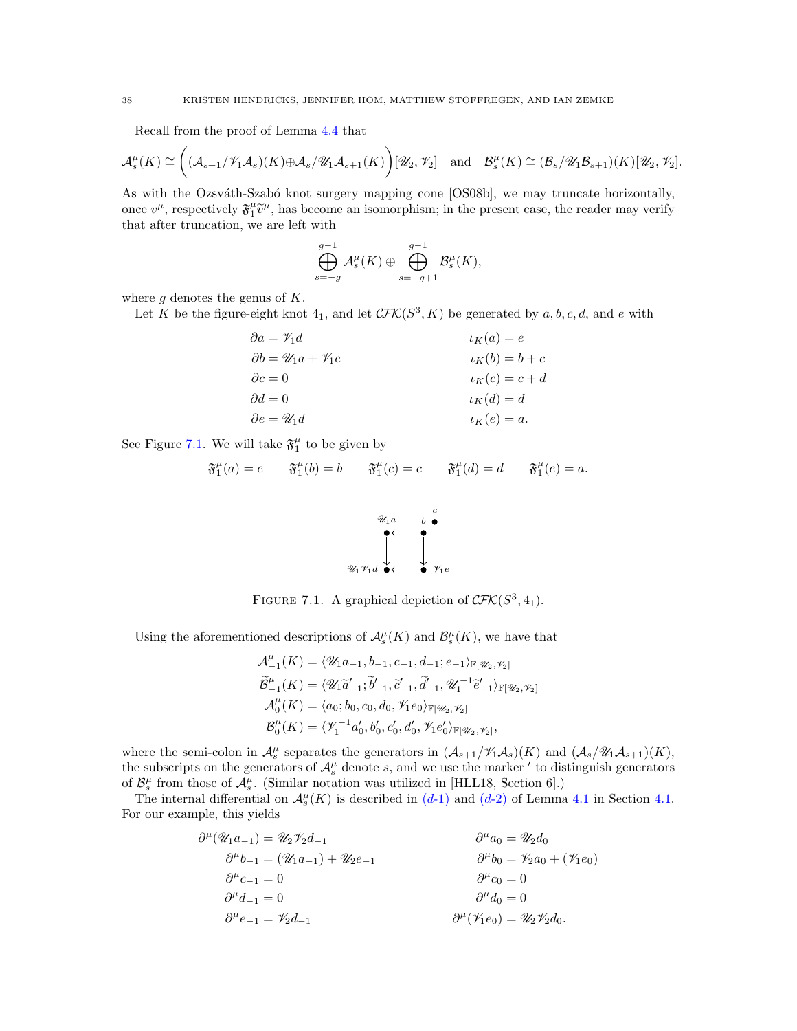Recall from the proof of Lemma 4.4 that

$$\mathcal{A}^\mu_s(K) \cong \bigg( (\mathcal{A}_{s+1}/\mathscr{V}_1\mathcal{A}_s)(K) \oplus \mathcal{A}_s/\mathscr{U}_1\mathcal{A}_{s+1}(K) \bigg)[\mathscr{U}_2, \mathscr{V}_2] \quad \text{and} \quad \mathcal{B}^\mu_s(K) \cong (\mathcal{B}_s/\mathscr{U}_1\mathcal{B}_{s+1})(K)[\mathscr{U}_2, \mathscr{V}_2].$$

As with the Ozsváth-Szabó knot surgery mapping cone [OS08b], we may truncate horizontally, once $v^\mu$, respectively $\mathfrak{F}^\mu_1\tilde{v}^\mu$, has become an isomorphism; in the present case, the reader may verify that after truncation, we are left with

$$\bigoplus_{s=-g}^{g-1} \mathcal{A}^\mu_s(K) \oplus \bigoplus_{s=-g+1}^{g-1} \mathcal{B}^\mu_s(K),$$

where $g$ denotes the genus of $K$.

Let $K$ be the figure-eight knot $4_1$, and let $\mathcal{CFK}(S^3, K)$ be generated by $a, b, c, d$, and $e$ with

$$\begin{aligned}
\partial a &= \mathscr{V}_1 d & \iota_K(a) &= e \\
\partial b &= \mathscr{U}_1 a + \mathscr{V}_1 e & \iota_K(b) &= b + c \\
\partial c &= 0 & \iota_K(c) &= c + d \\
\partial d &= 0 & \iota_K(d) &= d \\
\partial e &= \mathscr{U}_1 d & \iota_K(e) &= a.
\end{aligned}$$

See Figure 7.1. We will take $\mathfrak{F}^\mu_1$ to be given by

$$\mathfrak{F}^\mu_1(a) = e \qquad \mathfrak{F}^\mu_1(b) = b \qquad \mathfrak{F}^\mu_1(c) = c \qquad \mathfrak{F}^\mu_1(d) = d \qquad \mathfrak{F}^\mu_1(e) = a.$$

Figure 7.1. A graphical depiction of $\mathcal{CFK}(S^3, 4_1)$.

Using the aforementioned descriptions of $\mathcal{A}^\mu_s(K)$ and $\mathcal{B}^\mu_s(K)$, we have that

$$\begin{aligned}
\mathcal{A}^\mu_{-1}(K) &= \langle \mathscr{U}_1 a_{-1}, b_{-1}, c_{-1}, d_{-1}; e_{-1} \rangle_{\mathbb{F}[\mathscr{U}_2, \mathscr{V}_2]} \\
\widetilde{\mathcal{B}}^\mu_{-1}(K) &= \langle \mathscr{U}_1 \widetilde{a}'_{-1}; \widetilde{b}'_{-1}, \widetilde{c}'_{-1}, \widetilde{d}'_{-1}, \mathscr{U}_1^{-1}\widetilde{e}'_{-1} \rangle_{\mathbb{F}[\mathscr{U}_2, \mathscr{V}_2]} \\
\mathcal{A}^\mu_0(K) &= \langle a_0; b_0, c_0, d_0, \mathscr{V}_1 e_0 \rangle_{\mathbb{F}[\mathscr{U}_2, \mathscr{V}_2]} \\
\mathcal{B}^\mu_0(K) &= \langle \mathscr{V}_1^{-1} a'_0, b'_0, c'_0, d'_0, \mathscr{V}_1 e'_0 \rangle_{\mathbb{F}[\mathscr{U}_2, \mathscr{V}_2]},
\end{aligned}$$

where the semi-colon in $\mathcal{A}^\mu_s$ separates the generators in $(\mathcal{A}_{s+1}/\mathscr{V}_1\mathcal{A}_s)(K)$ and $(\mathcal{A}_s/\mathscr{U}_1\mathcal{A}_{s+1})(K)$, the subscripts on the generators of $\mathcal{A}^\mu_s$ denote $s$, and we use the marker $'$ to distinguish generators of $\mathcal{B}^\mu_s$ from those of $\mathcal{A}^\mu_s$. (Similar notation was utilized in [HLL18, Section 6].)

The internal differential on $\mathcal{A}^\mu_s(K)$ is described in ($d$-1) and ($d$-2) of Lemma 4.1 in Section 4.1. For our example, this yields

$$\begin{aligned}
\partial^\mu(\mathscr{U}_1 a_{-1}) &= \mathscr{U}_2\mathscr{V}_2 d_{-1} & \partial^\mu a_0 &= \mathscr{U}_2 d_0 \\
\partial^\mu b_{-1} &= (\mathscr{U}_1 a_{-1}) + \mathscr{U}_2 e_{-1} & \partial^\mu b_0 &= \mathscr{V}_2 a_0 + (\mathscr{V}_1 e_0) \\
\partial^\mu c_{-1} &= 0 & \partial^\mu c_0 &= 0 \\
\partial^\mu d_{-1} &= 0 & \partial^\mu d_0 &= 0 \\
\partial^\mu e_{-1} &= \mathscr{V}_2 d_{-1} & \partial^\mu(\mathscr{V}_1 e_0) &= \mathscr{U}_2\mathscr{V}_2 d_0.
\end{aligned}$$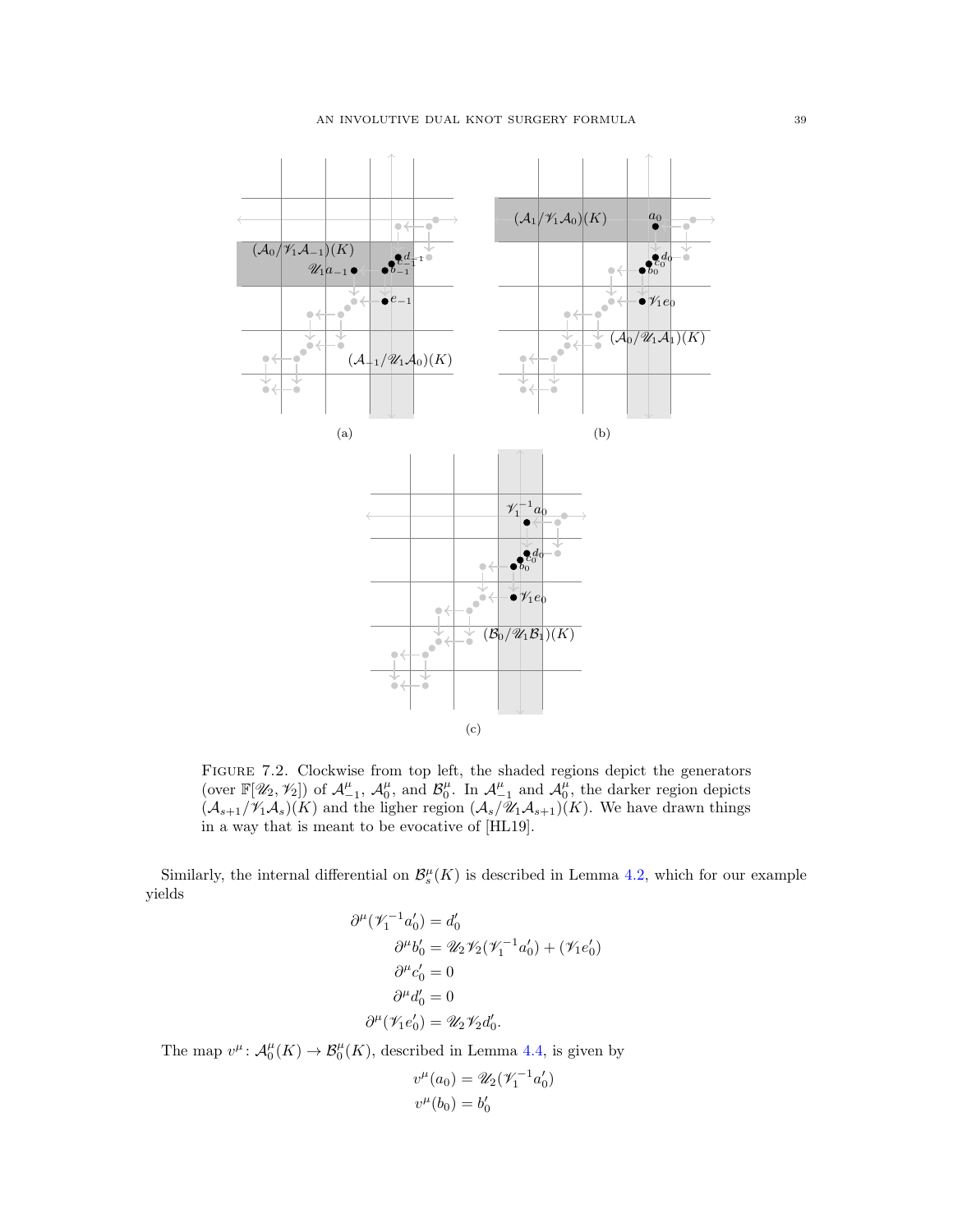(a)

(b)

(c)

FIGURE 7.2. Clockwise from top left, the shaded regions depict the generators (over $\mathbb{F}[\mathscr{U}_2, \mathscr{V}_2]$) of $\mathcal{A}^\mu_{-1}$, $\mathcal{A}^\mu_0$, and $\mathcal{B}^\mu_0$. In $\mathcal{A}^\mu_{-1}$ and $\mathcal{A}^\mu_0$, the darker region depicts $(\mathcal{A}_{s+1}/\mathscr{V}_1\mathcal{A}_s)(K)$ and the ligher region $(\mathcal{A}_s/\mathscr{U}_1\mathcal{A}_{s+1})(K)$. We have drawn things in a way that is meant to be evocative of [HL19].

Similarly, the internal differential on $\mathcal{B}^\mu_s(K)$ is described in Lemma 4.2, which for our example yields

$$\begin{aligned}
\partial^\mu(\mathscr{V}_1^{-1}a'_0) &= d'_0 \\
\partial^\mu b'_0 &= \mathscr{U}_2\mathscr{V}_2(\mathscr{V}_1^{-1}a'_0) + (\mathscr{V}_1 e'_0) \\
\partial^\mu c'_0 &= 0 \\
\partial^\mu d'_0 &= 0 \\
\partial^\mu(\mathscr{V}_1 e'_0) &= \mathscr{U}_2\mathscr{V}_2 d'_0.
\end{aligned}$$

The map $v^\mu \colon \mathcal{A}^\mu_0(K) \to \mathcal{B}^\mu_0(K)$, described in Lemma 4.4, is given by

$$\begin{aligned}
v^\mu(a_0) &= \mathscr{U}_2(\mathscr{V}_1^{-1}a'_0) \\
v^\mu(b_0) &= b'_0
\end{aligned}$$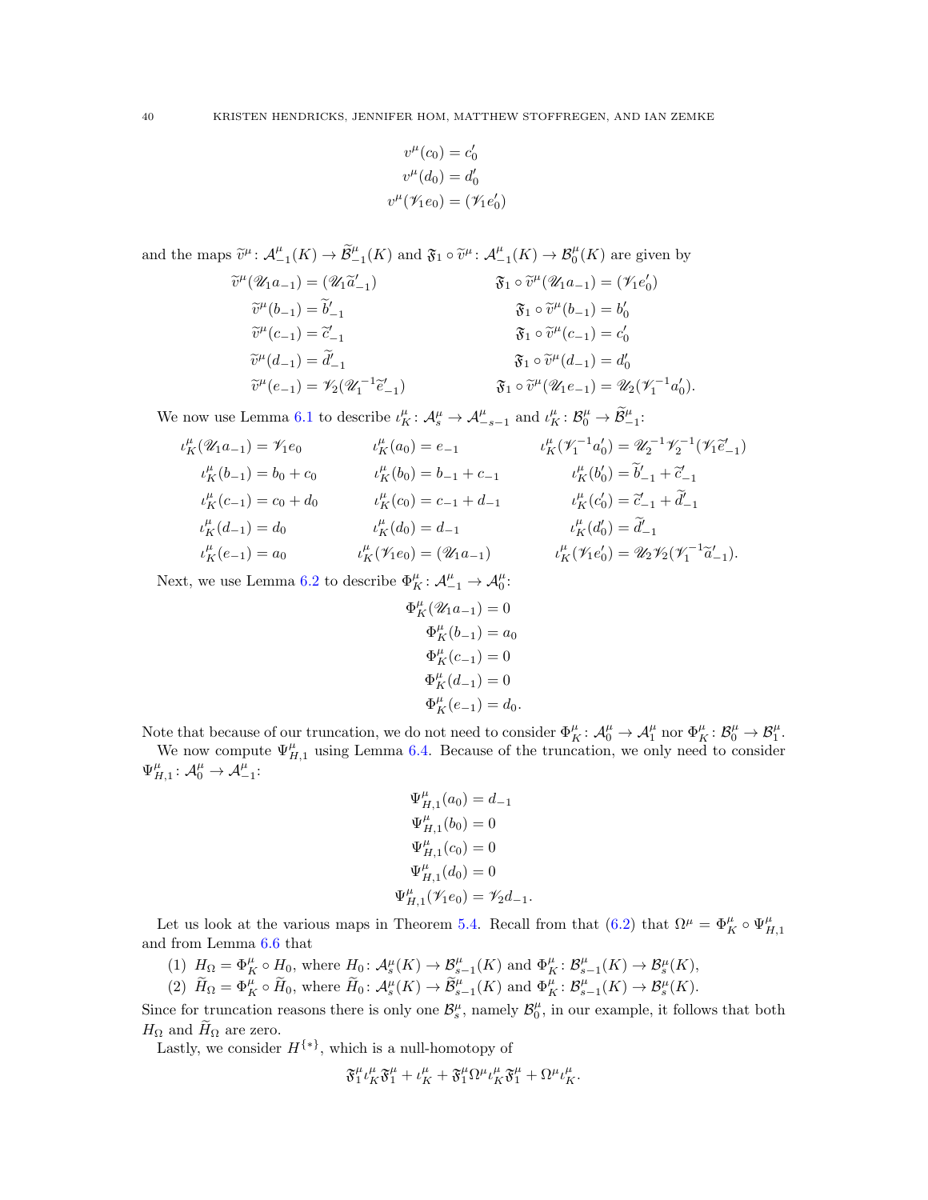$$v^\mu(c_0) = c_0'$$
$$v^\mu(d_0) = d_0'$$
$$v^\mu(\mathscr{V}_1 e_0) = (\mathscr{V}_1 e_0')$$

and the maps $\widetilde{v}^\mu \colon \mathcal{A}^\mu_{-1}(K) \to \widetilde{\mathcal{B}}^\mu_{-1}(K)$ and $\mathfrak{F}_1 \circ \widetilde{v}^\mu \colon \mathcal{A}^\mu_{-1}(K) \to \mathcal{B}^\mu_0(K)$ are given by

$$
\begin{aligned}
\widetilde{v}^\mu(\mathscr{U}_1 a_{-1}) &= (\mathscr{U}_1 \widetilde{a}'_{-1}) & \qquad \mathfrak{F}_1 \circ \widetilde{v}^\mu(\mathscr{U}_1 a_{-1}) &= (\mathscr{V}_1 e_0')\\
\widetilde{v}^\mu(b_{-1}) &= \widetilde{b}'_{-1} & \mathfrak{F}_1 \circ \widetilde{v}^\mu(b_{-1}) &= b_0'\\
\widetilde{v}^\mu(c_{-1}) &= \widetilde{c}'_{-1} & \mathfrak{F}_1 \circ \widetilde{v}^\mu(c_{-1}) &= c_0'\\
\widetilde{v}^\mu(d_{-1}) &= \widetilde{d}'_{-1} & \mathfrak{F}_1 \circ \widetilde{v}^\mu(d_{-1}) &= d_0'\\
\widetilde{v}^\mu(e_{-1}) &= \mathscr{V}_2(\mathscr{U}_1^{-1} \widetilde{e}'_{-1}) & \mathfrak{F}_1 \circ \widetilde{v}^\mu(\mathscr{U}_1 e_{-1}) &= \mathscr{U}_2(\mathscr{V}_1^{-1} a_0').
\end{aligned}
$$

We now use Lemma 6.1 to describe $\iota_K^\mu \colon \mathcal{A}^\mu_s \to \mathcal{A}^\mu_{-s-1}$ and $\iota_K^\mu \colon \mathcal{B}^\mu_0 \to \widetilde{\mathcal{B}}^\mu_{-1}$:

$$
\begin{aligned}
\iota_K^\mu(\mathscr{U}_1 a_{-1}) &= \mathscr{V}_1 e_0 & \quad \iota_K^\mu(a_0) &= e_{-1} & \quad \iota_K^\mu(\mathscr{V}_1^{-1} a_0') &= \mathscr{U}_2^{-1}\mathscr{V}_2^{-1}(\mathscr{V}_1 \widetilde{e}'_{-1})\\
\iota_K^\mu(b_{-1}) &= b_0 + c_0 & \iota_K^\mu(b_0) &= b_{-1} + c_{-1} & \iota_K^\mu(b_0') &= \widetilde{b}'_{-1} + \widetilde{c}'_{-1}\\
\iota_K^\mu(c_{-1}) &= c_0 + d_0 & \iota_K^\mu(c_0) &= c_{-1} + d_{-1} & \iota_K^\mu(c_0') &= \widetilde{c}'_{-1} + \widetilde{d}'_{-1}\\
\iota_K^\mu(d_{-1}) &= d_0 & \iota_K^\mu(d_0) &= d_{-1} & \iota_K^\mu(d_0') &= \widetilde{d}'_{-1}\\
\iota_K^\mu(e_{-1}) &= a_0 & \iota_K^\mu(\mathscr{V}_1 e_0) &= (\mathscr{U}_1 a_{-1}) & \iota_K^\mu(\mathscr{V}_1 e_0') &= \mathscr{U}_2\mathscr{V}_2(\mathscr{V}_1^{-1} \widetilde{a}'_{-1}).
\end{aligned}
$$

Next, we use Lemma 6.2 to describe $\Phi_K^\mu \colon \mathcal{A}^\mu_{-1} \to \mathcal{A}^\mu_0$:

$$\Phi_K^\mu(\mathscr{U}_1 a_{-1}) = 0$$
$$\Phi_K^\mu(b_{-1}) = a_0$$
$$\Phi_K^\mu(c_{-1}) = 0$$
$$\Phi_K^\mu(d_{-1}) = 0$$
$$\Phi_K^\mu(e_{-1}) = d_0.$$

Note that because of our truncation, we do not need to consider $\Phi_K^\mu \colon \mathcal{A}^\mu_0 \to \mathcal{A}^\mu_1$ nor $\Phi_K^\mu \colon \mathcal{B}^\mu_0 \to \mathcal{B}^\mu_1$.

We now compute $\Psi^\mu_{H,1}$ using Lemma 6.4. Because of the truncation, we only need to consider $\Psi^\mu_{H,1} \colon \mathcal{A}^\mu_0 \to \mathcal{A}^\mu_{-1}$:

$$\Psi^\mu_{H,1}(a_0) = d_{-1}$$
$$\Psi^\mu_{H,1}(b_0) = 0$$
$$\Psi^\mu_{H,1}(c_0) = 0$$
$$\Psi^\mu_{H,1}(d_0) = 0$$
$$\Psi^\mu_{H,1}(\mathscr{V}_1 e_0) = \mathscr{V}_2 d_{-1}.$$

Let us look at the various maps in Theorem 5.4. Recall from that (6.2) that $\Omega^\mu = \Phi_K^\mu \circ \Psi^\mu_{H,1}$ and from Lemma 6.6 that

(1) $H_\Omega = \Phi_K^\mu \circ H_0$, where $H_0 \colon \mathcal{A}^\mu_s(K) \to \mathcal{B}^\mu_{s-1}(K)$ and $\Phi_K^\mu \colon \mathcal{B}^\mu_{s-1}(K) \to \mathcal{B}^\mu_s(K)$,
(2) $\widetilde{H}_\Omega = \Phi_K^\mu \circ \widetilde{H}_0$, where $\widetilde{H}_0 \colon \mathcal{A}^\mu_s(K) \to \widetilde{\mathcal{B}}^\mu_{s-1}(K)$ and $\Phi_K^\mu \colon \mathcal{B}^\mu_{s-1}(K) \to \mathcal{B}^\mu_s(K)$.

Since for truncation reasons there is only one $\mathcal{B}^\mu_s$, namely $\mathcal{B}^\mu_0$, in our example, it follows that both $H_\Omega$ and $\widetilde{H}_\Omega$ are zero.

Lastly, we consider $H^{\{*\}}$, which is a null-homotopy of

$$\mathfrak{F}_1^\mu \iota_K^\mu \mathfrak{F}_1^\mu + \iota_K^\mu + \mathfrak{F}_1^\mu \Omega^\mu \iota_K^\mu \mathfrak{F}_1^\mu + \Omega^\mu \iota_K^\mu.$$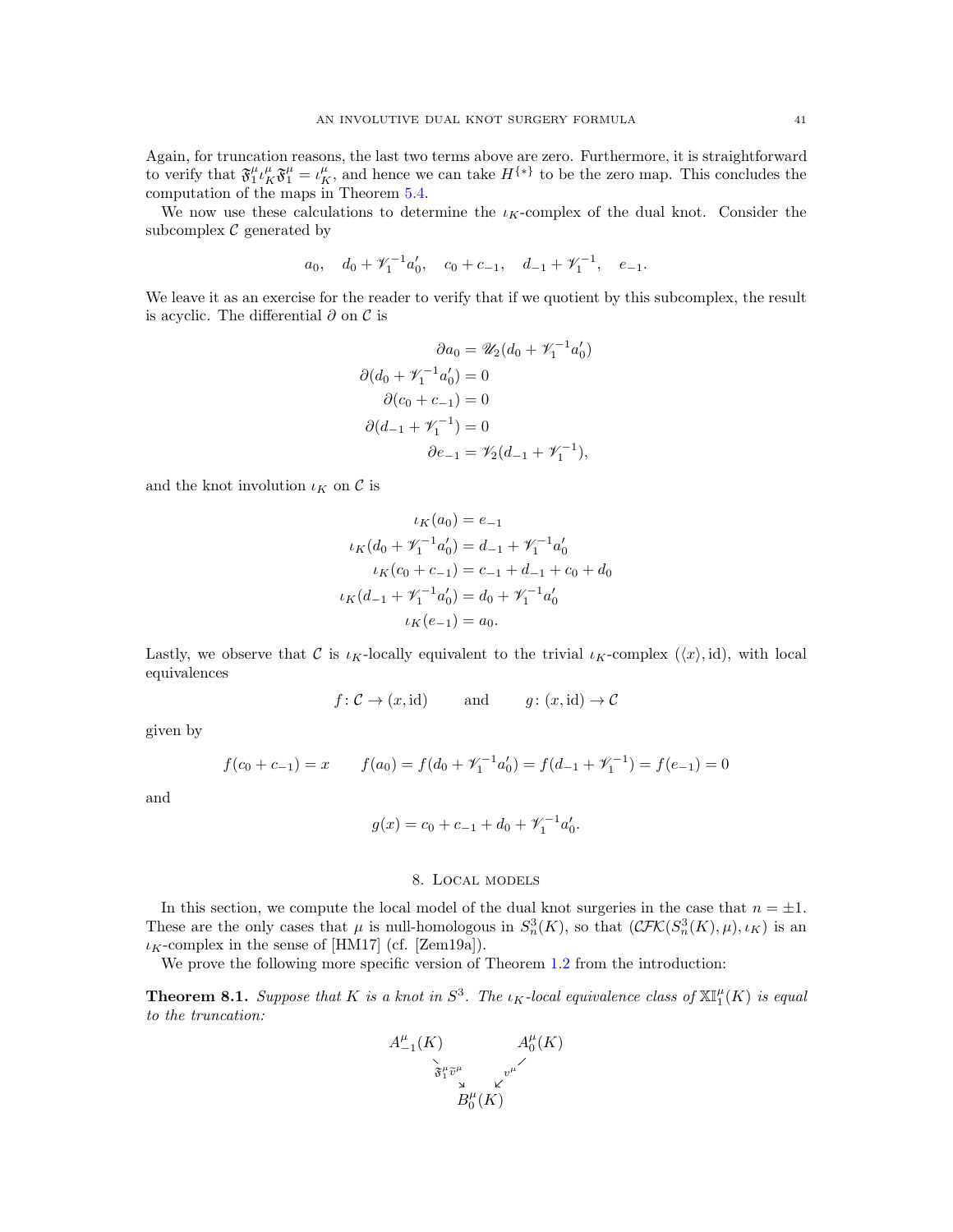Again, for truncation reasons, the last two terms above are zero. Furthermore, it is straightforward to verify that $\mathfrak{F}_1^\mu \iota_K^\mu \mathfrak{F}_1^\mu = \iota_K^\mu$, and hence we can take $H^{\{*\}}$ to be the zero map. This concludes the computation of the maps in Theorem 5.4.

We now use these calculations to determine the $\iota_K$-complex of the dual knot. Consider the subcomplex $\mathcal{C}$ generated by

$$a_0, \quad d_0 + \mathscr{V}_1^{-1} a_0', \quad c_0 + c_{-1}, \quad d_{-1} + \mathscr{V}_1^{-1}, \quad e_{-1}.$$

We leave it as an exercise for the reader to verify that if we quotient by this subcomplex, the result is acyclic. The differential $\partial$ on $\mathcal{C}$ is

$$\begin{aligned}
\partial a_0 &= \mathscr{U}_2(d_0 + \mathscr{V}_1^{-1} a_0') \\
\partial(d_0 + \mathscr{V}_1^{-1} a_0') &= 0 \\
\partial(c_0 + c_{-1}) &= 0 \\
\partial(d_{-1} + \mathscr{V}_1^{-1}) &= 0 \\
\partial e_{-1} &= \mathscr{V}_2(d_{-1} + \mathscr{V}_1^{-1}),
\end{aligned}$$

and the knot involution $\iota_K$ on $\mathcal{C}$ is

$$\begin{aligned}
\iota_K(a_0) &= e_{-1} \\
\iota_K(d_0 + \mathscr{V}_1^{-1} a_0') &= d_{-1} + \mathscr{V}_1^{-1} a_0' \\
\iota_K(c_0 + c_{-1}) &= c_{-1} + d_{-1} + c_0 + d_0 \\
\iota_K(d_{-1} + \mathscr{V}_1^{-1} a_0') &= d_0 + \mathscr{V}_1^{-1} a_0' \\
\iota_K(e_{-1}) &= a_0.
\end{aligned}$$

Lastly, we observe that $\mathcal{C}$ is $\iota_K$-locally equivalent to the trivial $\iota_K$-complex $(\langle x \rangle, \mathrm{id})$, with local equivalences

$$f\colon \mathcal{C} \to (x, \mathrm{id}) \qquad \text{and} \qquad g\colon (x, \mathrm{id}) \to \mathcal{C}$$

given by

$$f(c_0 + c_{-1}) = x \qquad f(a_0) = f(d_0 + \mathscr{V}_1^{-1} a_0') = f(d_{-1} + \mathscr{V}_1^{-1}) = f(e_{-1}) = 0$$

and

$$g(x) = c_0 + c_{-1} + d_0 + \mathscr{V}_1^{-1} a_0'.$$

## 8. Local models

In this section, we compute the local model of the dual knot surgeries in the case that $n = \pm 1$. These are the only cases that $\mu$ is null-homologous in $S_n^3(K)$, so that $(\mathcal{CFK}(S_n^3(K), \mu), \iota_K)$ is an $\iota_K$-complex in the sense of [HM17] (cf. [Zem19a]).

We prove the following more specific version of Theorem 1.2 from the introduction:

**Theorem 8.1.** *Suppose that $K$ is a knot in $S^3$. The $\iota_K$-local equivalence class of $\mathbb{XI}_1^\mu(K)$ is equal to the truncation:*

$$\begin{array}{ccc}
A_{-1}^\mu(K) & & A_0^\mu(K) \\
& \searrow^{\mathfrak{F}_1^\mu \tilde{v}^\mu} \quad \swarrow^{v^\mu} & \\
& B_0^\mu(K) &
\end{array}$$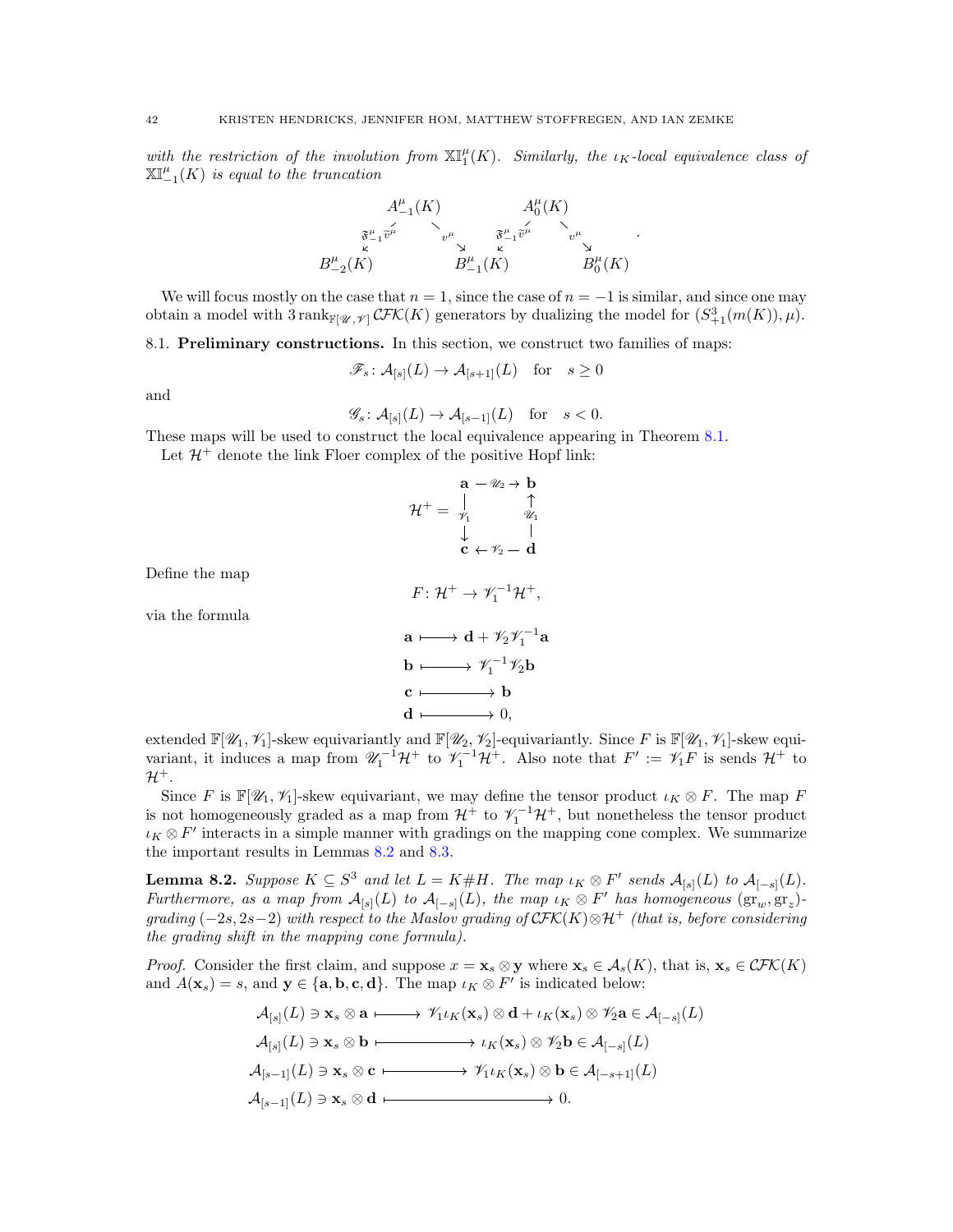*with the restriction of the involution from $\mathbb{XI}^\mu_1(K)$. Similarly, the $\iota_K$-local equivalence class of $\mathbb{XI}^\mu_{-1}(K)$ is equal to the truncation*

$$
\begin{array}{ccccc}
 & A^\mu_{-1}(K) & & A^\mu_0(K) & \\
\swarrow_{\mathfrak{F}^\mu_{-1}\tilde{v}^\mu} & & \searrow^{v^\mu} \ \swarrow_{\mathfrak{F}^\mu_{-1}\tilde{v}^\mu} & & \searrow^{v^\mu} \\
B^\mu_{-2}(K) & & B^\mu_{-1}(K) & & B^\mu_0(K)
\end{array}.
$$

We will focus mostly on the case that $n = 1$, since the case of $n = -1$ is similar, and since one may obtain a model with $3\operatorname{rank}_{\mathbb{F}[\mathscr{U},\mathscr{V}]}\mathcal{CFK}(K)$ generators by dualizing the model for $(S^3_{+1}(m(K)), \mu)$.

## 8.1. Preliminary constructions.

In this section, we construct two families of maps:

$$\mathscr{F}_s\colon \mathcal{A}_{[s]}(L) \to \mathcal{A}_{[s+1]}(L) \quad \text{for} \quad s \ge 0$$

and

$$\mathscr{G}_s\colon \mathcal{A}_{[s]}(L) \to \mathcal{A}_{[s-1]}(L) \quad \text{for} \quad s < 0.$$

These maps will be used to construct the local equivalence appearing in Theorem 8.1.

Let $\mathcal{H}^+$ denote the link Floer complex of the positive Hopf link:

$$
\mathcal{H}^+ = 
\begin{array}{ccc}
\mathbf{a} & \xrightarrow{\mathscr{U}_2} & \mathbf{b} \\
\downarrow{\scriptstyle \mathscr{V}_1} & & \uparrow{\scriptstyle \mathscr{U}_1} \\
\mathbf{c} & \xleftarrow{\mathscr{V}_2} & \mathbf{d}
\end{array}
$$

Define the map

$$F\colon \mathcal{H}^+ \to \mathscr{V}_1^{-1}\mathcal{H}^+,$$

via the formula

$$
\begin{aligned}
\mathbf{a} &\longmapsto \mathbf{d} + \mathscr{V}_2\mathscr{V}_1^{-1}\mathbf{a}\\
\mathbf{b} &\longmapsto \mathscr{V}_1^{-1}\mathscr{V}_2\mathbf{b}\\
\mathbf{c} &\longmapsto \mathbf{b}\\
\mathbf{d} &\longmapsto 0,
\end{aligned}
$$

extended $\mathbb{F}[\mathscr{U}_1,\mathscr{V}_1]$-skew equivariantly and $\mathbb{F}[\mathscr{U}_2,\mathscr{V}_2]$-equivariantly. Since $F$ is $\mathbb{F}[\mathscr{U}_1,\mathscr{V}_1]$-skew equivariant, it induces a map from $\mathscr{U}_1^{-1}\mathcal{H}^+$ to $\mathscr{V}_1^{-1}\mathcal{H}^+$. Also note that $F' := \mathscr{V}_1 F$ is sends $\mathcal{H}^+$ to $\mathcal{H}^+$.

Since $F$ is $\mathbb{F}[\mathscr{U}_1,\mathscr{V}_1]$-skew equivariant, we may define the tensor product $\iota_K \otimes F$. The map $F$ is not homogeneously graded as a map from $\mathcal{H}^+$ to $\mathscr{V}_1^{-1}\mathcal{H}^+$, but nonetheless the tensor product $\iota_K \otimes F'$ interacts in a simple manner with gradings on the mapping cone complex. We summarize the important results in Lemmas 8.2 and 8.3.

**Lemma 8.2.** *Suppose $K \subseteq S^3$ and let $L = K\#H$. The map $\iota_K \otimes F'$ sends $\mathcal{A}_{[s]}(L)$ to $\mathcal{A}_{[-s]}(L)$. Furthermore, as a map from $\mathcal{A}_{[s]}(L)$ to $\mathcal{A}_{[-s]}(L)$, the map $\iota_K \otimes F'$ has homogeneous $(\mathrm{gr}_w, \mathrm{gr}_z)$-grading $(-2s, 2s-2)$ with respect to the Maslov grading of $\mathcal{CFK}(K)\otimes\mathcal{H}^+$ (that is, before considering the grading shift in the mapping cone formula).*

*Proof.* Consider the first claim, and suppose $x = \mathbf{x}_s \otimes \mathbf{y}$ where $\mathbf{x}_s \in \mathcal{A}_s(K)$, that is, $\mathbf{x}_s \in \mathcal{CFK}(K)$ and $A(\mathbf{x}_s) = s$, and $\mathbf{y} \in \{\mathbf{a}, \mathbf{b}, \mathbf{c}, \mathbf{d}\}$. The map $\iota_K \otimes F'$ is indicated below:

$$
\begin{aligned}
\mathcal{A}_{[s]}(L) \ni \mathbf{x}_s \otimes \mathbf{a} &\longmapsto \mathscr{V}_1\iota_K(\mathbf{x}_s)\otimes \mathbf{d} + \iota_K(\mathbf{x}_s)\otimes \mathscr{V}_2\mathbf{a} \in \mathcal{A}_{[-s]}(L)\\
\mathcal{A}_{[s]}(L) \ni \mathbf{x}_s \otimes \mathbf{b} &\longmapsto \iota_K(\mathbf{x}_s)\otimes \mathscr{V}_2\mathbf{b} \in \mathcal{A}_{[-s]}(L)\\
\mathcal{A}_{[s-1]}(L) \ni \mathbf{x}_s \otimes \mathbf{c} &\longmapsto \mathscr{V}_1\iota_K(\mathbf{x}_s)\otimes \mathbf{b} \in \mathcal{A}_{[-s+1]}(L)\\
\mathcal{A}_{[s-1]}(L) \ni \mathbf{x}_s \otimes \mathbf{d} &\longmapsto 0.
\end{aligned}
$$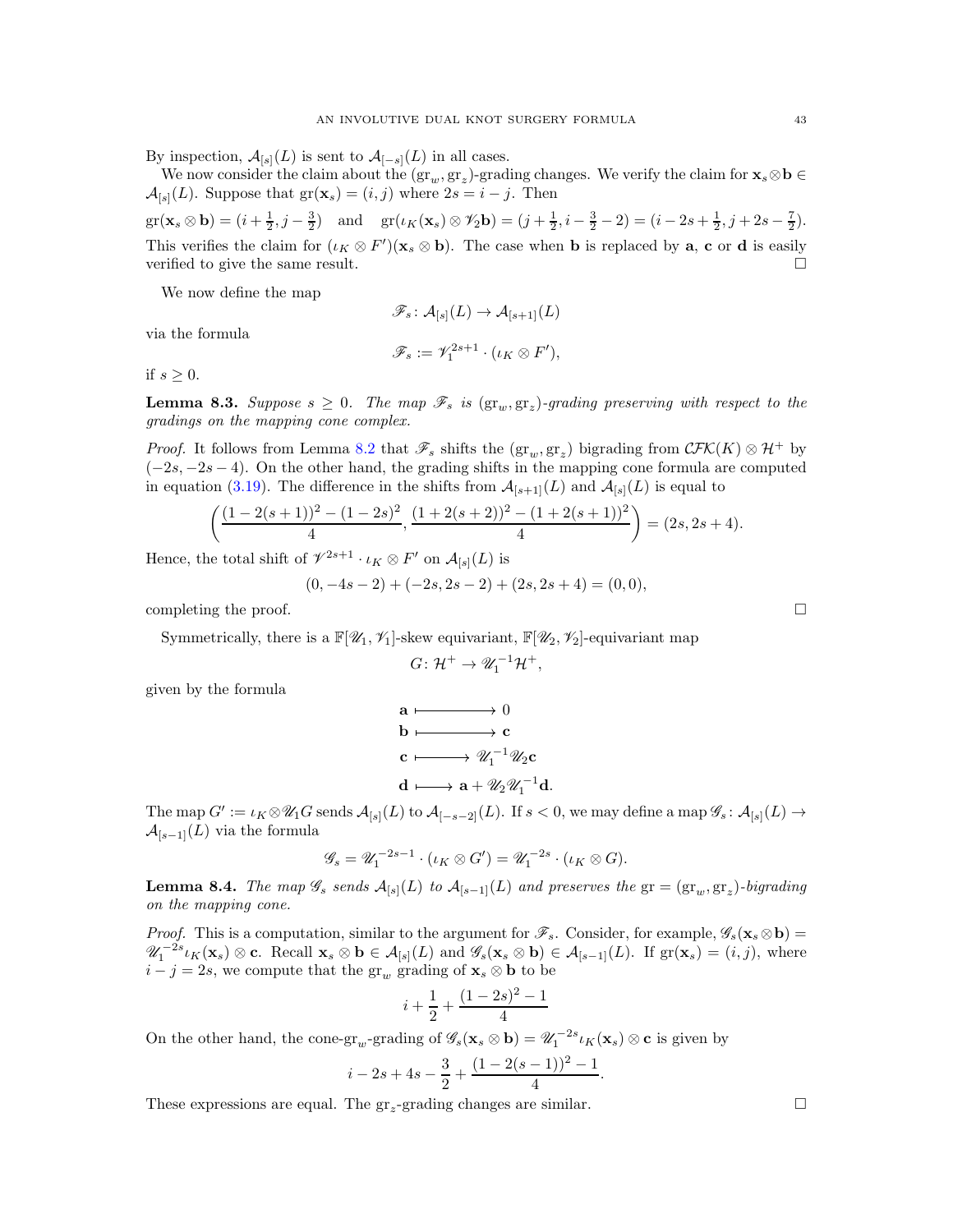By inspection, $\mathcal{A}_{[s]}(L)$ is sent to $\mathcal{A}_{[-s]}(L)$ in all cases.

We now consider the claim about the $(\mathrm{gr}_w, \mathrm{gr}_z)$-grading changes. We verify the claim for $\mathbf{x}_s \otimes \mathbf{b} \in \mathcal{A}_{[s]}(L)$. Suppose that $\mathrm{gr}(\mathbf{x}_s) = (i,j)$ where $2s = i - j$. Then

$$\mathrm{gr}(\mathbf{x}_s \otimes \mathbf{b}) = (i + \tfrac{1}{2}, j - \tfrac{3}{2}) \quad \text{and} \quad \mathrm{gr}(\iota_K(\mathbf{x}_s) \otimes \mathscr{V}_2 \mathbf{b}) = (j + \tfrac{1}{2}, i - \tfrac{3}{2} - 2) = (i - 2s + \tfrac{1}{2}, j + 2s - \tfrac{7}{2}).$$

This verifies the claim for $(\iota_K \otimes F')(\mathbf{x}_s \otimes \mathbf{b})$. The case when $\mathbf{b}$ is replaced by $\mathbf{a}$, $\mathbf{c}$ or $\mathbf{d}$ is easily verified to give the same result. $\square$

We now define the map

$$\mathscr{F}_s \colon \mathcal{A}_{[s]}(L) \to \mathcal{A}_{[s+1]}(L)$$

via the formula

$$\mathscr{F}_s := \mathscr{V}_1^{2s+1} \cdot (\iota_K \otimes F'),$$

if $s \geq 0$.

**Lemma 8.3.** *Suppose $s \geq 0$. The map $\mathscr{F}_s$ is $(\mathrm{gr}_w, \mathrm{gr}_z)$-grading preserving with respect to the gradings on the mapping cone complex.*

*Proof.* It follows from Lemma 8.2 that $\mathscr{F}_s$ shifts the $(\mathrm{gr}_w, \mathrm{gr}_z)$ bigrading from $\mathcal{CFK}(K) \otimes \mathcal{H}^+$ by $(-2s, -2s-4)$. On the other hand, the grading shifts in the mapping cone formula are computed in equation (3.19). The difference in the shifts from $\mathcal{A}_{[s+1]}(L)$ and $\mathcal{A}_{[s]}(L)$ is equal to

$$\left( \frac{(1 - 2(s+1))^2 - (1-2s)^2}{4}, \frac{(1 + 2(s+2))^2 - (1 + 2(s+1))^2}{4} \right) = (2s, 2s+4).$$

Hence, the total shift of $\mathscr{V}^{2s+1} \cdot \iota_K \otimes F'$ on $\mathcal{A}_{[s]}(L)$ is

$$(0, -4s-2) + (-2s, 2s-2) + (2s, 2s+4) = (0,0),$$

completing the proof. $\square$

Symmetrically, there is a $\mathbb{F}[\mathscr{U}_1, \mathscr{V}_1]$-skew equivariant, $\mathbb{F}[\mathscr{U}_2, \mathscr{V}_2]$-equivariant map

$$G \colon \mathcal{H}^+ \to \mathscr{U}_1^{-1} \mathcal{H}^+,$$

given by the formula

$$\begin{aligned}
\mathbf{a} &\longmapsto 0 \\
\mathbf{b} &\longmapsto \mathbf{c} \\
\mathbf{c} &\longmapsto \mathscr{U}_1^{-1} \mathscr{U}_2 \mathbf{c} \\
\mathbf{d} &\longmapsto \mathbf{a} + \mathscr{U}_2 \mathscr{U}_1^{-1} \mathbf{d}.
\end{aligned}$$

The map $G' := \iota_K \otimes \mathscr{U}_1 G$ sends $\mathcal{A}_{[s]}(L)$ to $\mathcal{A}_{[-s-2]}(L)$. If $s < 0$, we may define a map $\mathscr{G}_s \colon \mathcal{A}_{[s]}(L) \to \mathcal{A}_{[s-1]}(L)$ via the formula

$$\mathscr{G}_s = \mathscr{U}_1^{-2s-1} \cdot (\iota_K \otimes G') = \mathscr{U}_1^{-2s} \cdot (\iota_K \otimes G).$$

**Lemma 8.4.** *The map $\mathscr{G}_s$ sends $\mathcal{A}_{[s]}(L)$ to $\mathcal{A}_{[s-1]}(L)$ and preserves the $\mathrm{gr} = (\mathrm{gr}_w, \mathrm{gr}_z)$-bigrading on the mapping cone.*

*Proof.* This is a computation, similar to the argument for $\mathscr{F}_s$. Consider, for example, $\mathscr{G}_s(\mathbf{x}_s \otimes \mathbf{b}) = \mathscr{U}_1^{-2s} \iota_K(\mathbf{x}_s) \otimes \mathbf{c}$. Recall $\mathbf{x}_s \otimes \mathbf{b} \in \mathcal{A}_{[s]}(L)$ and $\mathscr{G}_s(\mathbf{x}_s \otimes \mathbf{b}) \in \mathcal{A}_{[s-1]}(L)$. If $\mathrm{gr}(\mathbf{x}_s) = (i,j)$, where $i - j = 2s$, we compute that the $\mathrm{gr}_w$ grading of $\mathbf{x}_s \otimes \mathbf{b}$ to be

$$i + \frac{1}{2} + \frac{(1-2s)^2 - 1}{4}$$

On the other hand, the cone-$\mathrm{gr}_w$-grading of $\mathscr{G}_s(\mathbf{x}_s \otimes \mathbf{b}) = \mathscr{U}_1^{-2s} \iota_K(\mathbf{x}_s) \otimes \mathbf{c}$ is given by

$$i - 2s + 4s - \frac{3}{2} + \frac{(1 - 2(s-1))^2 - 1}{4}.$$

These expressions are equal. The $\mathrm{gr}_z$-grading changes are similar. $\square$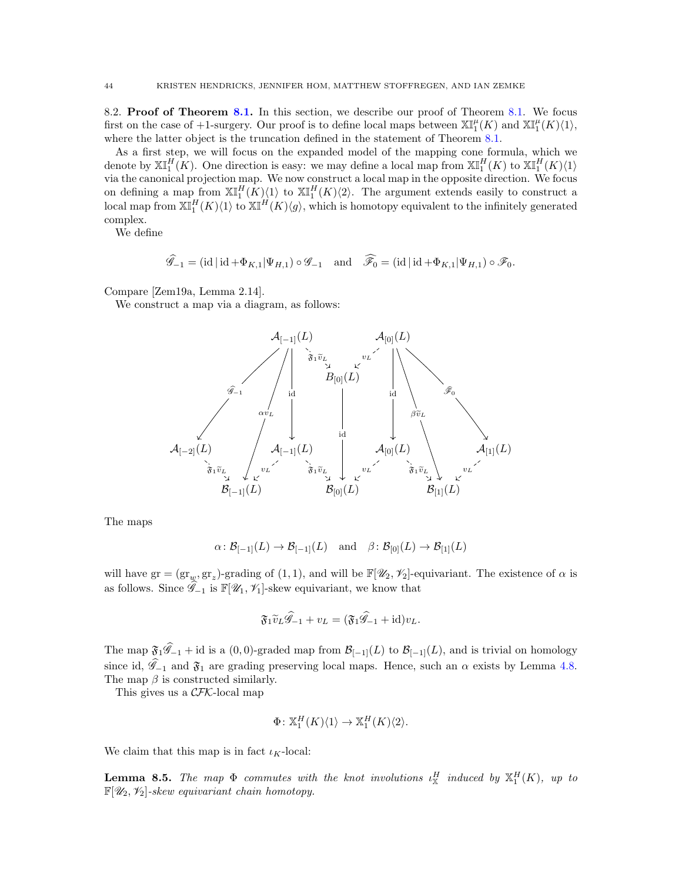8.2. **Proof of Theorem 8.1.** In this section, we describe our proof of Theorem 8.1. We focus first on the case of $+1$-surgery. Our proof is to define local maps between $\mathbb{XI}^{\mu}_1(K)$ and $\mathbb{XI}^{\mu}_1(K)\langle 1\rangle$, where the latter object is the truncation defined in the statement of Theorem 8.1.

As a first step, we will focus on the expanded model of the mapping cone formula, which we denote by $\mathbb{XI}^{H}_1(K)$. One direction is easy: we may define a local map from $\mathbb{XI}^{H}_1(K)$ to $\mathbb{XI}^{H}_1(K)\langle 1\rangle$ via the canonical projection map. We now construct a local map in the opposite direction. We focus on defining a map from $\mathbb{XI}^{H}_1(K)\langle 1\rangle$ to $\mathbb{XI}^{H}_1(K)\langle 2\rangle$. The argument extends easily to construct a local map from $\mathbb{XI}^{H}_1(K)\langle 1\rangle$ to $\mathbb{XI}^{H}(K)\langle g\rangle$, which is homotopy equivalent to the infinitely generated complex.

We define

$$\widehat{\mathscr{G}}_{-1}=(\mathrm{id}\,|\,\mathrm{id}+\Phi_{K,1}|\Psi_{H,1})\circ\mathscr{G}_{-1}\quad\text{and}\quad \widehat{\mathscr{F}_0}=(\mathrm{id}\,|\,\mathrm{id}+\Phi_{K,1}|\Psi_{H,1})\circ\mathscr{F}_0.$$

Compare [Zem19a, Lemma 2.14].

We construct a map via a diagram, as follows:

$$\begin{array}{ccccccccc}
 & & \mathcal{A}_{[-1]}(L) & & & & \mathcal{A}_{[0]}(L) & & \\
 & & & \overset{\mathfrak{F}_1\widetilde{v}_L}{\searrow} & & \overset{v_L}{\swarrow} & & & \\
 & & & & B_{[0]}(L) & & & & \\
 & \swarrow^{\widehat{\mathscr{G}}_{-1}} & \downarrow^{\alpha v_L}\ \downarrow^{\mathrm{id}} & & \downarrow^{\mathrm{id}} & & \downarrow^{\mathrm{id}}\ \downarrow^{\beta\widetilde{v}_L} & \searrow^{\widehat{\mathscr{F}}_0} & \\
\mathcal{A}_{[-2]}(L) & & \mathcal{A}_{[-1]}(L) & & & & \mathcal{A}_{[0]}(L) & & \mathcal{A}_{[1]}(L) \\
 \overset{\mathfrak{F}_1\widetilde{v}_L}{\searrow} & \overset{v_L}{\swarrow} & & \overset{\mathfrak{F}_1\widetilde{v}_L}{\searrow} & & \overset{v_L}{\swarrow} & & \overset{\mathfrak{F}_1\widetilde{v}_L}{\searrow}\quad \overset{v_L}{\swarrow} & \\
 & \mathcal{B}_{[-1]}(L) & & & \mathcal{B}_{[0]}(L) & & & \mathcal{B}_{[1]}(L) &
\end{array}$$

The maps

$$\alpha\colon \mathcal{B}_{[-1]}(L)\to\mathcal{B}_{[-1]}(L)\quad\text{and}\quad \beta\colon\mathcal{B}_{[0]}(L)\to\mathcal{B}_{[1]}(L)$$

will have $\mathrm{gr}=(\mathrm{gr}_{w},\mathrm{gr}_z)$-grading of $(1,1)$, and will be $\mathbb{F}[\mathscr{U}_2,\mathscr{V}_2]$-equivariant. The existence of $\alpha$ is as follows. Since $\widehat{\mathscr{G}}_{-1}$ is $\mathbb{F}[\mathscr{U}_1,\mathscr{V}_1]$-skew equivariant, we know that

$$\mathfrak{F}_1\widetilde{v}_L\widehat{\mathscr{G}}_{-1}+v_L=(\mathfrak{F}_1\widehat{\mathscr{G}}_{-1}+\mathrm{id})v_L.$$

The map $\mathfrak{F}_1\widehat{\mathscr{G}}_{-1}+\mathrm{id}$ is a $(0,0)$-graded map from $\mathcal{B}_{[-1]}(L)$ to $\mathcal{B}_{[-1]}(L)$, and is trivial on homology since id, $\widehat{\mathscr{G}}_{-1}$ and $\mathfrak{F}_1$ are grading preserving local maps. Hence, such an $\alpha$ exists by Lemma 4.8. The map $\beta$ is constructed similarly.

This gives us a $\mathcal{CFK}$-local map

$$\Phi\colon \mathbb{X}^H_1(K)\langle 1\rangle\to\mathbb{X}^H_1(K)\langle 2\rangle.$$

We claim that this map is in fact $\iota_K$-local:

**Lemma 8.5.** *The map $\Phi$ commutes with the knot involutions $\iota^H_{\mathbb{X}}$ induced by $\mathbb{X}^H_1(K)$, up to $\mathbb{F}[\mathscr{U}_2,\mathscr{V}_2]$-skew equivariant chain homotopy.*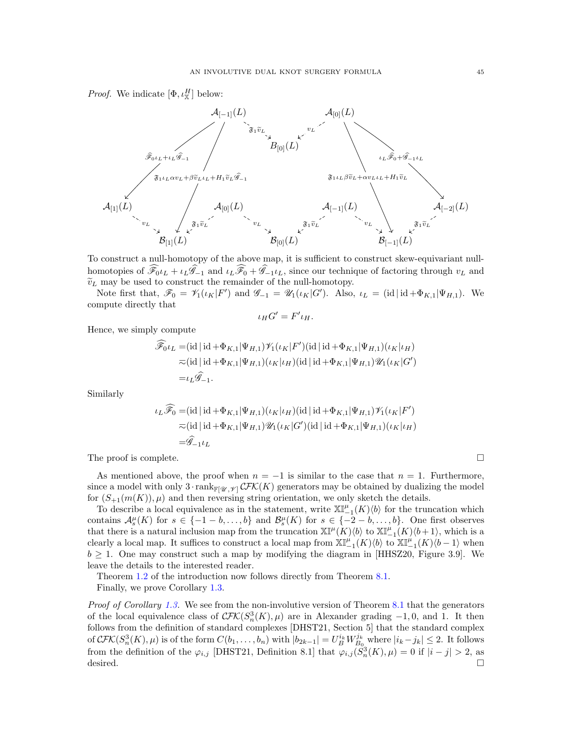*Proof.* We indicate $[\Phi, \iota_{\mathbb{X}}^H]$ below:

$$
\begin{array}{ll}
\mathcal{A}_{[-1]}(L) \overset{\mathfrak{F}_1 \widetilde{v}_L}{\dashrightarrow} B_{[0]}(L), & \mathcal{A}_{[0]}(L) \overset{v_L}{\dashrightarrow} B_{[0]}(L), \\
\mathcal{A}_{[-1]}(L) \xrightarrow{\widehat{\mathscr{F}}_0 \iota_L + \iota_L \widehat{\mathscr{G}}_{-1}} \mathcal{A}_{[1]}(L), & \mathcal{A}_{[-1]}(L) \xrightarrow{\mathfrak{F}_1 \iota_L \alpha v_L + \beta \widetilde{v}_L \iota_L + H_1 \widetilde{v}_L \widehat{\mathscr{G}}_{-1}} \mathcal{B}_{[1]}(L), \\
\mathcal{A}_{[0]}(L) \xrightarrow{\iota_L \widehat{\mathscr{F}}_0 + \widehat{\mathscr{G}}_{-1} \iota_L} \mathcal{A}_{[-2]}(L), & \mathcal{A}_{[0]}(L) \xrightarrow{\mathfrak{F}_1 \iota_L \beta \widetilde{v}_L + \alpha v_L \iota_L + H_1 \widetilde{v}_L} \mathcal{B}_{[-1]}(L), \\
\mathcal{A}_{[1]}(L) \overset{v_L}{\dashrightarrow} \mathcal{B}_{[1]}(L), & \mathcal{A}_{[0]}(L) \overset{\mathfrak{F}_1 \widetilde{v}_L}{\dashrightarrow} \mathcal{B}_{[1]}(L), \\
\mathcal{A}_{[0]}(L) \overset{v_L}{\dashrightarrow} \mathcal{B}_{[0]}(L), & \mathcal{A}_{[-1]}(L) \overset{\mathfrak{F}_1 \widetilde{v}_L}{\dashrightarrow} \mathcal{B}_{[0]}(L), \\
\mathcal{A}_{[-1]}(L) \overset{v_L}{\dashrightarrow} \mathcal{B}_{[-1]}(L), & \mathcal{A}_{[-2]}(L) \overset{\mathfrak{F}_1 \widetilde{v}_L}{\dashrightarrow} \mathcal{B}_{[-1]}(L)
\end{array}
$$

To construct a null-homotopy of the above map, it is sufficient to construct skew-equivariant null-homotopies of $\widehat{\mathscr{F}}_0 \iota_L + \iota_L \widehat{\mathscr{G}}_{-1}$ and $\iota_L \widehat{\mathscr{F}}_0 + \widehat{\mathscr{G}}_{-1} \iota_L$, since our technique of factoring through $v_L$ and $\widetilde{v}_L$ may be used to construct the remainder of the null-homotopy.

Note first that, $\mathscr{F}_0 = \mathscr{V}_1(\iota_K | F')$ and $\mathscr{G}_{-1} = \mathscr{U}_1(\iota_K | G')$. Also, $\iota_L = (\mathrm{id} \,|\, \mathrm{id} + \Phi_{K,1} | \Psi_{H,1})$. We compute directly that

$$\iota_H G' = F' \iota_H.$$

Hence, we simply compute

$$
\begin{aligned}
\widehat{\mathscr{F}}_0 \iota_L =& (\mathrm{id} \,|\, \mathrm{id} + \Phi_{K,1} | \Psi_{H,1}) \mathscr{V}_1(\iota_K | F')(\mathrm{id} \,|\, \mathrm{id} + \Phi_{K,1} | \Psi_{H,1})(\iota_K | \iota_H) \\
\eqsim & (\mathrm{id} \,|\, \mathrm{id} + \Phi_{K,1} | \Psi_{H,1})(\iota_K | \iota_H)(\mathrm{id} \,|\, \mathrm{id} + \Phi_{K,1} | \Psi_{H,1}) \mathscr{U}_1(\iota_K | G') \\
=& \iota_L \widehat{\mathscr{G}}_{-1}.
\end{aligned}
$$

Similarly

$$
\begin{aligned}
\iota_L \widehat{\mathscr{F}}_0 =& (\mathrm{id} \,|\, \mathrm{id} + \Phi_{K,1} | \Psi_{H,1})(\iota_K | \iota_H)(\mathrm{id} \,|\, \mathrm{id} + \Phi_{K,1} | \Psi_{H,1}) \mathscr{V}_1(\iota_K | F') \\
\eqsim & (\mathrm{id} \,|\, \mathrm{id} + \Phi_{K,1} | \Psi_{H,1}) \mathscr{U}_1(\iota_K | G')(\mathrm{id} \,|\, \mathrm{id} + \Phi_{K,1} | \Psi_{H,1})(\iota_K | \iota_H) \\
=& \widehat{\mathscr{G}}_{-1} \iota_L
\end{aligned}
$$

The proof is complete. ◻

As mentioned above, the proof when $n = -1$ is similar to the case that $n = 1$. Furthermore, since a model with only $3 \cdot \mathrm{rank}_{\mathbb{F}[\mathscr{U},\mathscr{V}]} \mathcal{CFK}(K)$ generators may be obtained by dualizing the model for $(S_{+1}(m(K)), \mu)$ and then reversing string orientation, we only sketch the details.

To describe a local equivalence as in the statement, write $\mathbb{XI}^{\mu}_{-1}(K)\langle b \rangle$ for the truncation which contains $\mathcal{A}^{\mu}_s(K)$ for $s \in \{-1-b, \dots, b\}$ and $\mathcal{B}^{\mu}_s(K)$ for $s \in \{-2-b, \dots, b\}$. One first observes that there is a natural inclusion map from the truncation $\mathbb{XI}^{\mu}(K)\langle b \rangle$ to $\mathbb{XI}^{\mu}_{-1}(K)\langle b+1 \rangle$, which is a clearly a local map. It suffices to construct a local map from $\mathbb{XI}^{\mu}_{-1}(K)\langle b \rangle$ to $\mathbb{XI}^{\mu}_{-1}(K)\langle b-1 \rangle$ when $b \geq 1$. One may construct such a map by modifying the diagram in [HHSZ20, Figure 3.9]. We leave the details to the interested reader.

Theorem 1.2 of the introduction now follows directly from Theorem 8.1.

Finally, we prove Corollary 1.3.

*Proof of Corollary 1.3.* We see from the non-involutive version of Theorem 8.1 that the generators of the local equivalence class of $\mathcal{CFK}(S^3_n(K), \mu)$ are in Alexander grading $-1, 0$, and $1$. It then follows from the definition of standard complexes [DHST21, Section 5] that the standard complex of $\mathcal{CFK}(S^3_n(K), \mu)$ is of the form $C(b_1, \dots, b_n)$ with $|b_{2k-1}| = U_B^{i_k} W_{B_0}^{j_k}$ where $|i_k - j_k| \leq 2$. It follows from the definition of the $\varphi_{i,j}$ [DHST21, Definition 8.1] that $\varphi_{i,j}(S^3_n(K), \mu) = 0$ if $|i - j| > 2$, as desired. ◻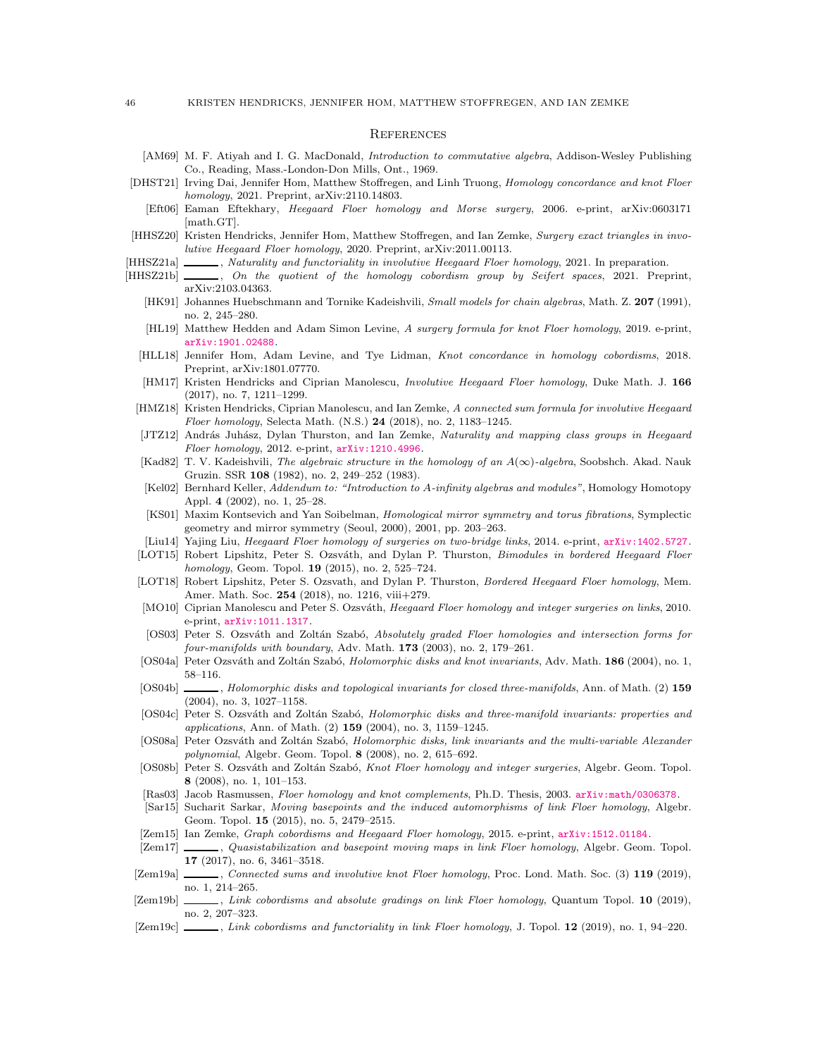# References

- [AM69] M. F. Atiyah and I. G. MacDonald, *Introduction to commutative algebra*, Addison-Wesley Publishing Co., Reading, Mass.-London-Don Mills, Ont., 1969.
- [DHST21] Irving Dai, Jennifer Hom, Matthew Stoffregen, and Linh Truong, *Homology concordance and knot Floer homology*, 2021. Preprint, arXiv:2110.14803.
- [Eft06] Eaman Eftekhary, *Heegaard Floer homology and Morse surgery*, 2006. e-print, arXiv:0603171 [math.GT].
- [HHSZ20] Kristen Hendricks, Jennifer Hom, Matthew Stoffregen, and Ian Zemke, *Surgery exact triangles in involutive Heegaard Floer homology*, 2020. Preprint, arXiv:2011.00113.
- [HHSZ21a] ______, *Naturality and functoriality in involutive Heegaard Floer homology*, 2021. In preparation.
- [HHSZ21b] ______, *On the quotient of the homology cobordism group by Seifert spaces*, 2021. Preprint, arXiv:2103.04363.
- [HK91] Johannes Huebschmann and Tornike Kadeishvili, *Small models for chain algebras*, Math. Z. **207** (1991), no. 2, 245–280.
- [HL19] Matthew Hedden and Adam Simon Levine, *A surgery formula for knot Floer homology*, 2019. e-print, arXiv:1901.02488.
- [HLL18] Jennifer Hom, Adam Levine, and Tye Lidman, *Knot concordance in homology cobordisms*, 2018. Preprint, arXiv:1801.07770.
- [HM17] Kristen Hendricks and Ciprian Manolescu, *Involutive Heegaard Floer homology*, Duke Math. J. **166** (2017), no. 7, 1211–1299.
- [HMZ18] Kristen Hendricks, Ciprian Manolescu, and Ian Zemke, *A connected sum formula for involutive Heegaard Floer homology*, Selecta Math. (N.S.) **24** (2018), no. 2, 1183–1245.
- [JTZ12] András Juhász, Dylan Thurston, and Ian Zemke, *Naturality and mapping class groups in Heegaard Floer homology*, 2012. e-print, arXiv:1210.4996.
- [Kad82] T. V. Kadeishvili, *The algebraic structure in the homology of an $A(\infty)$-algebra*, Soobshch. Akad. Nauk Gruzin. SSR **108** (1982), no. 2, 249–252 (1983).
- [Kel02] Bernhard Keller, *Addendum to: "Introduction to A-infinity algebras and modules"*, Homology Homotopy Appl. **4** (2002), no. 1, 25–28.
- [KS01] Maxim Kontsevich and Yan Soibelman, *Homological mirror symmetry and torus fibrations*, Symplectic geometry and mirror symmetry (Seoul, 2000), 2001, pp. 203–263.
- [Liu14] Yajing Liu, *Heegaard Floer homology of surgeries on two-bridge links*, 2014. e-print, arXiv:1402.5727.
- [LOT15] Robert Lipshitz, Peter S. Ozsváth, and Dylan P. Thurston, *Bimodules in bordered Heegaard Floer homology*, Geom. Topol. **19** (2015), no. 2, 525–724.
- [LOT18] Robert Lipshitz, Peter S. Ozsvath, and Dylan P. Thurston, *Bordered Heegaard Floer homology*, Mem. Amer. Math. Soc. **254** (2018), no. 1216, viii+279.
- [MO10] Ciprian Manolescu and Peter S. Ozsváth, *Heegaard Floer homology and integer surgeries on links*, 2010. e-print, arXiv:1011.1317.
- [OS03] Peter S. Ozsváth and Zoltán Szabó, *Absolutely graded Floer homologies and intersection forms for four-manifolds with boundary*, Adv. Math. **173** (2003), no. 2, 179–261.
- [OS04a] Peter Ozsváth and Zoltán Szabó, *Holomorphic disks and knot invariants*, Adv. Math. **186** (2004), no. 1, 58–116.
- [OS04b] ______, *Holomorphic disks and topological invariants for closed three-manifolds*, Ann. of Math. (2) **159** (2004), no. 3, 1027–1158.
- [OS04c] Peter S. Ozsváth and Zoltán Szabó, *Holomorphic disks and three-manifold invariants: properties and applications*, Ann. of Math. (2) **159** (2004), no. 3, 1159–1245.
- [OS08a] Peter Ozsváth and Zoltán Szabó, *Holomorphic disks, link invariants and the multi-variable Alexander polynomial*, Algebr. Geom. Topol. **8** (2008), no. 2, 615–692.
- [OS08b] Peter S. Ozsváth and Zoltán Szabó, *Knot Floer homology and integer surgeries*, Algebr. Geom. Topol. **8** (2008), no. 1, 101–153.
- [Ras03] Jacob Rasmussen, *Floer homology and knot complements*, Ph.D. Thesis, 2003. arXiv:math/0306378.
- [Sar15] Sucharit Sarkar, *Moving basepoints and the induced automorphisms of link Floer homology*, Algebr. Geom. Topol. **15** (2015), no. 5, 2479–2515.
- [Zem15] Ian Zemke, *Graph cobordisms and Heegaard Floer homology*, 2015. e-print, arXiv:1512.01184.
- [Zem17] ______, *Quasistabilization and basepoint moving maps in link Floer homology*, Algebr. Geom. Topol. **17** (2017), no. 6, 3461–3518.
- [Zem19a] ______, *Connected sums and involutive knot Floer homology*, Proc. Lond. Math. Soc. (3) **119** (2019), no. 1, 214–265.
- [Zem19b] ______, *Link cobordisms and absolute gradings on link Floer homology*, Quantum Topol. **10** (2019), no. 2, 207–323.
- [Zem19c] ______, *Link cobordisms and functoriality in link Floer homology*, J. Topol. **12** (2019), no. 1, 94–220.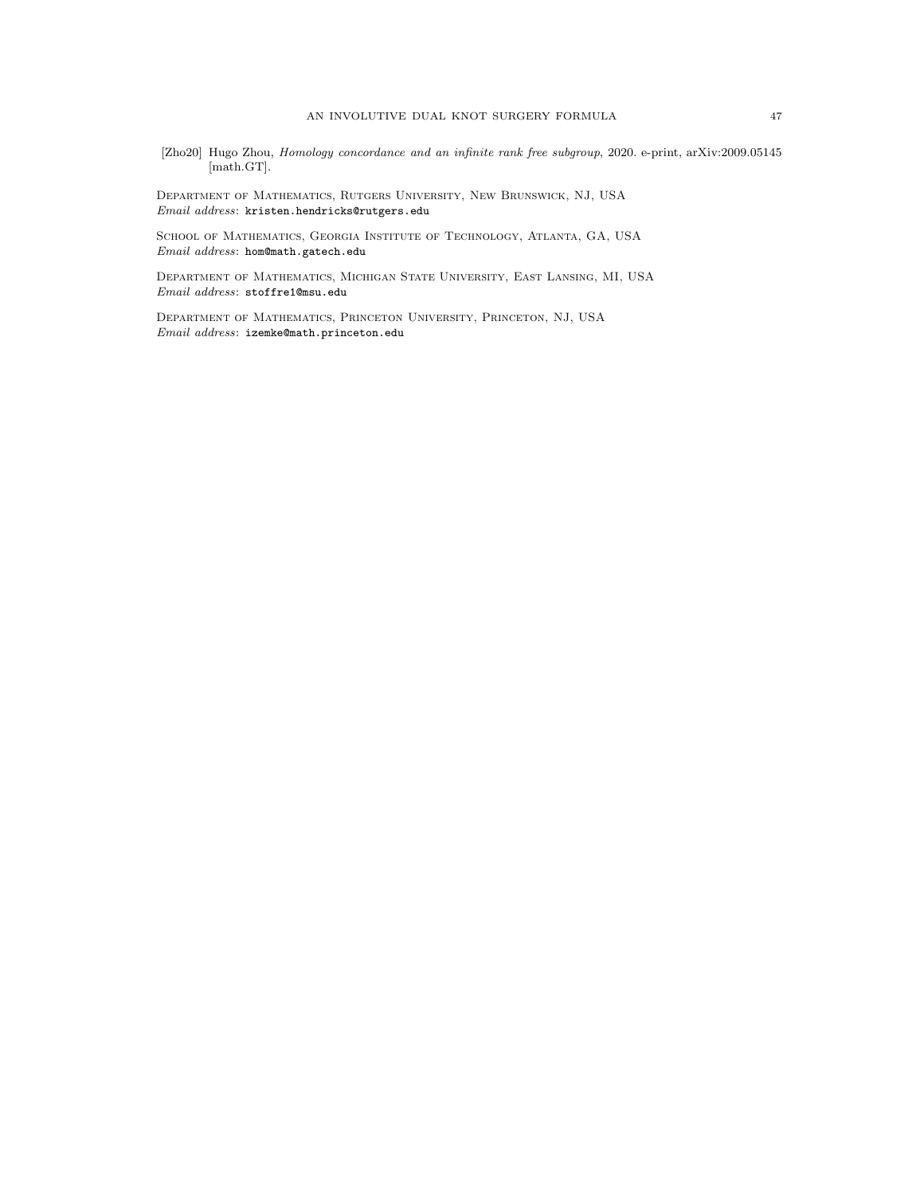[Zho20] Hugo Zhou, *Homology concordance and an infinite rank free subgroup*, 2020. e-print, arXiv:2009.05145 [math.GT].

Department of Mathematics, Rutgers University, New Brunswick, NJ, USA
*Email address*: `kristen.hendricks@rutgers.edu`

School of Mathematics, Georgia Institute of Technology, Atlanta, GA, USA
*Email address*: `hom@math.gatech.edu`

Department of Mathematics, Michigan State University, East Lansing, MI, USA
*Email address*: `stoffre1@msu.edu`

Department of Mathematics, Princeton University, Princeton, NJ, USA
*Email address*: `izemke@math.princeton.edu`